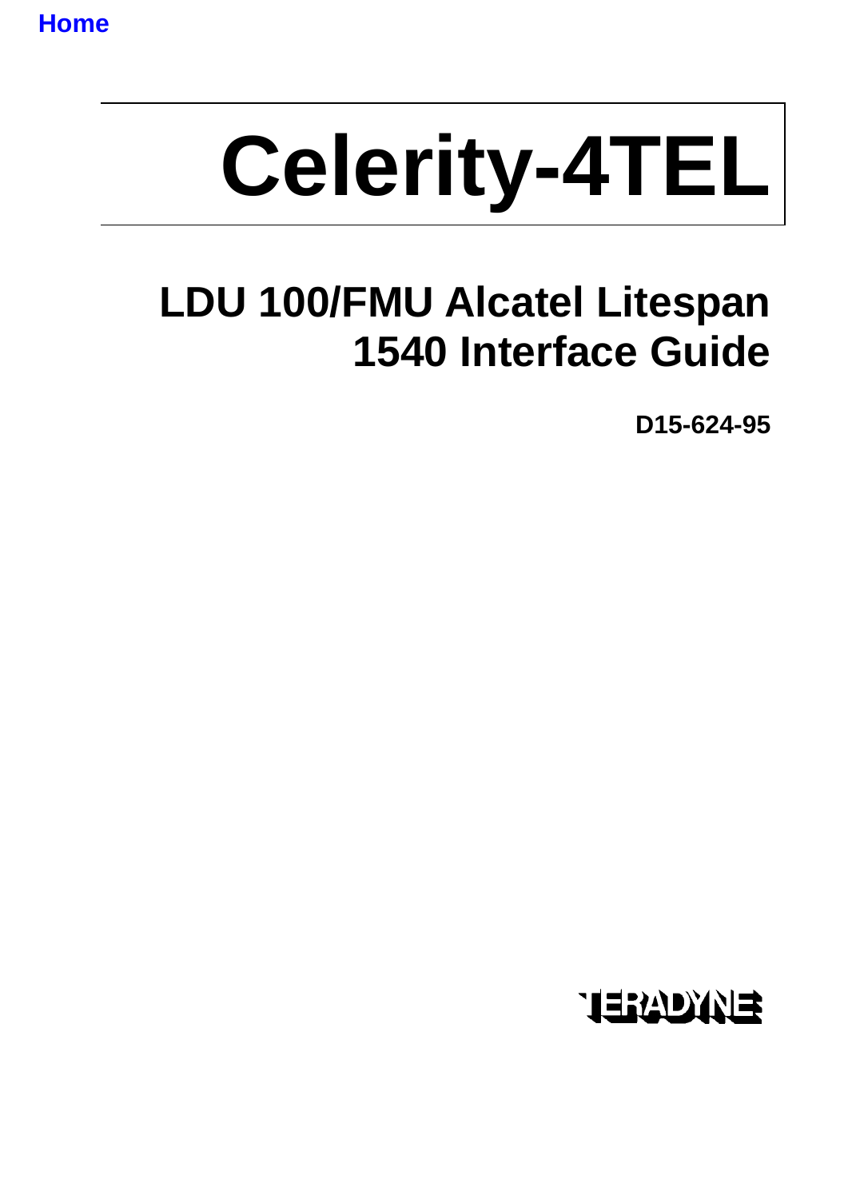Home

# Celerity-4TEL

## LDU 100/FMU Alcatel Litespan 1540 Interface Guide

**D15-624-95**

TERADYNE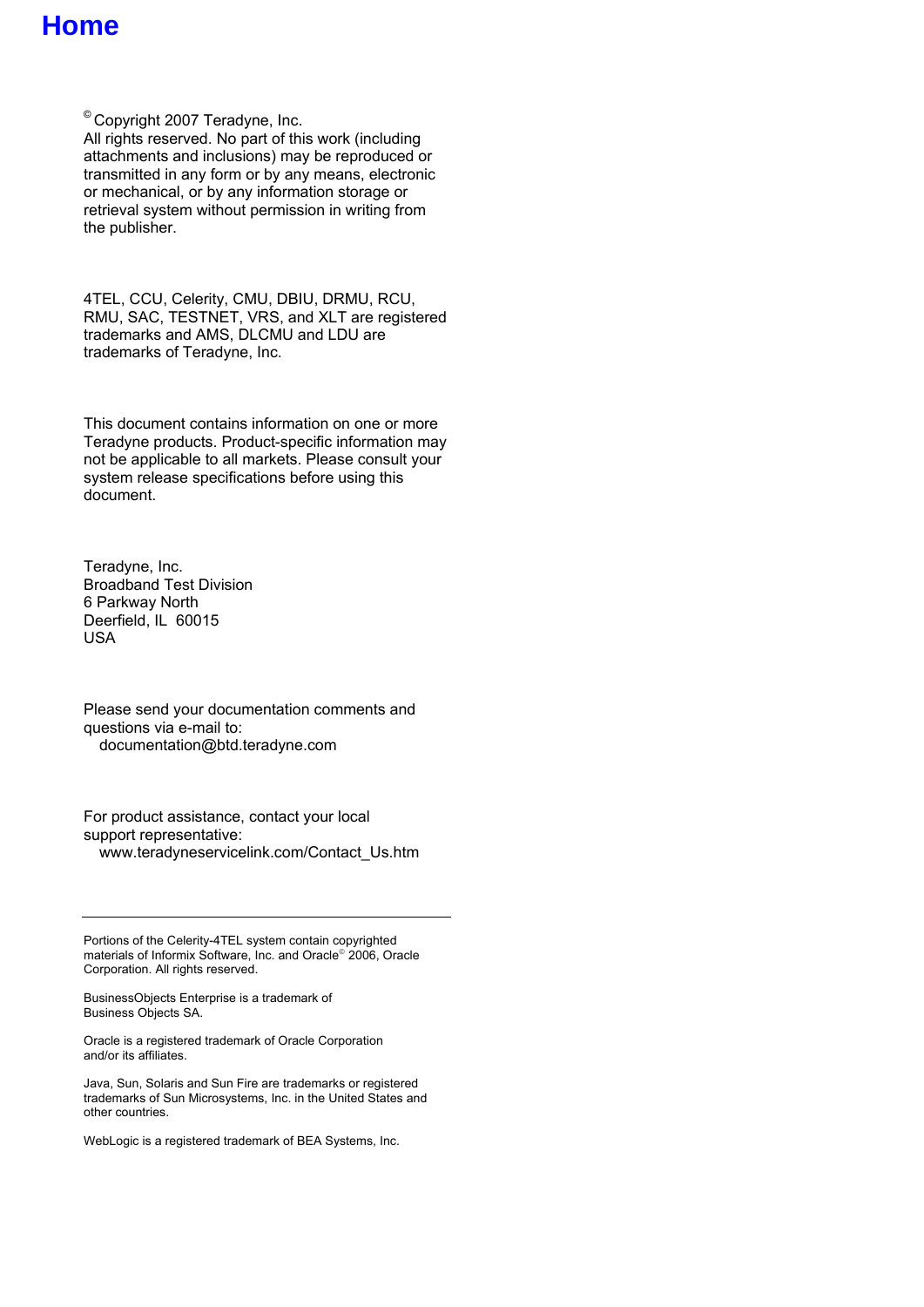**Home**

© Copyright 2007 Teradyne, Inc.
All rights reserved. No part of this work (including attachments and inclusions) may be reproduced or transmitted in any form or by any means, electronic or mechanical, or by any information storage or retrieval system without permission in writing from the publisher.

4TEL, CCU, Celerity, CMU, DBIU, DRMU, RCU, RMU, SAC, TESTNET, VRS, and XLT are registered trademarks and AMS, DLCMU and LDU are trademarks of Teradyne, Inc.

This document contains information on one or more Teradyne products. Product-specific information may not be applicable to all markets. Please consult your system release specifications before using this document.

Teradyne, Inc.
Broadband Test Division
6 Parkway North
Deerfield, IL 60015
USA

Please send your documentation comments and questions via e-mail to:
documentation@btd.teradyne.com

For product assistance, contact your local support representative:
www.teradyneservicelink.com/Contact_Us.htm

---

Portions of the Celerity-4TEL system contain copyrighted materials of Informix Software, Inc. and Oracle© 2006, Oracle Corporation. All rights reserved.

BusinessObjects Enterprise is a trademark of Business Objects SA.

Oracle is a registered trademark of Oracle Corporation and/or its affiliates.

Java, Sun, Solaris and Sun Fire are trademarks or registered trademarks of Sun Microsystems, Inc. in the United States and other countries.

WebLogic is a registered trademark of BEA Systems, Inc.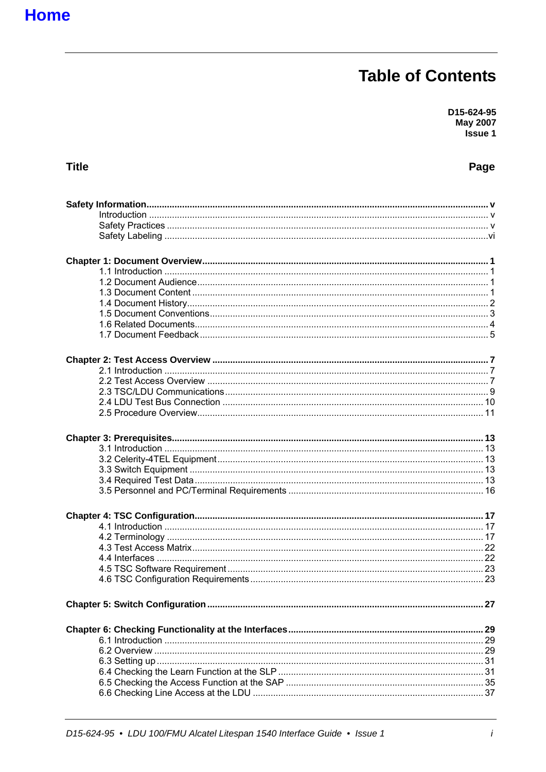Home

# Table of Contents

**D15-624-95**
**May 2007**
**Issue 1**

| Title | Page |
|---|---|
| **Safety Information** | **v** |
| Introduction | v |
| Safety Practices | v |
| Safety Labeling | vi |
| **Chapter 1: Document Overview** | **1** |
| 1.1 Introduction | 1 |
| 1.2 Document Audience | 1 |
| 1.3 Document Content | 1 |
| 1.4 Document History | 2 |
| 1.5 Document Conventions | 3 |
| 1.6 Related Documents | 4 |
| 1.7 Document Feedback | 5 |
| **Chapter 2: Test Access Overview** | **7** |
| 2.1 Introduction | 7 |
| 2.2 Test Access Overview | 7 |
| 2.3 TSC/LDU Communications | 9 |
| 2.4 LDU Test Bus Connection | 10 |
| 2.5 Procedure Overview | 11 |
| **Chapter 3: Prerequisites** | **13** |
| 3.1 Introduction | 13 |
| 3.2 Celerity-4TEL Equipment | 13 |
| 3.3 Switch Equipment | 13 |
| 3.4 Required Test Data | 13 |
| 3.5 Personnel and PC/Terminal Requirements | 16 |
| **Chapter 4: TSC Configuration** | **17** |
| 4.1 Introduction | 17 |
| 4.2 Terminology | 17 |
| 4.3 Test Access Matrix | 22 |
| 4.4 Interfaces | 22 |
| 4.5 TSC Software Requirement | 23 |
| 4.6 TSC Configuration Requirements | 23 |
| **Chapter 5: Switch Configuration** | **27** |
| **Chapter 6: Checking Functionality at the Interfaces** | **29** |
| 6.1 Introduction | 29 |
| 6.2 Overview | 29 |
| 6.3 Setting up | 31 |
| 6.4 Checking the Learn Function at the SLP | 31 |
| 6.5 Checking the Access Function at the SAP | 35 |
| 6.6 Checking Line Access at the LDU | 37 |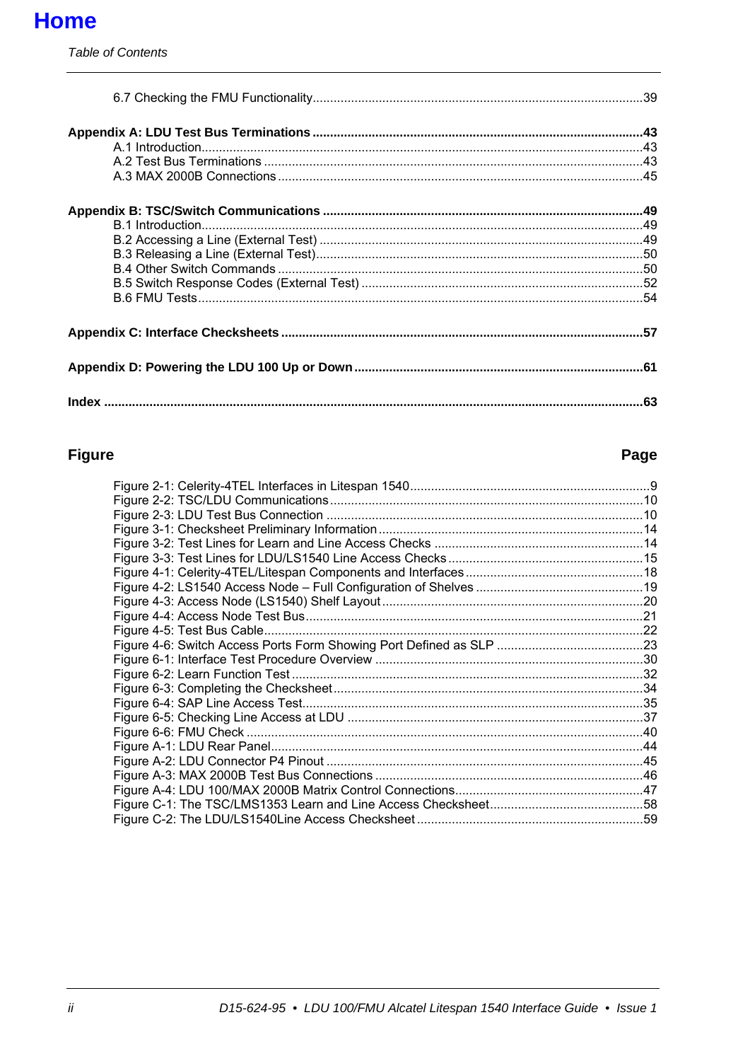Home

*Table of Contents*

6.7 Checking the FMU Functionality .......... 39

**Appendix A: LDU Test Bus Terminations .......... 43**

A.1 Introduction .......... 43
A.2 Test Bus Terminations .......... 43
A.3 MAX 2000B Connections .......... 45

**Appendix B: TSC/Switch Communications .......... 49**

B.1 Introduction .......... 49
B.2 Accessing a Line (External Test) .......... 49
B.3 Releasing a Line (External Test) .......... 50
B.4 Other Switch Commands .......... 50
B.5 Switch Response Codes (External Test) .......... 52
B.6 FMU Tests .......... 54

**Appendix C: Interface Checksheets .......... 57**

**Appendix D: Powering the LDU 100 Up or Down .......... 61**

**Index .......... 63**

| **Figure** | **Page** |
|---|---|
| Figure 2-1: Celerity-4TEL Interfaces in Litespan 1540 | 9 |
| Figure 2-2: TSC/LDU Communications | 10 |
| Figure 2-3: LDU Test Bus Connection | 10 |
| Figure 3-1: Checksheet Preliminary Information | 14 |
| Figure 3-2: Test Lines for Learn and Line Access Checks | 14 |
| Figure 3-3: Test Lines for LDU/LS1540 Line Access Checks | 15 |
| Figure 4-1: Celerity-4TEL/Litespan Components and Interfaces | 18 |
| Figure 4-2: LS1540 Access Node – Full Configuration of Shelves | 19 |
| Figure 4-3: Access Node (LS1540) Shelf Layout | 20 |
| Figure 4-4: Access Node Test Bus | 21 |
| Figure 4-5: Test Bus Cable | 22 |
| Figure 4-6: Switch Access Ports Form Showing Port Defined as SLP | 23 |
| Figure 6-1: Interface Test Procedure Overview | 30 |
| Figure 6-2: Learn Function Test | 32 |
| Figure 6-3: Completing the Checksheet | 34 |
| Figure 6-4: SAP Line Access Test | 35 |
| Figure 6-5: Checking Line Access at LDU | 37 |
| Figure 6-6: FMU Check | 40 |
| Figure A-1: LDU Rear Panel | 44 |
| Figure A-2: LDU Connector P4 Pinout | 45 |
| Figure A-3: MAX 2000B Test Bus Connections | 46 |
| Figure A-4: LDU 100/MAX 2000B Matrix Control Connections | 47 |
| Figure C-1: The TSC/LMS1353 Learn and Line Access Checksheet | 58 |
| Figure C-2: The LDU/LS1540Line Access Checksheet | 59 |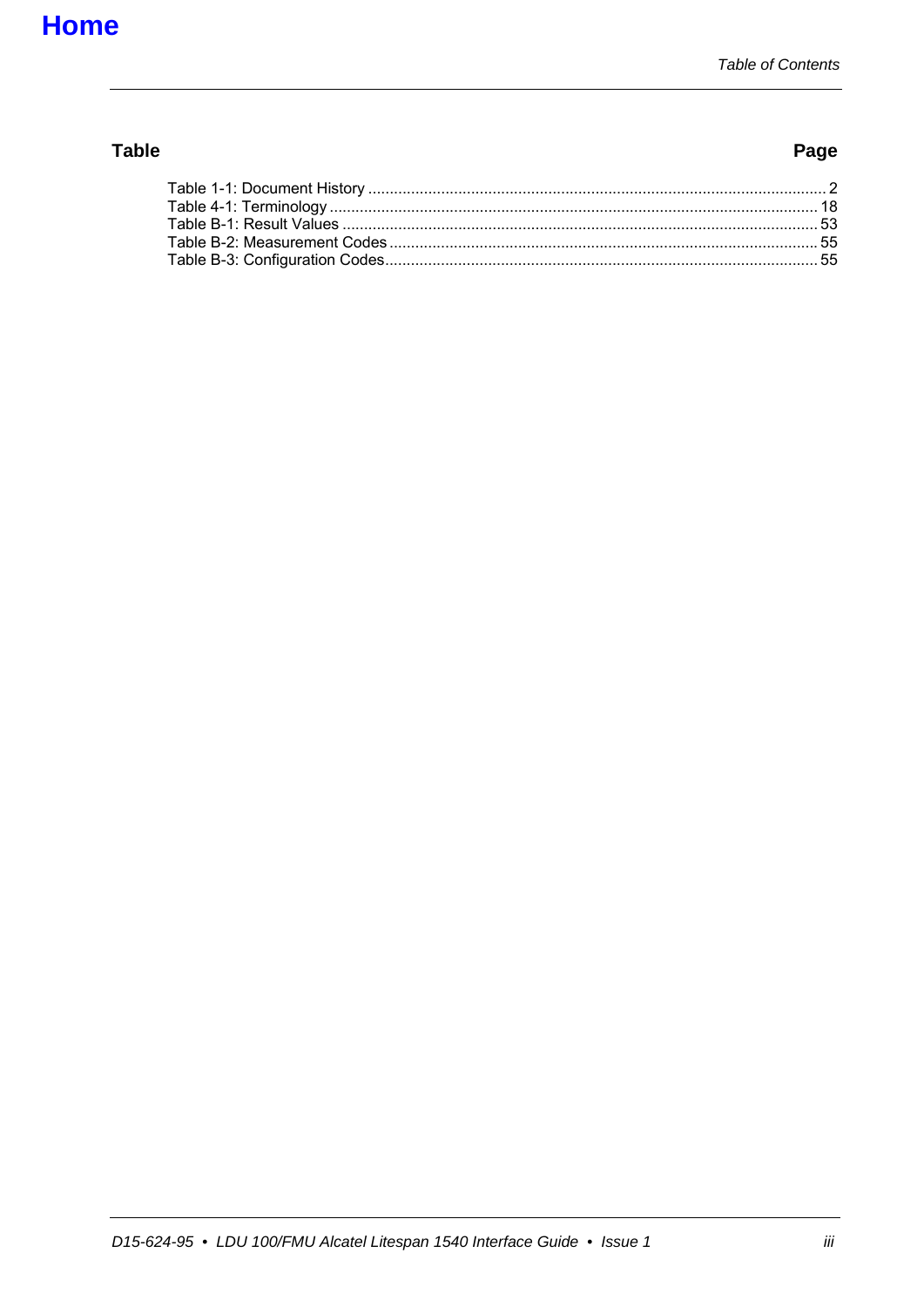[Home](#)

| Table | Page |
|---|---|
| Table 1-1: Document History | 2 |
| Table 4-1: Terminology | 18 |
| Table B-1: Result Values | 53 |
| Table B-2: Measurement Codes | 55 |
| Table B-3: Configuration Codes | 55 |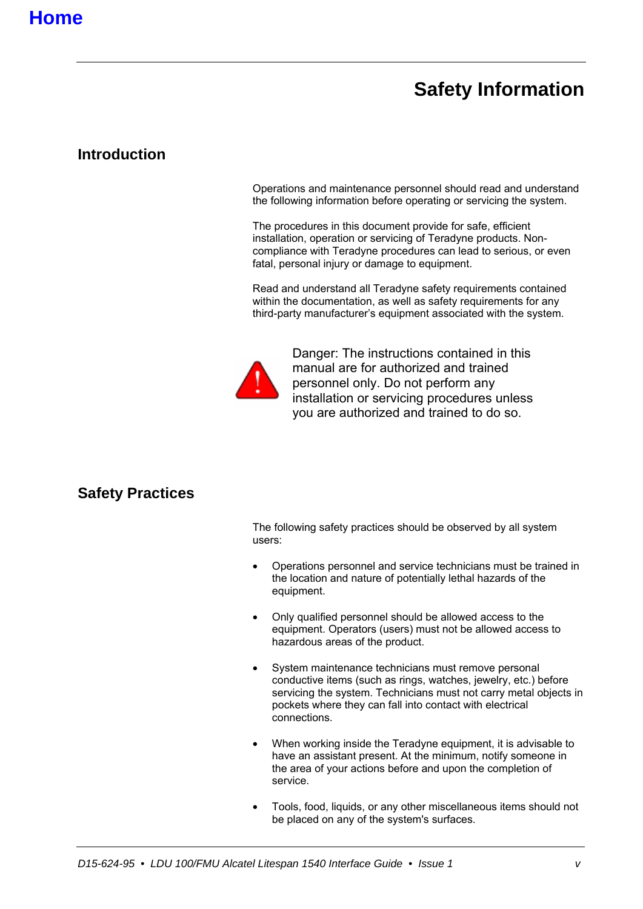Home

# Safety Information

## Introduction

Operations and maintenance personnel should read and understand the following information before operating or servicing the system.

The procedures in this document provide for safe, efficient installation, operation or servicing of Teradyne products. Non-compliance with Teradyne procedures can lead to serious, or even fatal, personal injury or damage to equipment.

Read and understand all Teradyne safety requirements contained within the documentation, as well as safety requirements for any third-party manufacturer's equipment associated with the system.

Danger: The instructions contained in this manual are for authorized and trained personnel only. Do not perform any installation or servicing procedures unless you are authorized and trained to do so.

## Safety Practices

The following safety practices should be observed by all system users:

- Operations personnel and service technicians must be trained in the location and nature of potentially lethal hazards of the equipment.
- Only qualified personnel should be allowed access to the equipment. Operators (users) must not be allowed access to hazardous areas of the product.
- System maintenance technicians must remove personal conductive items (such as rings, watches, jewelry, etc.) before servicing the system. Technicians must not carry metal objects in pockets where they can fall into contact with electrical connections.
- When working inside the Teradyne equipment, it is advisable to have an assistant present. At the minimum, notify someone in the area of your actions before and upon the completion of service.
- Tools, food, liquids, or any other miscellaneous items should not be placed on any of the system's surfaces.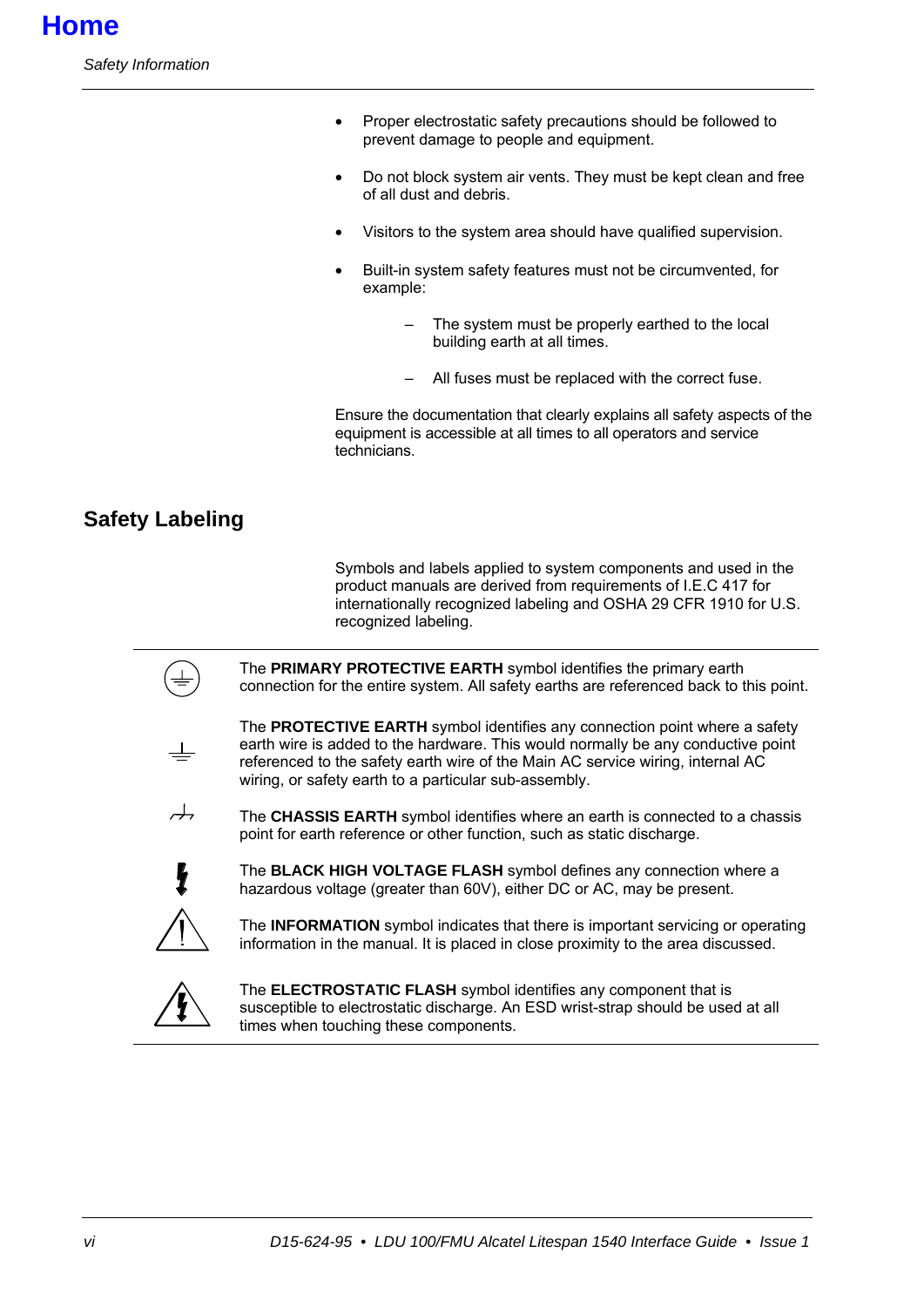- Proper electrostatic safety precautions should be followed to prevent damage to people and equipment.
- Do not block system air vents. They must be kept clean and free of all dust and debris.
- Visitors to the system area should have qualified supervision.
- Built-in system safety features must not be circumvented, for example:
  - The system must be properly earthed to the local building earth at all times.
  - All fuses must be replaced with the correct fuse.

Ensure the documentation that clearly explains all safety aspects of the equipment is accessible at all times to all operators and service technicians.

## Safety Labeling

Symbols and labels applied to system components and used in the product manuals are derived from requirements of I.E.C 417 for internationally recognized labeling and OSHA 29 CFR 1910 for U.S. recognized labeling.

The **PRIMARY PROTECTIVE EARTH** symbol identifies the primary earth connection for the entire system. All safety earths are referenced back to this point.

The **PROTECTIVE EARTH** symbol identifies any connection point where a safety earth wire is added to the hardware. This would normally be any conductive point referenced to the safety earth wire of the Main AC service wiring, internal AC wiring, or safety earth to a particular sub-assembly.

The **CHASSIS EARTH** symbol identifies where an earth is connected to a chassis point for earth reference or other function, such as static discharge.

The **BLACK HIGH VOLTAGE FLASH** symbol defines any connection where a hazardous voltage (greater than 60V), either DC or AC, may be present.

The **INFORMATION** symbol indicates that there is important servicing or operating information in the manual. It is placed in close proximity to the area discussed.

The **ELECTROSTATIC FLASH** symbol identifies any component that is susceptible to electrostatic discharge. An ESD wrist-strap should be used at all times when touching these components.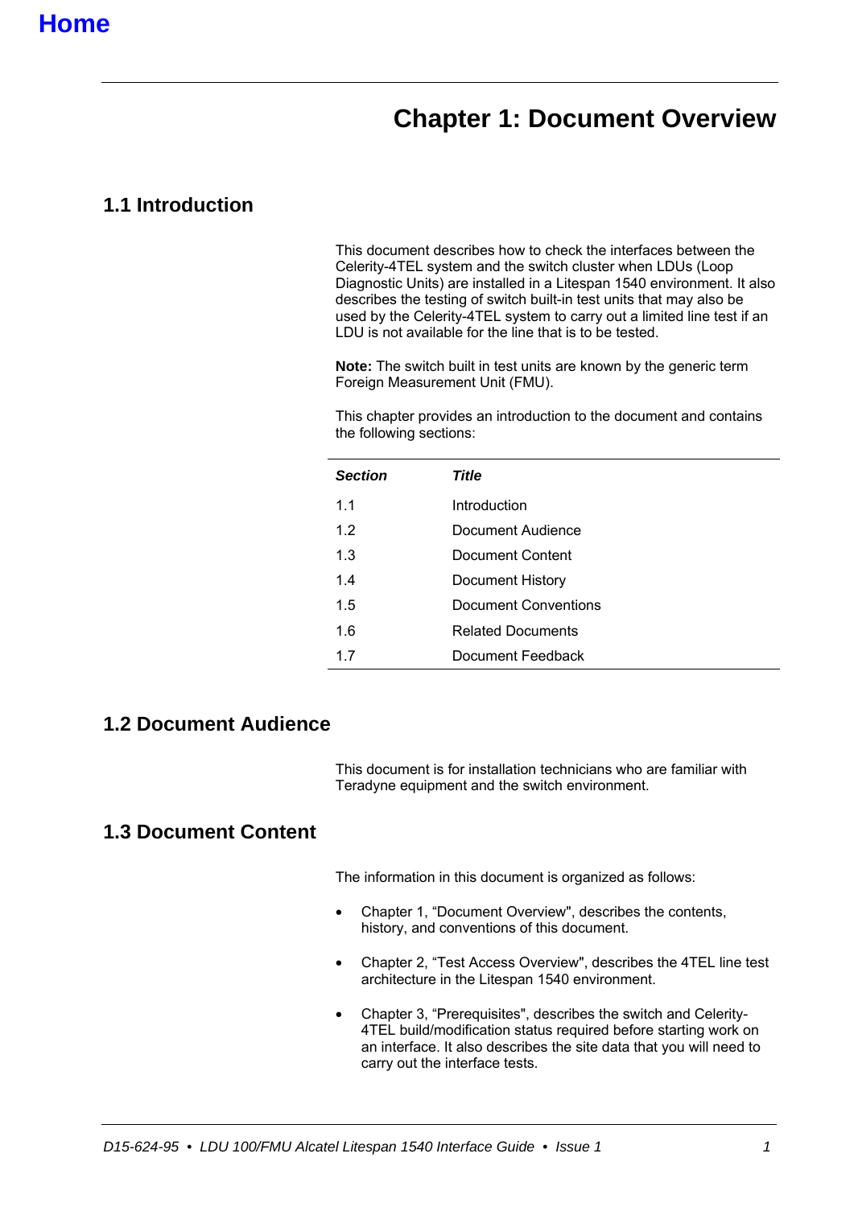Home

# Chapter 1: Document Overview

## 1.1 Introduction

This document describes how to check the interfaces between the Celerity-4TEL system and the switch cluster when LDUs (Loop Diagnostic Units) are installed in a Litespan 1540 environment. It also describes the testing of switch built-in test units that may also be used by the Celerity-4TEL system to carry out a limited line test if an LDU is not available for the line that is to be tested.

**Note:** The switch built in test units are known by the generic term Foreign Measurement Unit (FMU).

This chapter provides an introduction to the document and contains the following sections:

| ***Section*** | ***Title*** |
|---|---|
| 1.1 | Introduction |
| 1.2 | Document Audience |
| 1.3 | Document Content |
| 1.4 | Document History |
| 1.5 | Document Conventions |
| 1.6 | Related Documents |
| 1.7 | Document Feedback |

## 1.2 Document Audience

This document is for installation technicians who are familiar with Teradyne equipment and the switch environment.

## 1.3 Document Content

The information in this document is organized as follows:

- Chapter 1, “Document Overview", describes the contents, history, and conventions of this document.
- Chapter 2, “Test Access Overview", describes the 4TEL line test architecture in the Litespan 1540 environment.
- Chapter 3, “Prerequisites", describes the switch and Celerity-4TEL build/modification status required before starting work on an interface. It also describes the site data that you will need to carry out the interface tests.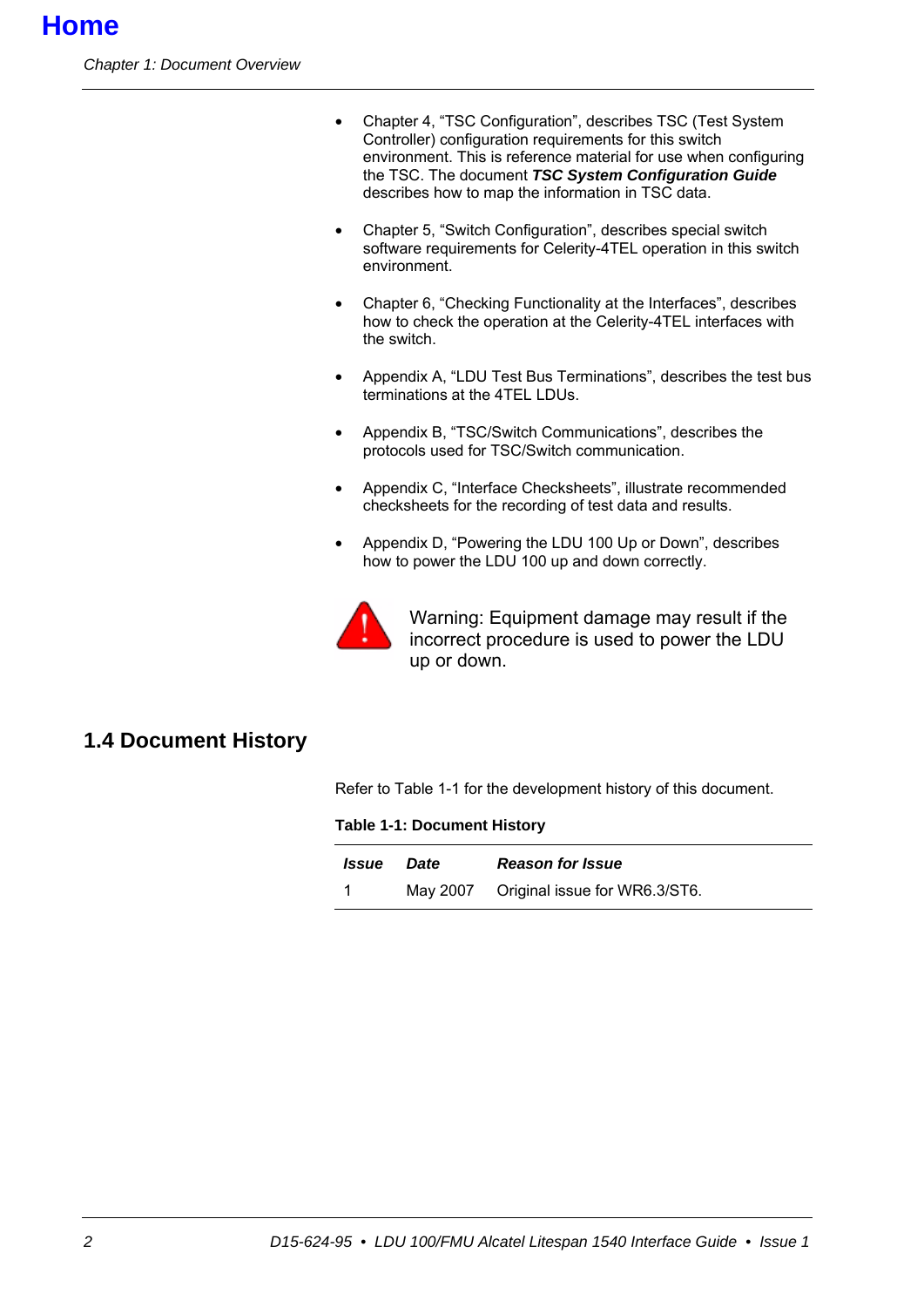- Chapter 4, “TSC Configuration”, describes TSC (Test System Controller) configuration requirements for this switch environment. This is reference material for use when configuring the TSC. The document ***TSC System Configuration Guide*** describes how to map the information in TSC data.

- Chapter 5, “Switch Configuration”, describes special switch software requirements for Celerity-4TEL operation in this switch environment.

- Chapter 6, “Checking Functionality at the Interfaces”, describes how to check the operation at the Celerity-4TEL interfaces with the switch.

- Appendix A, “LDU Test Bus Terminations”, describes the test bus terminations at the 4TEL LDUs.

- Appendix B, “TSC/Switch Communications”, describes the protocols used for TSC/Switch communication.

- Appendix C, “Interface Checksheets”, illustrate recommended checksheets for the recording of test data and results.

- Appendix D, “Powering the LDU 100 Up or Down”, describes how to power the LDU 100 up and down correctly.

Warning: Equipment damage may result if the incorrect procedure is used to power the LDU up or down.

## 1.4 Document History

Refer to Table 1-1 for the development history of this document.

**Table 1-1: Document History**

| *Issue* | *Date* | *Reason for Issue* |
|---|---|---|
| 1 | May 2007 | Original issue for WR6.3/ST6. |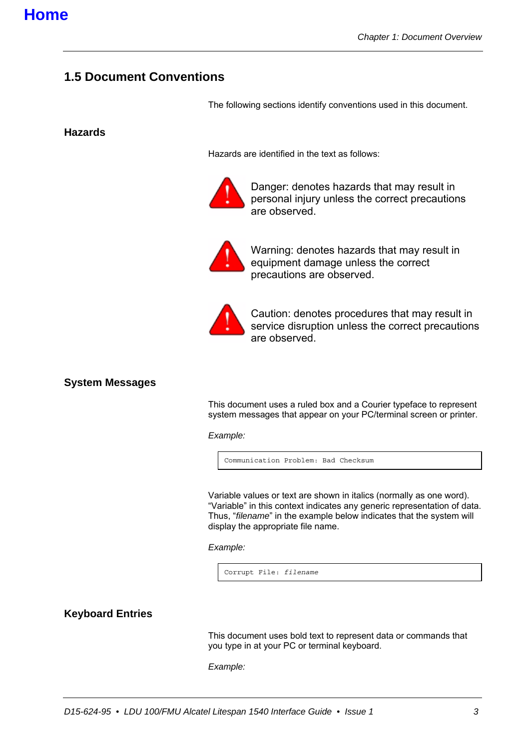# 1.5 Document Conventions

The following sections identify conventions used in this document.

## Hazards

Hazards are identified in the text as follows:

Danger: denotes hazards that may result in personal injury unless the correct precautions are observed.

Warning: denotes hazards that may result in equipment damage unless the correct precautions are observed.

Caution: denotes procedures that may result in service disruption unless the correct precautions are observed.

## System Messages

This document uses a ruled box and a Courier typeface to represent system messages that appear on your PC/terminal screen or printer.

*Example:*

```
Communication Problem: Bad Checksum
```

Variable values or text are shown in italics (normally as one word). “Variable” in this context indicates any generic representation of data. Thus, “*filename*” in the example below indicates that the system will display the appropriate file name.

*Example:*

```
Corrupt File: filename
```

## Keyboard Entries

This document uses bold text to represent data or commands that you type in at your PC or terminal keyboard.

*Example:*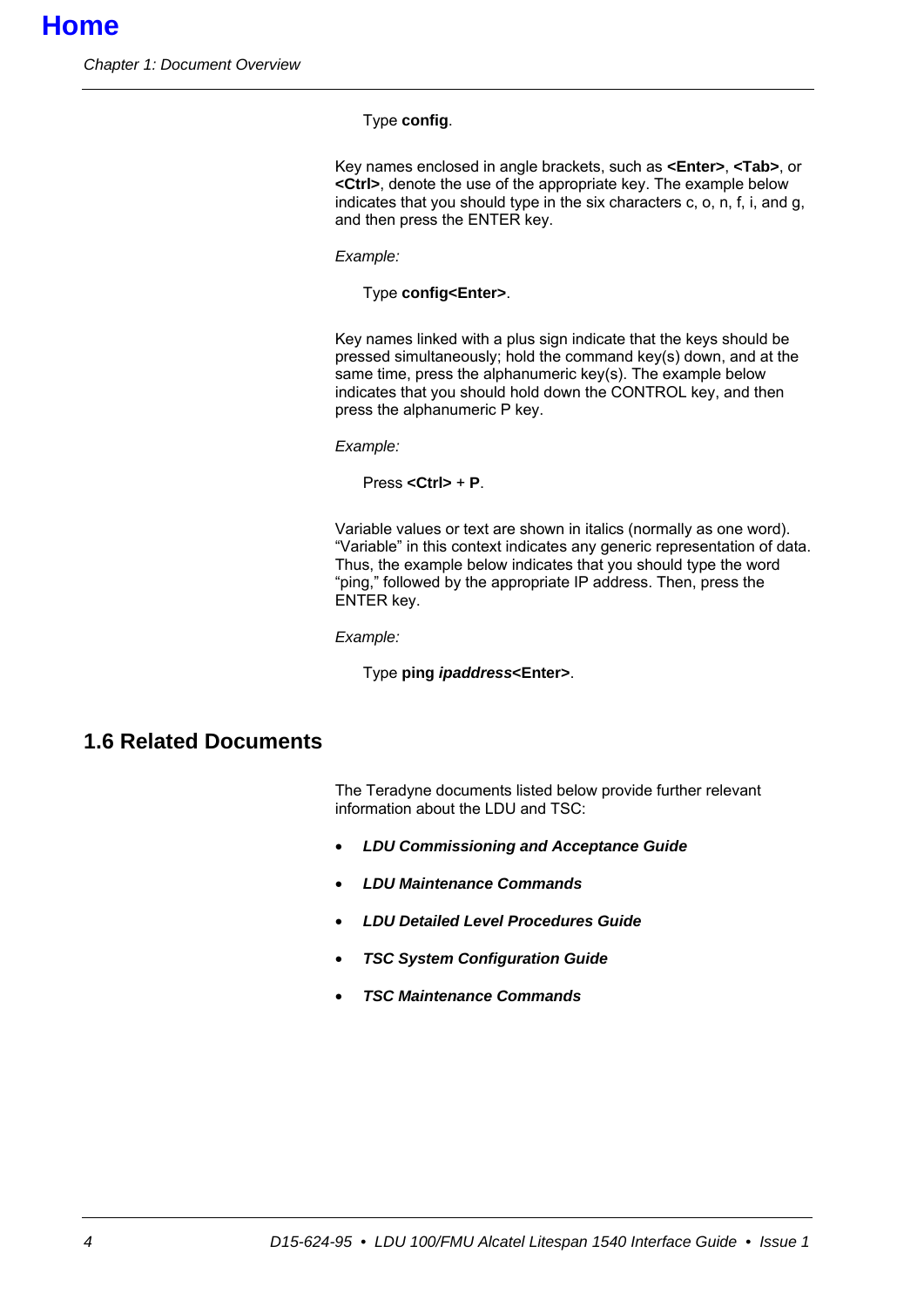Type **config**.

Key names enclosed in angle brackets, such as **<Enter>**, **<Tab>**, or **<Ctrl>**, denote the use of the appropriate key. The example below indicates that you should type in the six characters c, o, n, f, i, and g, and then press the ENTER key.

*Example:*

Type **config<Enter>**.

Key names linked with a plus sign indicate that the keys should be pressed simultaneously; hold the command key(s) down, and at the same time, press the alphanumeric key(s). The example below indicates that you should hold down the CONTROL key, and then press the alphanumeric P key.

*Example:*

Press **<Ctrl>** + **P**.

Variable values or text are shown in italics (normally as one word). "Variable" in this context indicates any generic representation of data. Thus, the example below indicates that you should type the word "ping," followed by the appropriate IP address. Then, press the ENTER key.

*Example:*

Type **ping *ipaddress*<Enter>**.

## 1.6 Related Documents

The Teradyne documents listed below provide further relevant information about the LDU and TSC:

- ***LDU Commissioning and Acceptance Guide***
- ***LDU Maintenance Commands***
- ***LDU Detailed Level Procedures Guide***
- ***TSC System Configuration Guide***
- ***TSC Maintenance Commands***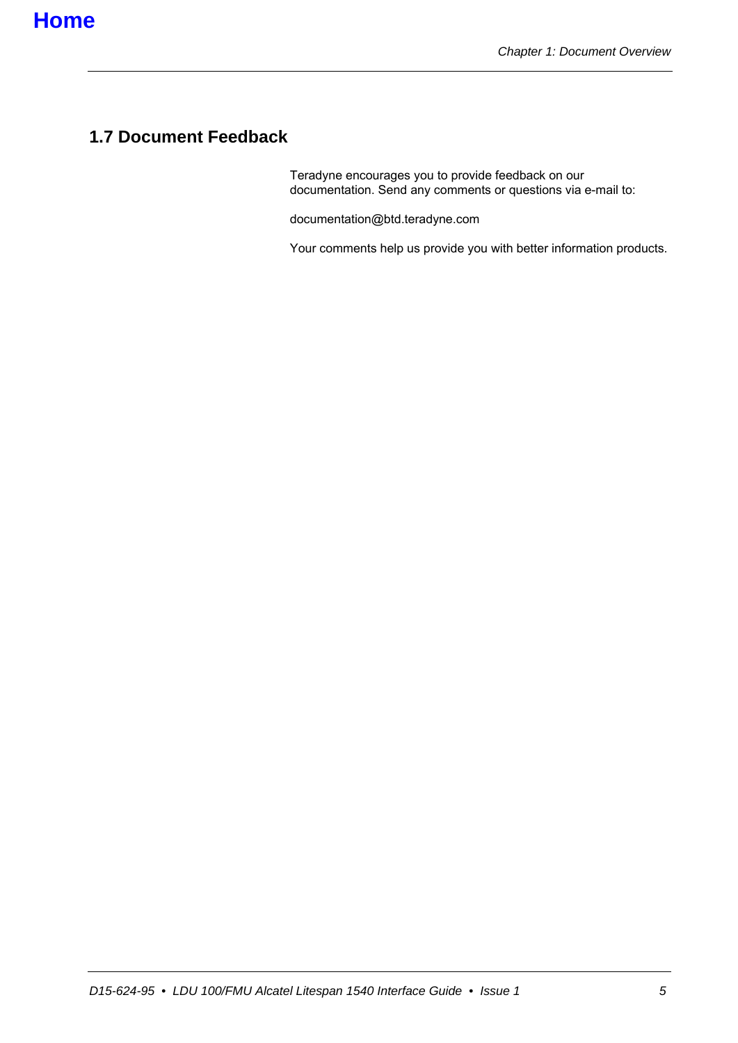## 1.7 Document Feedback

Teradyne encourages you to provide feedback on our documentation. Send any comments or questions via e-mail to:

documentation@btd.teradyne.com

Your comments help us provide you with better information products.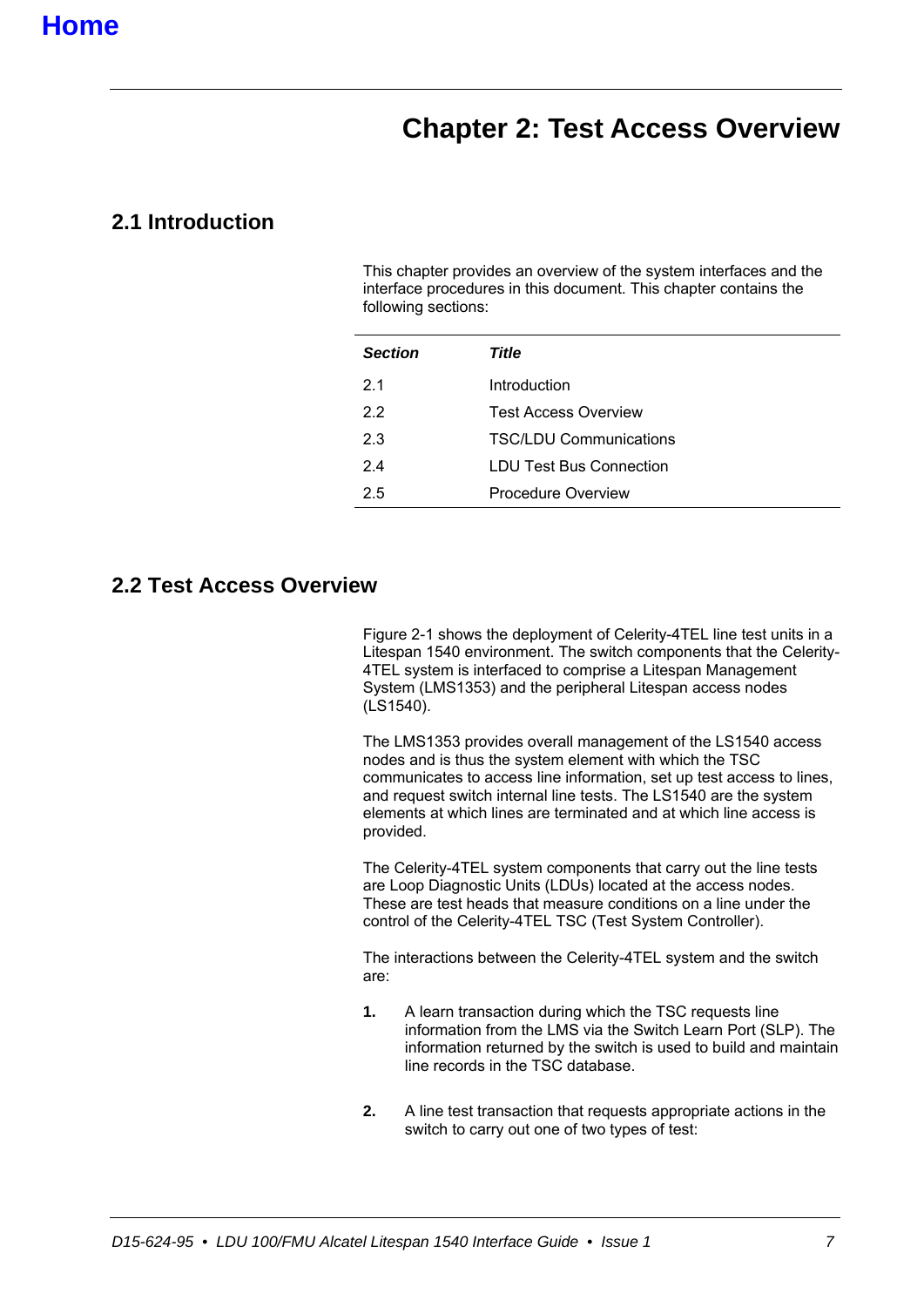# Chapter 2: Test Access Overview

## 2.1 Introduction

This chapter provides an overview of the system interfaces and the interface procedures in this document. This chapter contains the following sections:

| *Section* | *Title* |
|---|---|
| 2.1 | Introduction |
| 2.2 | Test Access Overview |
| 2.3 | TSC/LDU Communications |
| 2.4 | LDU Test Bus Connection |
| 2.5 | Procedure Overview |

## 2.2 Test Access Overview

Figure 2-1 shows the deployment of Celerity-4TEL line test units in a Litespan 1540 environment. The switch components that the Celerity-4TEL system is interfaced to comprise a Litespan Management System (LMS1353) and the peripheral Litespan access nodes (LS1540).

The LMS1353 provides overall management of the LS1540 access nodes and is thus the system element with which the TSC communicates to access line information, set up test access to lines, and request switch internal line tests. The LS1540 are the system elements at which lines are terminated and at which line access is provided.

The Celerity-4TEL system components that carry out the line tests are Loop Diagnostic Units (LDUs) located at the access nodes. These are test heads that measure conditions on a line under the control of the Celerity-4TEL TSC (Test System Controller).

The interactions between the Celerity-4TEL system and the switch are:

1. A learn transaction during which the TSC requests line information from the LMS via the Switch Learn Port (SLP). The information returned by the switch is used to build and maintain line records in the TSC database.

2. A line test transaction that requests appropriate actions in the switch to carry out one of two types of test: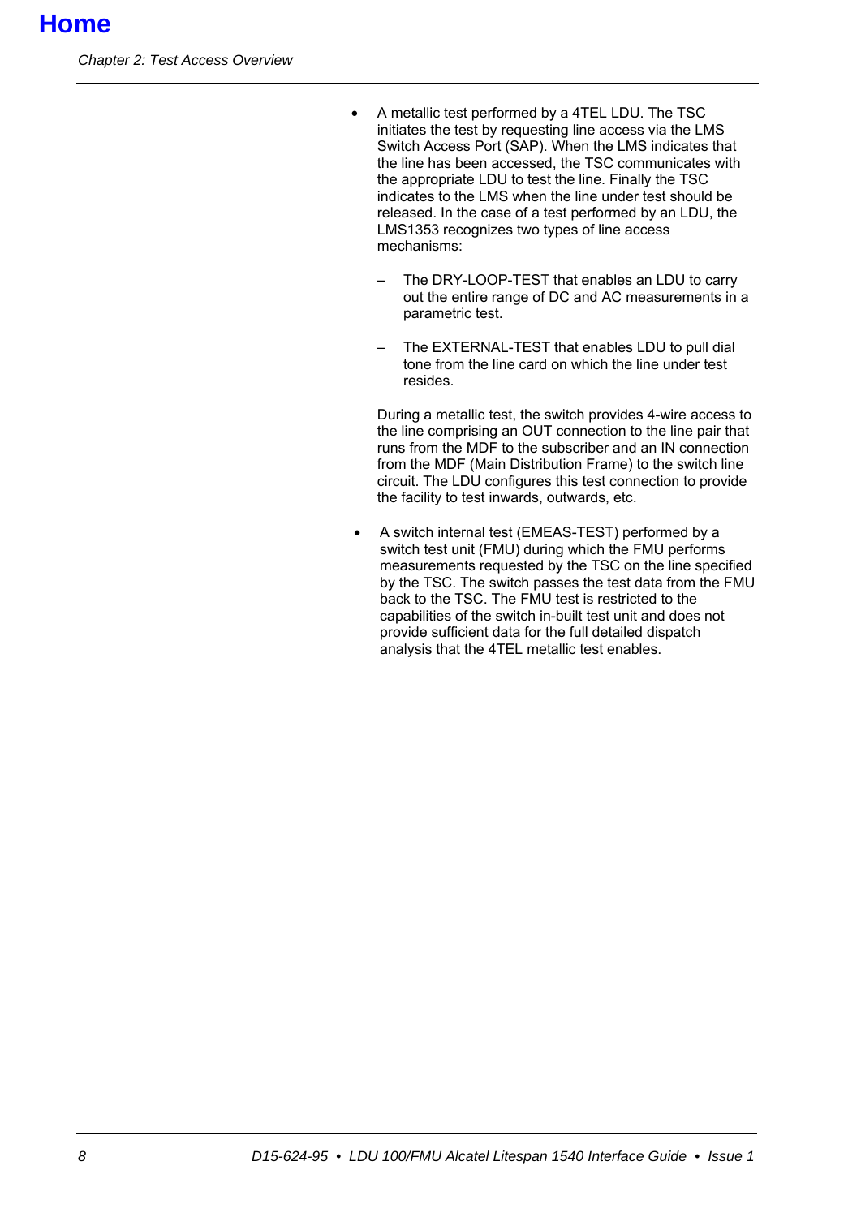- A metallic test performed by a 4TEL LDU. The TSC initiates the test by requesting line access via the LMS Switch Access Port (SAP). When the LMS indicates that the line has been accessed, the TSC communicates with the appropriate LDU to test the line. Finally the TSC indicates to the LMS when the line under test should be released. In the case of a test performed by an LDU, the LMS1353 recognizes two types of line access mechanisms:

  – The DRY-LOOP-TEST that enables an LDU to carry out the entire range of DC and AC measurements in a parametric test.

  – The EXTERNAL-TEST that enables LDU to pull dial tone from the line card on which the line under test resides.

  During a metallic test, the switch provides 4-wire access to the line comprising an OUT connection to the line pair that runs from the MDF to the subscriber and an IN connection from the MDF (Main Distribution Frame) to the switch line circuit. The LDU configures this test connection to provide the facility to test inwards, outwards, etc.

- A switch internal test (EMEAS-TEST) performed by a switch test unit (FMU) during which the FMU performs measurements requested by the TSC on the line specified by the TSC. The switch passes the test data from the FMU back to the TSC. The FMU test is restricted to the capabilities of the switch in-built test unit and does not provide sufficient data for the full detailed dispatch analysis that the 4TEL metallic test enables.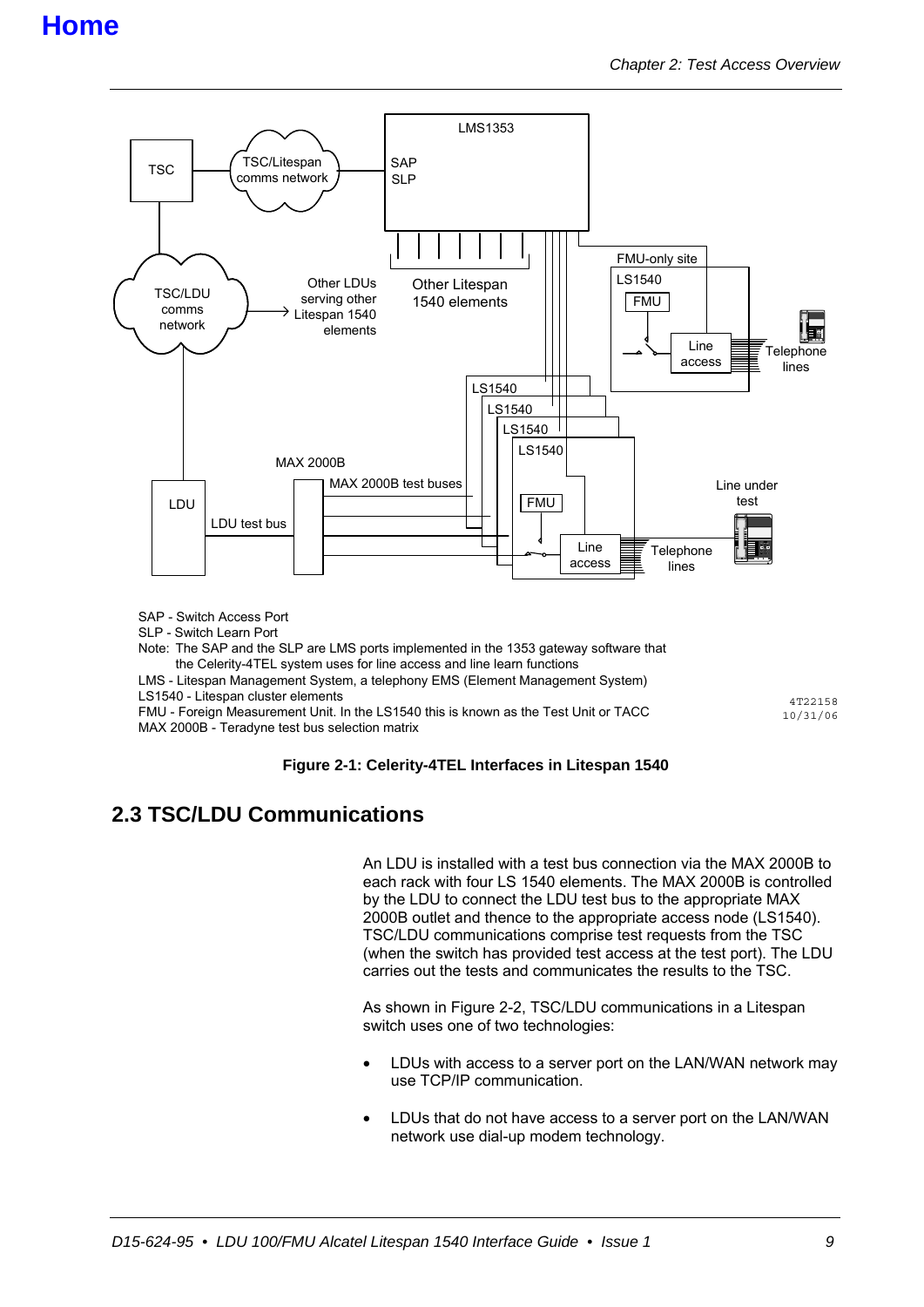Home

SAP - Switch Access Port
SLP - Switch Learn Port
Note: The SAP and the SLP are LMS ports implemented in the 1353 gateway software that the Celerity-4TEL system uses for line access and line learn functions
LMS - Litespan Management System, a telephony EMS (Element Management System)
LS1540 - Litespan cluster elements
FMU - Foreign Measurement Unit. In the LS1540 this is known as the Test Unit or TACC
MAX 2000B - Teradyne test bus selection matrix

**Figure 2-1: Celerity-4TEL Interfaces in Litespan 1540**

## 2.3 TSC/LDU Communications

An LDU is installed with a test bus connection via the MAX 2000B to each rack with four LS 1540 elements. The MAX 2000B is controlled by the LDU to connect the LDU test bus to the appropriate MAX 2000B outlet and thence to the appropriate access node (LS1540). TSC/LDU communications comprise test requests from the TSC (when the switch has provided test access at the test port). The LDU carries out the tests and communicates the results to the TSC.

As shown in Figure 2-2, TSC/LDU communications in a Litespan switch uses one of two technologies:

- LDUs with access to a server port on the LAN/WAN network may use TCP/IP communication.
- LDUs that do not have access to a server port on the LAN/WAN network use dial-up modem technology.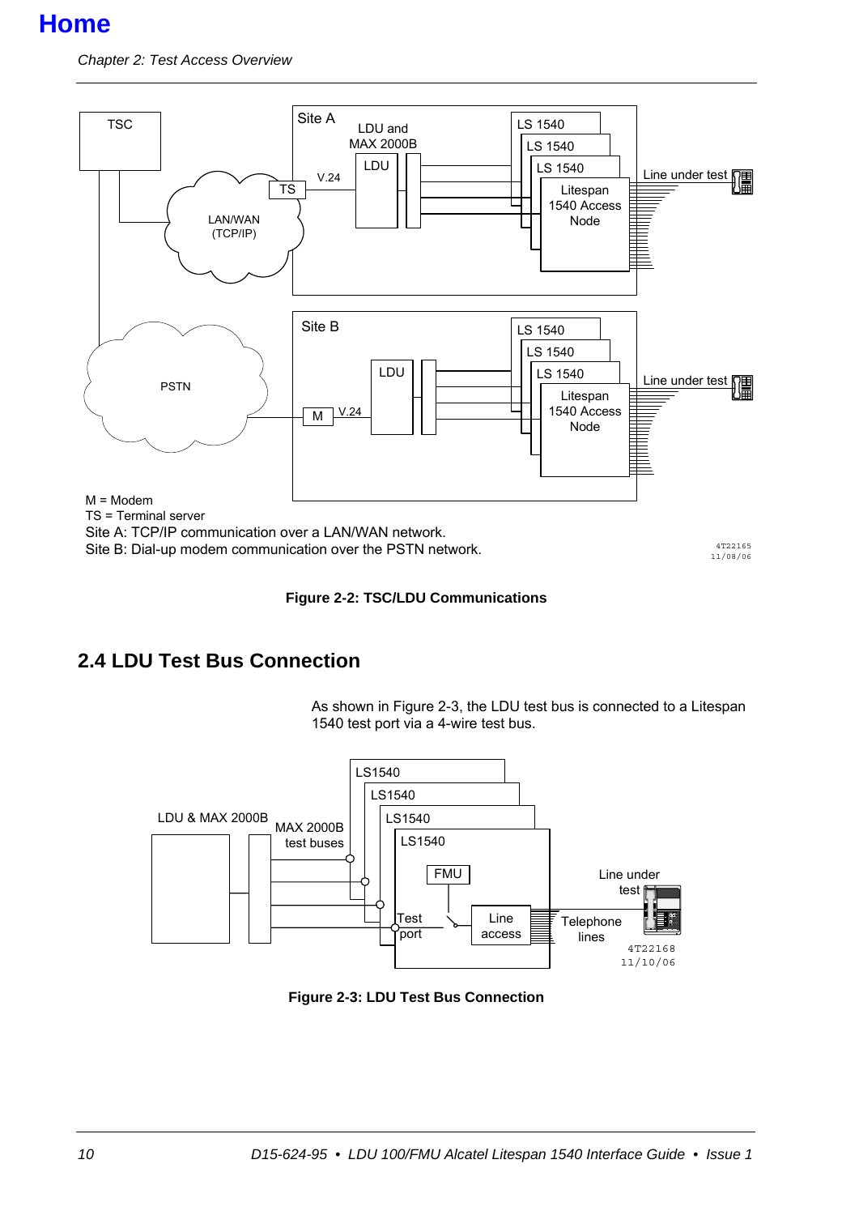M = Modem
TS = Terminal server
Site A: TCP/IP communication over a LAN/WAN network.
Site B: Dial-up modem communication over the PSTN network.

**Figure 2-2: TSC/LDU Communications**

## 2.4 LDU Test Bus Connection

As shown in Figure 2-3, the LDU test bus is connected to a Litespan 1540 test port via a 4-wire test bus.

**Figure 2-3: LDU Test Bus Connection**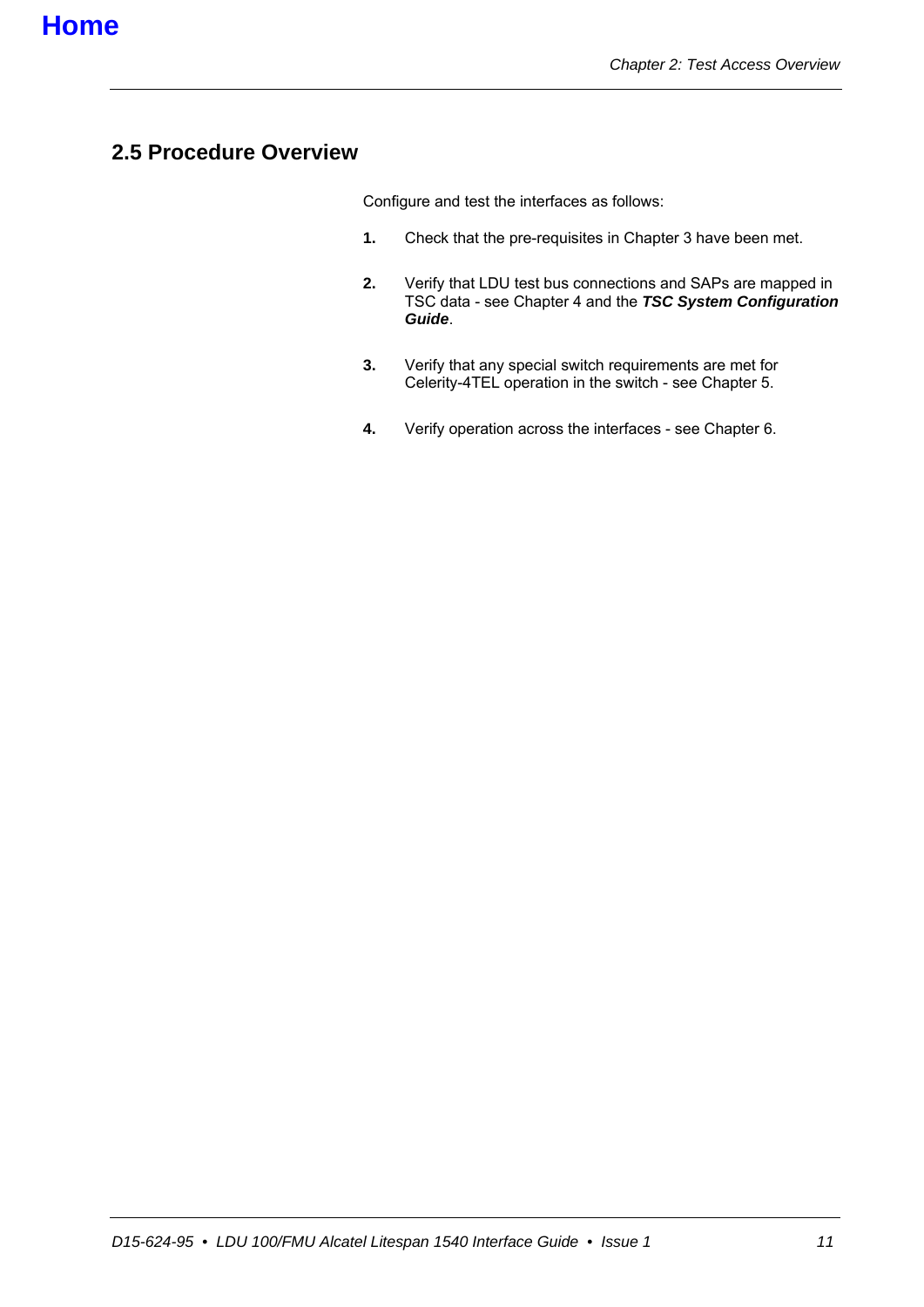## 2.5 Procedure Overview

Configure and test the interfaces as follows:

1. Check that the pre-requisites in Chapter 3 have been met.

2. Verify that LDU test bus connections and SAPs are mapped in TSC data - see Chapter 4 and the ***TSC System Configuration Guide***.

3. Verify that any special switch requirements are met for Celerity-4TEL operation in the switch - see Chapter 5.

4. Verify operation across the interfaces - see Chapter 6.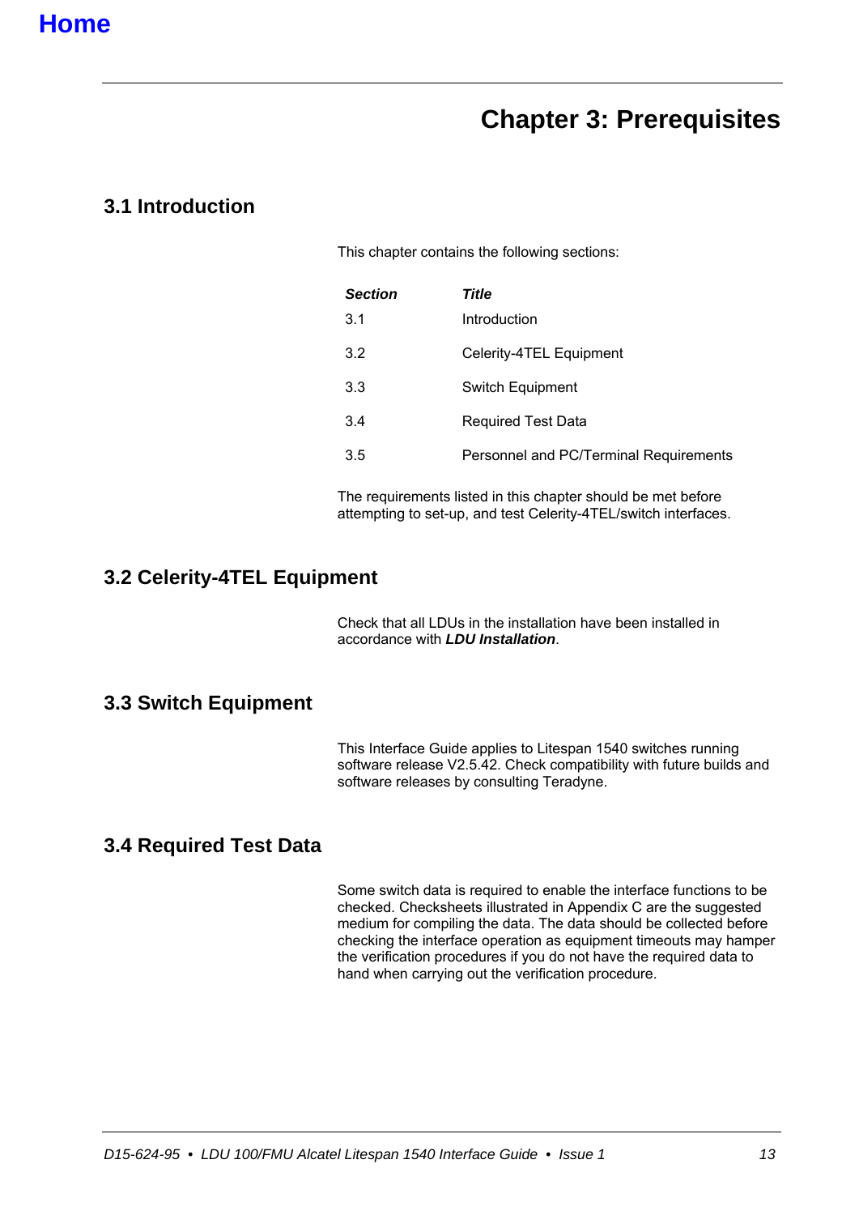Home

# Chapter 3: Prerequisites

## 3.1 Introduction

This chapter contains the following sections:

| *Section* | *Title* |
|---|---|
| 3.1 | Introduction |
| 3.2 | Celerity-4TEL Equipment |
| 3.3 | Switch Equipment |
| 3.4 | Required Test Data |
| 3.5 | Personnel and PC/Terminal Requirements |

The requirements listed in this chapter should be met before attempting to set-up, and test Celerity-4TEL/switch interfaces.

## 3.2 Celerity-4TEL Equipment

Check that all LDUs in the installation have been installed in accordance with ***LDU Installation***.

## 3.3 Switch Equipment

This Interface Guide applies to Litespan 1540 switches running software release V2.5.42. Check compatibility with future builds and software releases by consulting Teradyne.

## 3.4 Required Test Data

Some switch data is required to enable the interface functions to be checked. Checksheets illustrated in Appendix C are the suggested medium for compiling the data. The data should be collected before checking the interface operation as equipment timeouts may hamper the verification procedures if you do not have the required data to hand when carrying out the verification procedure.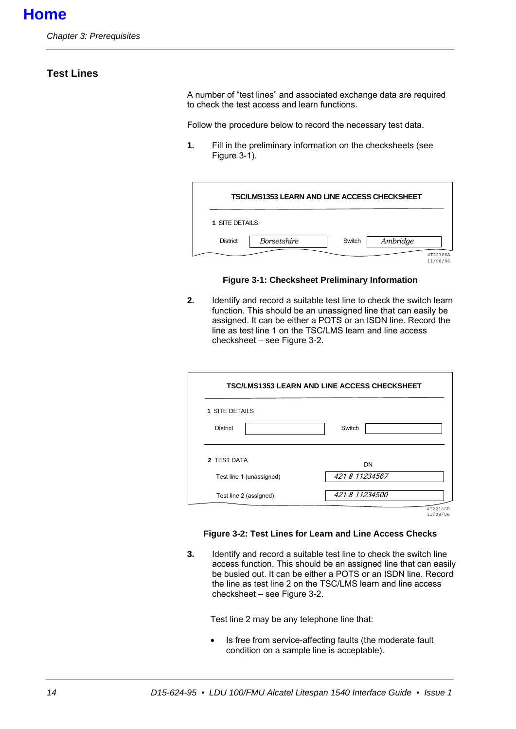## Test Lines

A number of “test lines” and associated exchange data are required to check the test access and learn functions.

Follow the procedure below to record the necessary test data.

1. Fill in the preliminary information on the checksheets (see Figure 3-1).

**TSC/LMS1353 LEARN AND LINE ACCESS CHECKSHEET**

1 SITE DETAILS

| District | *Borsetshire* | Switch | *Ambridge* |
|---|---|---|---|

4T22166A
11/08/06

**Figure 3-1: Checksheet Preliminary Information**

2. Identify and record a suitable test line to check the switch learn function. This should be an unassigned line that can easily be assigned. It can be either a POTS or an ISDN line. Record the line as test line 1 on the TSC/LMS learn and line access checksheet – see Figure 3-2.

**TSC/LMS1353 LEARN AND LINE ACCESS CHECKSHEET**

1 SITE DETAILS

| District | | Switch | |
|---|---|---|---|

2 TEST DATA

| | DN |
|---|---|
| Test line 1 (unassigned) | *421 8 11234567* |
| Test line 2 (assigned) | *421 8 11234500* |

4T22166B
11/08/06

**Figure 3-2: Test Lines for Learn and Line Access Checks**

3. Identify and record a suitable test line to check the switch line access function. This should be an assigned line that can easily be busied out. It can be either a POTS or an ISDN line. Record the line as test line 2 on the TSC/LMS learn and line access checksheet – see Figure 3-2.

   Test line 2 may be any telephone line that:

   - Is free from service-affecting faults (the moderate fault condition on a sample line is acceptable).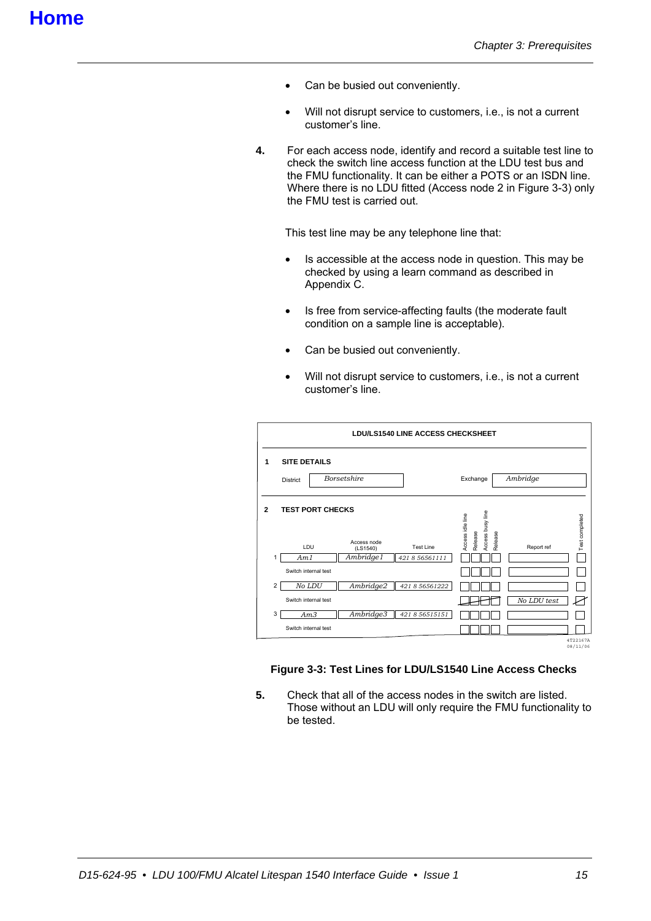- Can be busied out conveniently.
- Will not disrupt service to customers, i.e., is not a current customer's line.

**4.** For each access node, identify and record a suitable test line to check the switch line access function at the LDU test bus and the FMU functionality. It can be either a POTS or an ISDN line. Where there is no LDU fitted (Access node 2 in Figure 3-3) only the FMU test is carried out.

This test line may be any telephone line that:

- Is accessible at the access node in question. This may be checked by using a learn command as described in Appendix C.
- Is free from service-affecting faults (the moderate fault condition on a sample line is acceptable).
- Can be busied out conveniently.
- Will not disrupt service to customers, i.e., is not a current customer's line.

**LDU/LS1540 LINE ACCESS CHECKSHEET**

**1 SITE DETAILS**

District: *Borsetshire* Exchange: *Ambridge*

**2 TEST PORT CHECKS**

| | LDU | Access node (LS1540) | Test Line | Access idle line | Release | Access busy line | Release | Report ref | Test completed |
|---|---|---|---|---|---|---|---|---|---|
| 1 | *Am1* | *Ambridge1* | *421 8 56561111* | ☐ | ☐ | ☐ | ☐ | | ☐ |
| | Switch internal test | | | ☐ | ☐ | ☐ | ☐ | | ☐ |
| 2 | *No LDU* | *Ambridge2* | *421 8 56561222* | ☐ | ☐ | ☐ | ☐ | | ☐ |
| | Switch internal test | | | ☒ | ☒ | ☒ | ☒ | *No LDU test* | ☒ |
| 3 | *Am3* | *Ambridge3* | *421 8 56515151* | ☐ | ☐ | ☐ | ☐ | | ☐ |
| | Switch internal test | | | ☐ | ☐ | ☐ | ☐ | | ☐ |

4T22167A 08/11/06

**Figure 3-3: Test Lines for LDU/LS1540 Line Access Checks**

**5.** Check that all of the access nodes in the switch are listed. Those without an LDU will only require the FMU functionality to be tested.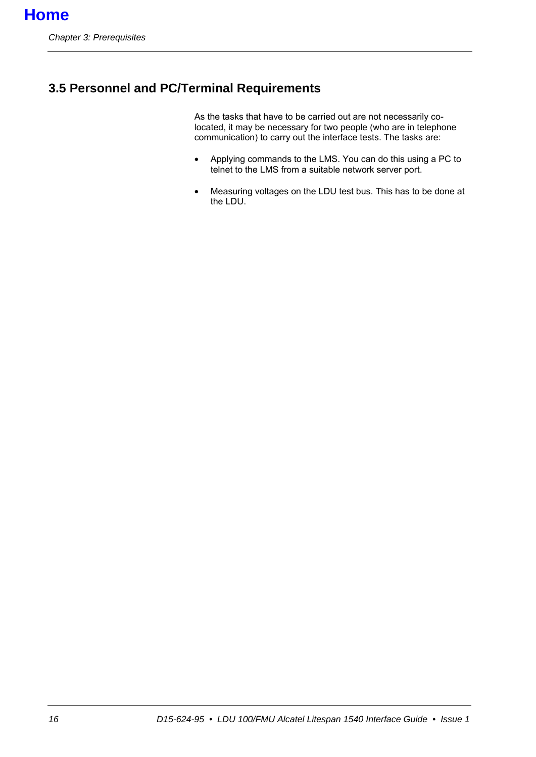## 3.5 Personnel and PC/Terminal Requirements

As the tasks that have to be carried out are not necessarily co-located, it may be necessary for two people (who are in telephone communication) to carry out the interface tests. The tasks are:

- Applying commands to the LMS. You can do this using a PC to telnet to the LMS from a suitable network server port.
- Measuring voltages on the LDU test bus. This has to be done at the LDU.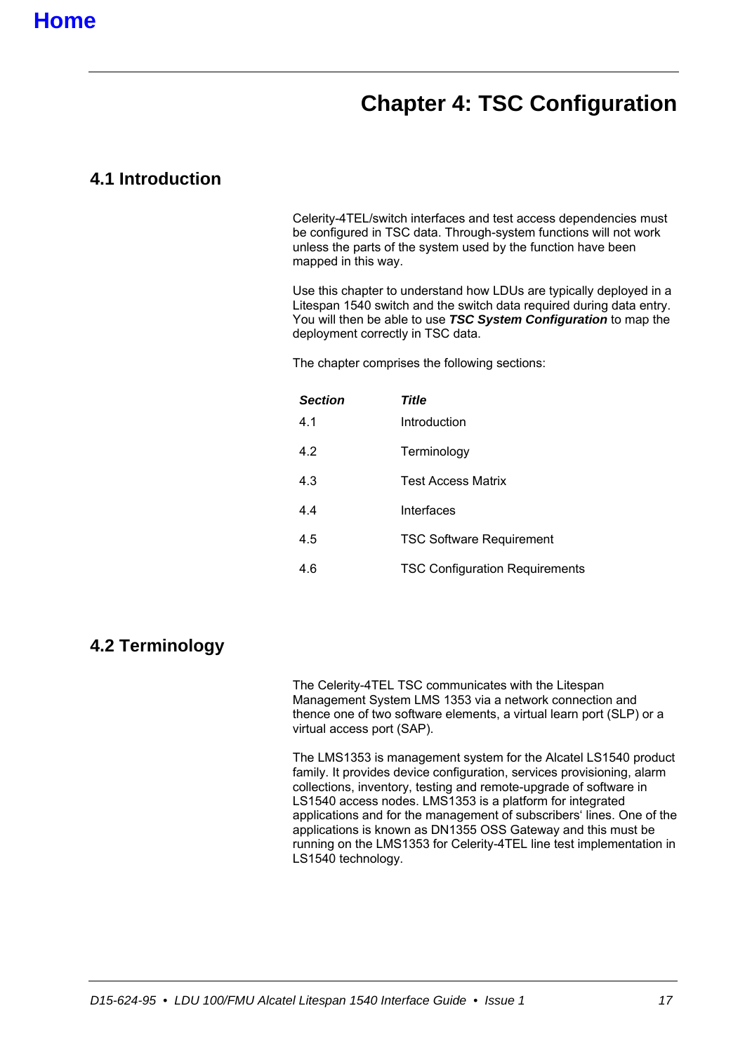Home

# Chapter 4: TSC Configuration

## 4.1 Introduction

Celerity-4TEL/switch interfaces and test access dependencies must be configured in TSC data. Through-system functions will not work unless the parts of the system used by the function have been mapped in this way.

Use this chapter to understand how LDUs are typically deployed in a Litespan 1540 switch and the switch data required during data entry. You will then be able to use ***TSC System Configuration*** to map the deployment correctly in TSC data.

The chapter comprises the following sections:

| *Section* | *Title* |
|---|---|
| 4.1 | Introduction |
| 4.2 | Terminology |
| 4.3 | Test Access Matrix |
| 4.4 | Interfaces |
| 4.5 | TSC Software Requirement |
| 4.6 | TSC Configuration Requirements |

## 4.2 Terminology

The Celerity-4TEL TSC communicates with the Litespan Management System LMS 1353 via a network connection and thence one of two software elements, a virtual learn port (SLP) or a virtual access port (SAP).

The LMS1353 is management system for the Alcatel LS1540 product family. It provides device configuration, services provisioning, alarm collections, inventory, testing and remote-upgrade of software in LS1540 access nodes. LMS1353 is a platform for integrated applications and for the management of subscribers‘ lines. One of the applications is known as DN1355 OSS Gateway and this must be running on the LMS1353 for Celerity-4TEL line test implementation in LS1540 technology.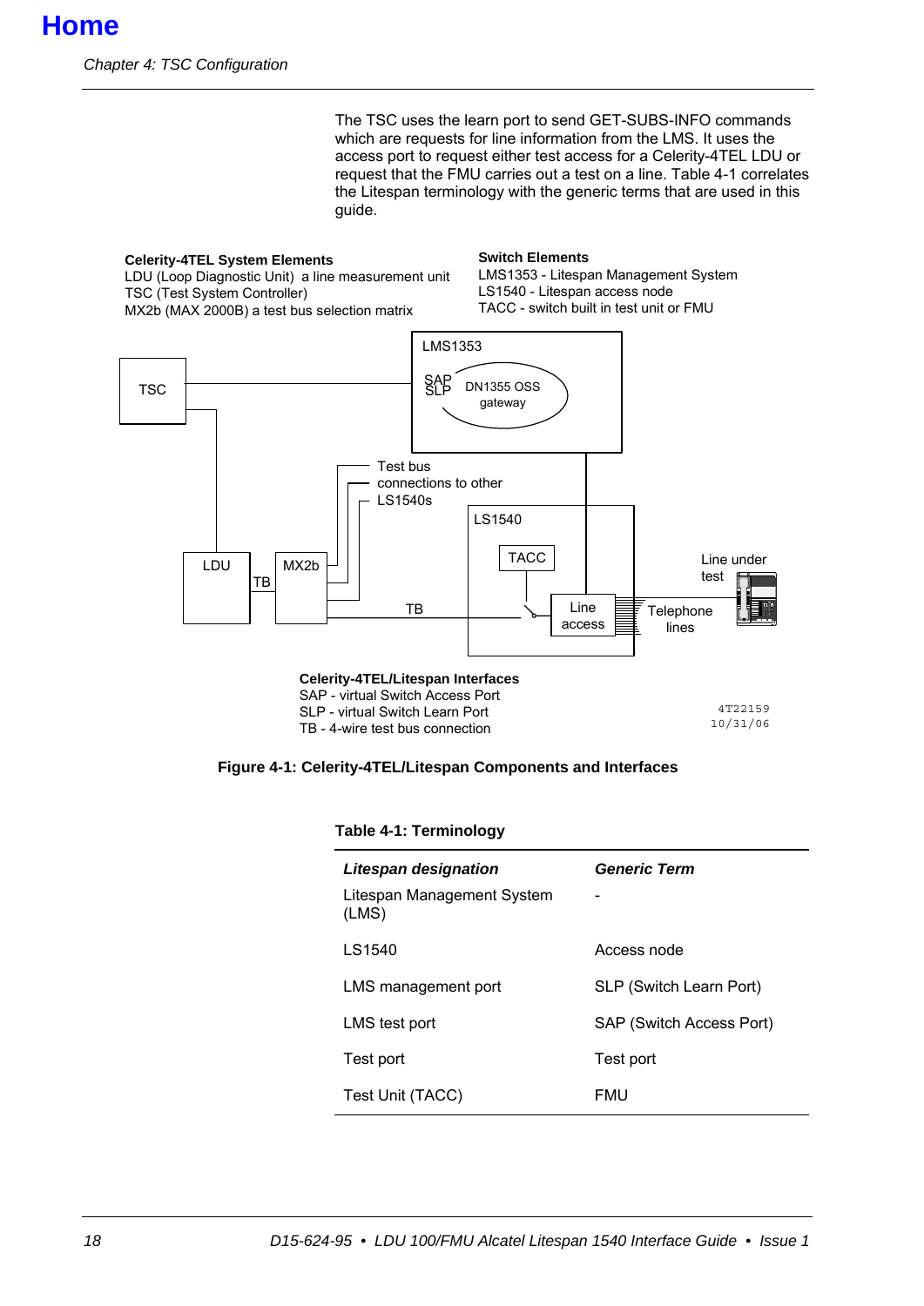The TSC uses the learn port to send GET-SUBS-INFO commands which are requests for line information from the LMS. It uses the access port to request either test access for a Celerity-4TEL LDU or request that the FMU carries out a test on a line. Table 4-1 correlates the Litespan terminology with the generic terms that are used in this guide.

**Celerity-4TEL System Elements**
LDU (Loop Diagnostic Unit) a line measurement unit
TSC (Test System Controller)
MX2b (MAX 2000B) a test bus selection matrix

**Switch Elements**
LMS1353 - Litespan Management System
LS1540 - Litespan access node
TACC - switch built in test unit or FMU

TSC
LMS1353
SAP
SLP
DN1355 OSS gateway
Test bus connections to other LS1540s
LS1540
TACC
LDU
TB
MX2b
TB
Line access
Line under test
Telephone lines

**Celerity-4TEL/Litespan Interfaces**
SAP - virtual Switch Access Port
SLP - virtual Switch Learn Port
TB - 4-wire test bus connection

4T22159
10/31/06

**Figure 4-1: Celerity-4TEL/Litespan Components and Interfaces**

**Table 4-1: Terminology**

| ***Litespan designation*** | ***Generic Term*** |
|---|---|
| Litespan Management System (LMS) | - |
| LS1540 | Access node |
| LMS management port | SLP (Switch Learn Port) |
| LMS test port | SAP (Switch Access Port) |
| Test port | Test port |
| Test Unit (TACC) | FMU |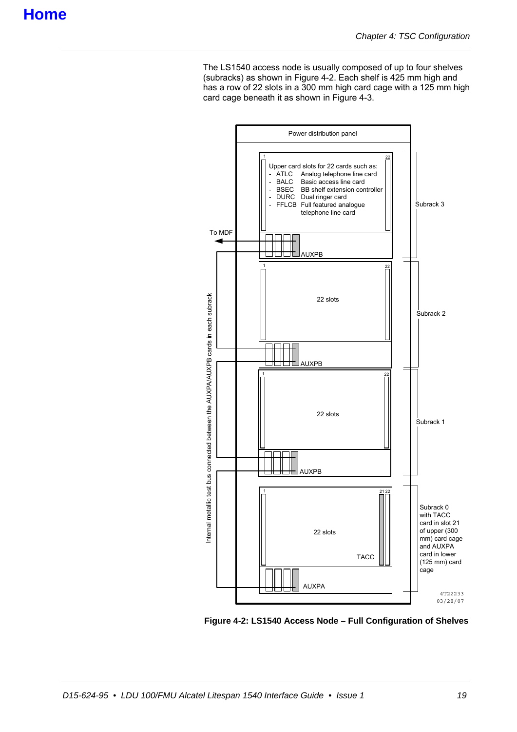The LS1540 access node is usually composed of up to four shelves (subracks) as shown in Figure 4-2. Each shelf is 425 mm high and has a row of 22 slots in a 300 mm high card cage with a 125 mm high card cage beneath it as shown in Figure 4-3.

Power distribution panel

Upper card slots for 22 cards such as:
- ATLC Analog telephone line card
- BALC Basic access line card
- BSEC BB shelf extension controller
- DURC Dual ringer card
- FFLCB Full featured analogue telephone line card

To MDF

AUXPB

Subrack 3

22 slots

AUXPB

Subrack 2

22 slots

AUXPB

Subrack 1

22 slots

TACC

AUXPA

Subrack 0 with TACC card in slot 21 of upper (300 mm) card cage and AUXPA card in lower (125 mm) card cage

Internal metallic test bus connected between the AUXPA/AUXPB cards in each subrack

4T22233
03/28/07

**Figure 4-2: LS1540 Access Node – Full Configuration of Shelves**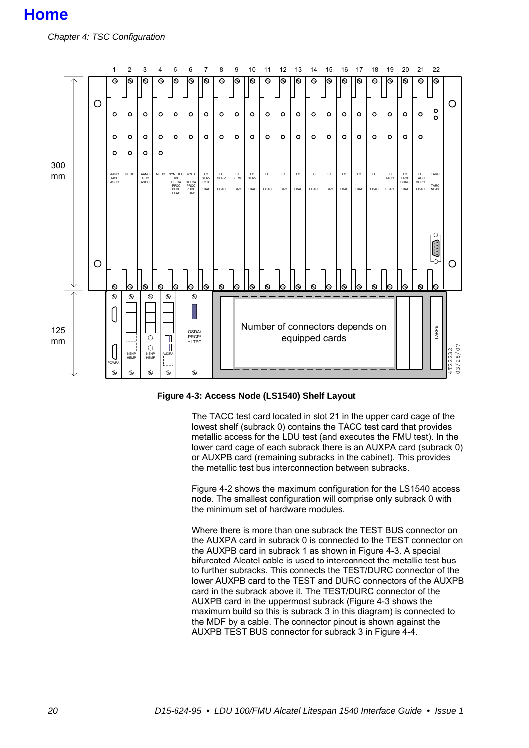Figure 4-3: Access Node (LS1540) Shelf Layout

The TACC test card located in slot 21 in the upper card cage of the lowest shelf (subrack 0) contains the TACC test card that provides metallic access for the LDU test (and executes the FMU test). In the lower card cage of each subrack there is an AUXPA card (subrack 0) or AUXPB card (remaining subracks in the cabinet). This provides the metallic test bus interconnection between subracks.

Figure 4-2 shows the maximum configuration for the LS1540 access node. The smallest configuration will comprise only subrack 0 with the minimum set of hardware modules.

Where there is more than one subrack the TEST BUS connector on the AUXPA card in subrack 0 is connected to the TEST connector on the AUXPB card in subrack 1 as shown in Figure 4-3. A special bifurcated Alcatel cable is used to interconnect the metallic test bus to further subracks. This connects the TEST/DURC connector of the lower AUXPB card to the TEST and DURC connectors of the AUXPB card in the subrack above it. The TEST/DURC connector of the AUXPB card in the uppermost subrack (Figure 4-3 shows the maximum build so this is subrack 3 in this diagram) is connected to the MDF by a cable. The connector pinout is shown against the AUXPB TEST BUS connector for subrack 3 in Figure 4-4.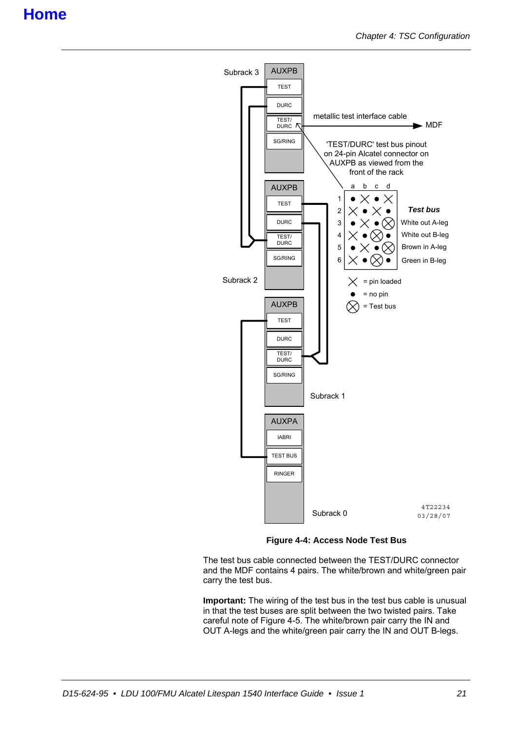Home

Figure 4-4: Access Node Test Bus

The test bus cable connected between the TEST/DURC connector and the MDF contains 4 pairs. The white/brown and white/green pair carry the test bus.

**Important:** The wiring of the test bus in the test bus cable is unusual in that the test buses are split between the two twisted pairs. Take careful note of Figure 4-5. The white/brown pair carry the IN and OUT A-legs and the white/green pair carry the IN and OUT B-legs.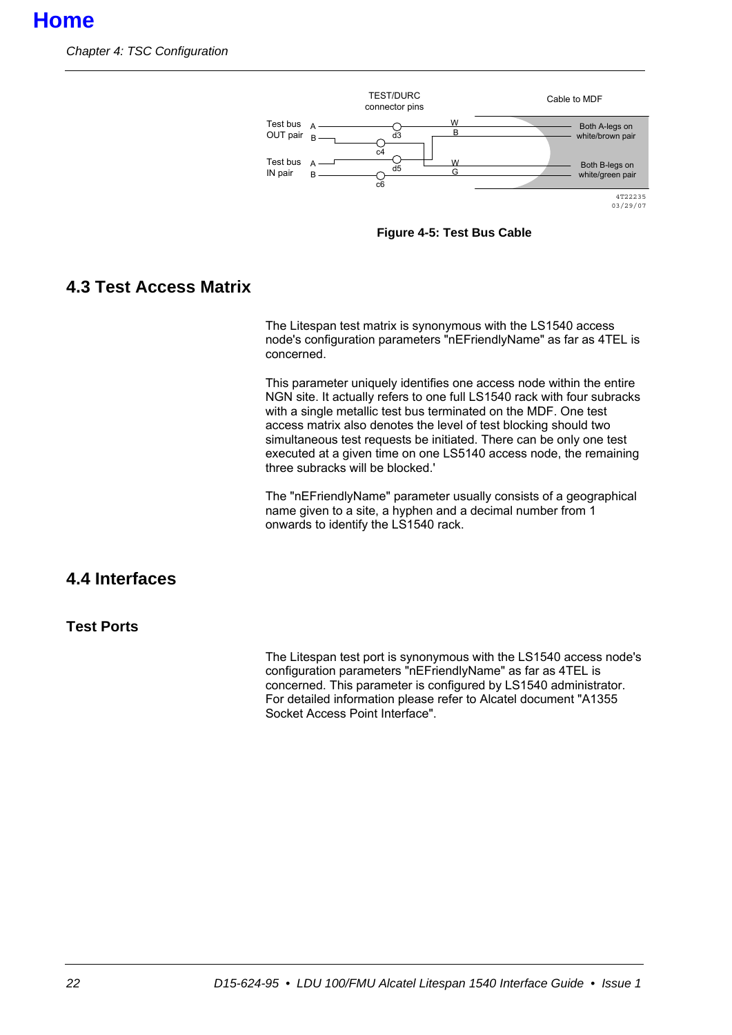Figure 4-5: Test Bus Cable

## 4.3 Test Access Matrix

The Litespan test matrix is synonymous with the LS1540 access node's configuration parameters "nEFriendlyName" as far as 4TEL is concerned.

This parameter uniquely identifies one access node within the entire NGN site. It actually refers to one full LS1540 rack with four subracks with a single metallic test bus terminated on the MDF. One test access matrix also denotes the level of test blocking should two simultaneous test requests be initiated. There can be only one test executed at a given time on one LS5140 access node, the remaining three subracks will be blocked.'

The "nEFriendlyName" parameter usually consists of a geographical name given to a site, a hyphen and a decimal number from 1 onwards to identify the LS1540 rack.

## 4.4 Interfaces

### Test Ports

The Litespan test port is synonymous with the LS1540 access node's configuration parameters "nEFriendlyName" as far as 4TEL is concerned. This parameter is configured by LS1540 administrator. For detailed information please refer to Alcatel document "A1355 Socket Access Point Interface".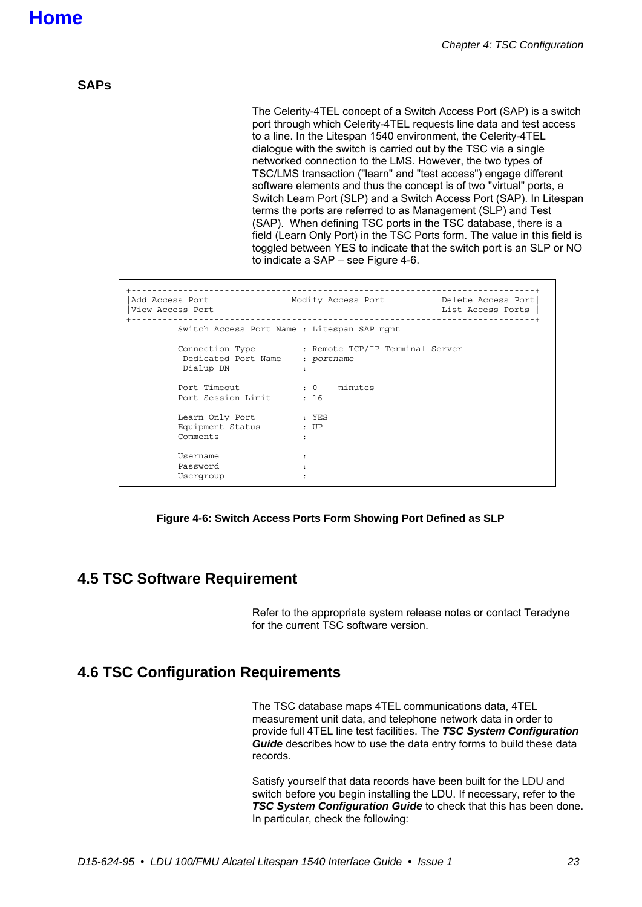## SAPs

The Celerity-4TEL concept of a Switch Access Port (SAP) is a switch port through which Celerity-4TEL requests line data and test access to a line. In the Litespan 1540 environment, the Celerity-4TEL dialogue with the switch is carried out by the TSC via a single networked connection to the LMS. However, the two types of TSC/LMS transaction ("learn" and "test access") engage different software elements and thus the concept is of two "virtual" ports, a Switch Learn Port (SLP) and a Switch Access Port (SAP). In Litespan terms the ports are referred to as Management (SLP) and Test (SAP). When defining TSC ports in the TSC database, there is a field (Learn Only Port) in the TSC Ports form. The value in this field is toggled between YES to indicate that the switch port is an SLP or NO to indicate a SAP – see Figure 4-6.

```
+---------------------------------------------------------------------------+
|Add Access Port               Modify Access Port          Delete Access Port|
|View Access Port                                          List Access Ports |
+---------------------------------------------------------------------------+
         Switch Access Port Name : Litespan SAP mgnt

         Connection Type         : Remote TCP/IP Terminal Server
          Dedicated Port Name    : portname
          Dialup DN              :

         Port Timeout            : 0    minutes
         Port Session Limit      : 16

         Learn Only Port         : YES
         Equipment Status        : UP
         Comments                :

         Username                :
         Password                :
         Usergroup               :
```

**Figure 4-6: Switch Access Ports Form Showing Port Defined as SLP**

## 4.5 TSC Software Requirement

Refer to the appropriate system release notes or contact Teradyne for the current TSC software version.

## 4.6 TSC Configuration Requirements

The TSC database maps 4TEL communications data, 4TEL measurement unit data, and telephone network data in order to provide full 4TEL line test facilities. The ***TSC System Configuration Guide*** describes how to use the data entry forms to build these data records.

Satisfy yourself that data records have been built for the LDU and switch before you begin installing the LDU. If necessary, refer to the ***TSC System Configuration Guide*** to check that this has been done. In particular, check the following: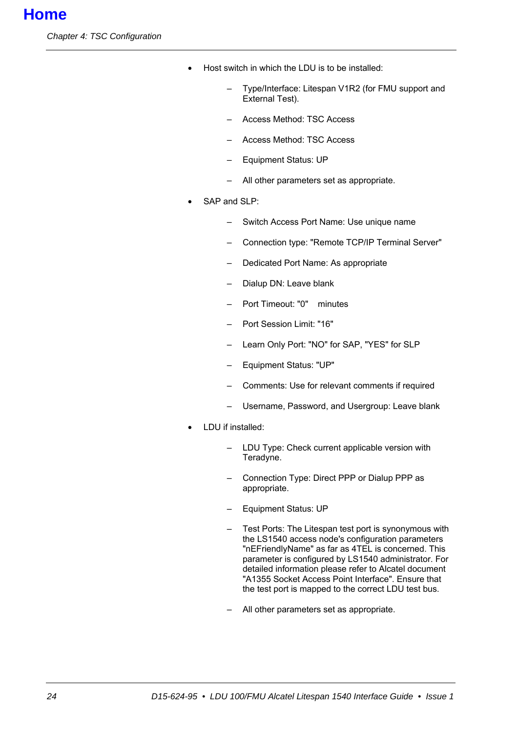- Host switch in which the LDU is to be installed:
  - Type/Interface: Litespan V1R2 (for FMU support and External Test).
  - Access Method: TSC Access
  - Access Method: TSC Access
  - Equipment Status: UP
  - All other parameters set as appropriate.
- SAP and SLP:
  - Switch Access Port Name: Use unique name
  - Connection type: "Remote TCP/IP Terminal Server"
  - Dedicated Port Name: As appropriate
  - Dialup DN: Leave blank
  - Port Timeout: "0" minutes
  - Port Session Limit: "16"
  - Learn Only Port: "NO" for SAP, "YES" for SLP
  - Equipment Status: "UP"
  - Comments: Use for relevant comments if required
  - Username, Password, and Usergroup: Leave blank
- LDU if installed:
  - LDU Type: Check current applicable version with Teradyne.
  - Connection Type: Direct PPP or Dialup PPP as appropriate.
  - Equipment Status: UP
  - Test Ports: The Litespan test port is synonymous with the LS1540 access node's configuration parameters "nEFriendlyName" as far as 4TEL is concerned. This parameter is configured by LS1540 administrator. For detailed information please refer to Alcatel document "A1355 Socket Access Point Interface". Ensure that the test port is mapped to the correct LDU test bus.
  - All other parameters set as appropriate.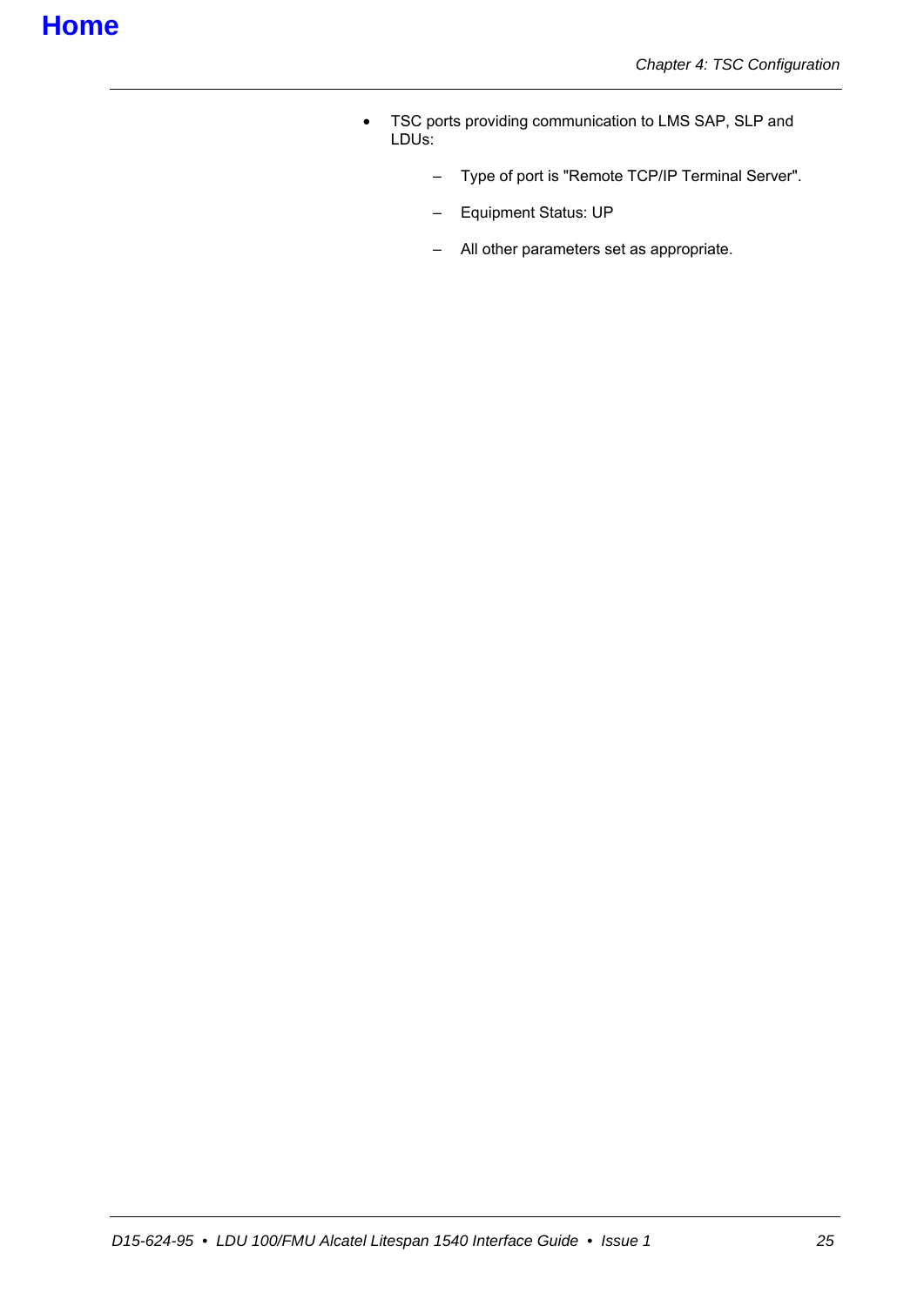- TSC ports providing communication to LMS SAP, SLP and LDUs:
  - Type of port is "Remote TCP/IP Terminal Server".
  - Equipment Status: UP
  - All other parameters set as appropriate.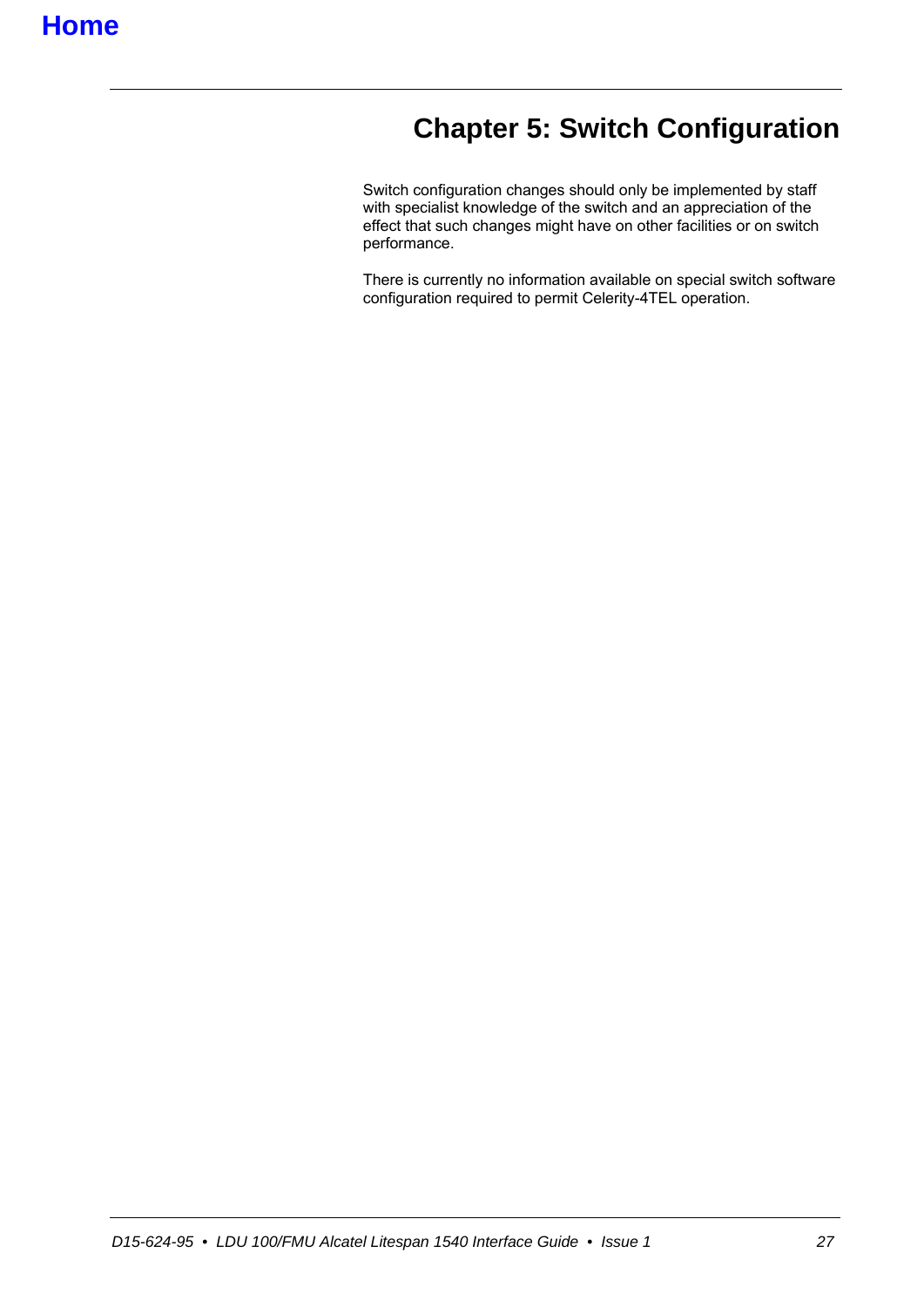# Chapter 5: Switch Configuration

Switch configuration changes should only be implemented by staff with specialist knowledge of the switch and an appreciation of the effect that such changes might have on other facilities or on switch performance.

There is currently no information available on special switch software configuration required to permit Celerity-4TEL operation.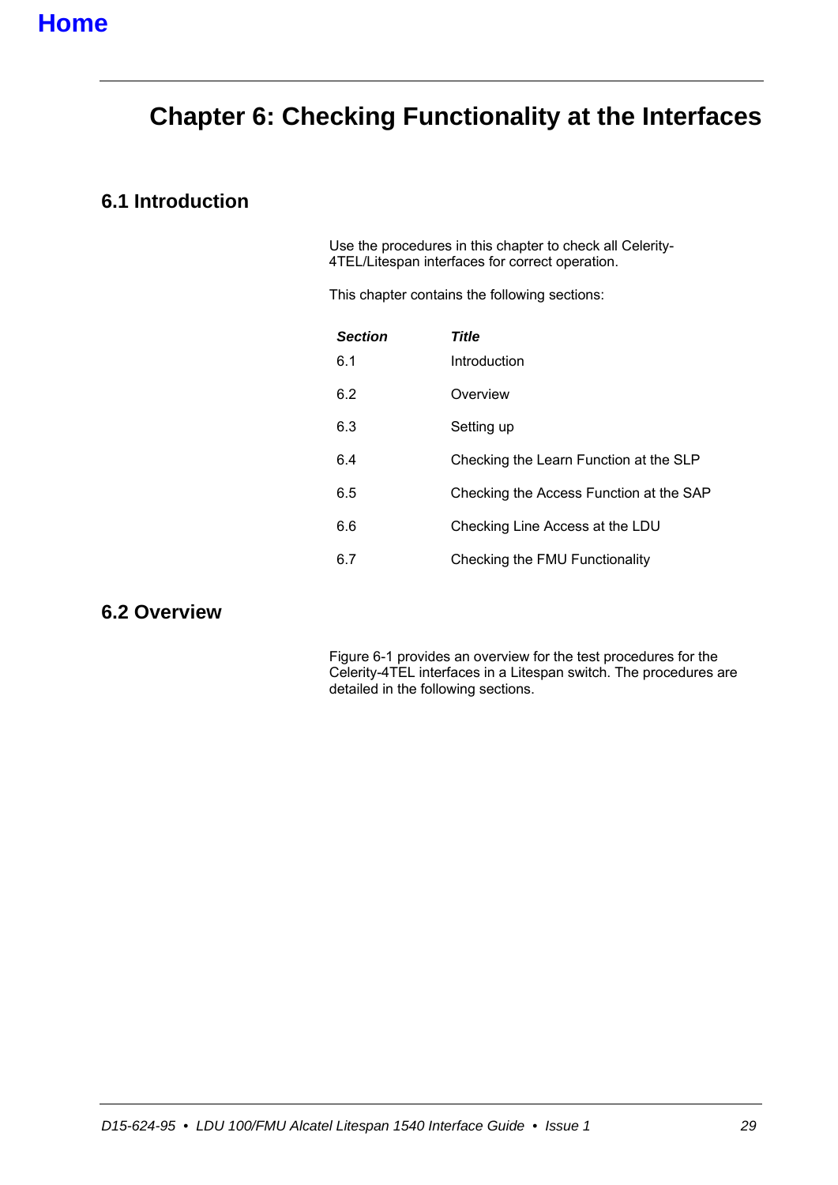Home

# Chapter 6: Checking Functionality at the Interfaces

## 6.1 Introduction

Use the procedures in this chapter to check all Celerity-4TEL/Litespan interfaces for correct operation.

This chapter contains the following sections:

| *Section* | *Title* |
|---|---|
| 6.1 | Introduction |
| 6.2 | Overview |
| 6.3 | Setting up |
| 6.4 | Checking the Learn Function at the SLP |
| 6.5 | Checking the Access Function at the SAP |
| 6.6 | Checking Line Access at the LDU |
| 6.7 | Checking the FMU Functionality |

## 6.2 Overview

Figure 6-1 provides an overview for the test procedures for the Celerity-4TEL interfaces in a Litespan switch. The procedures are detailed in the following sections.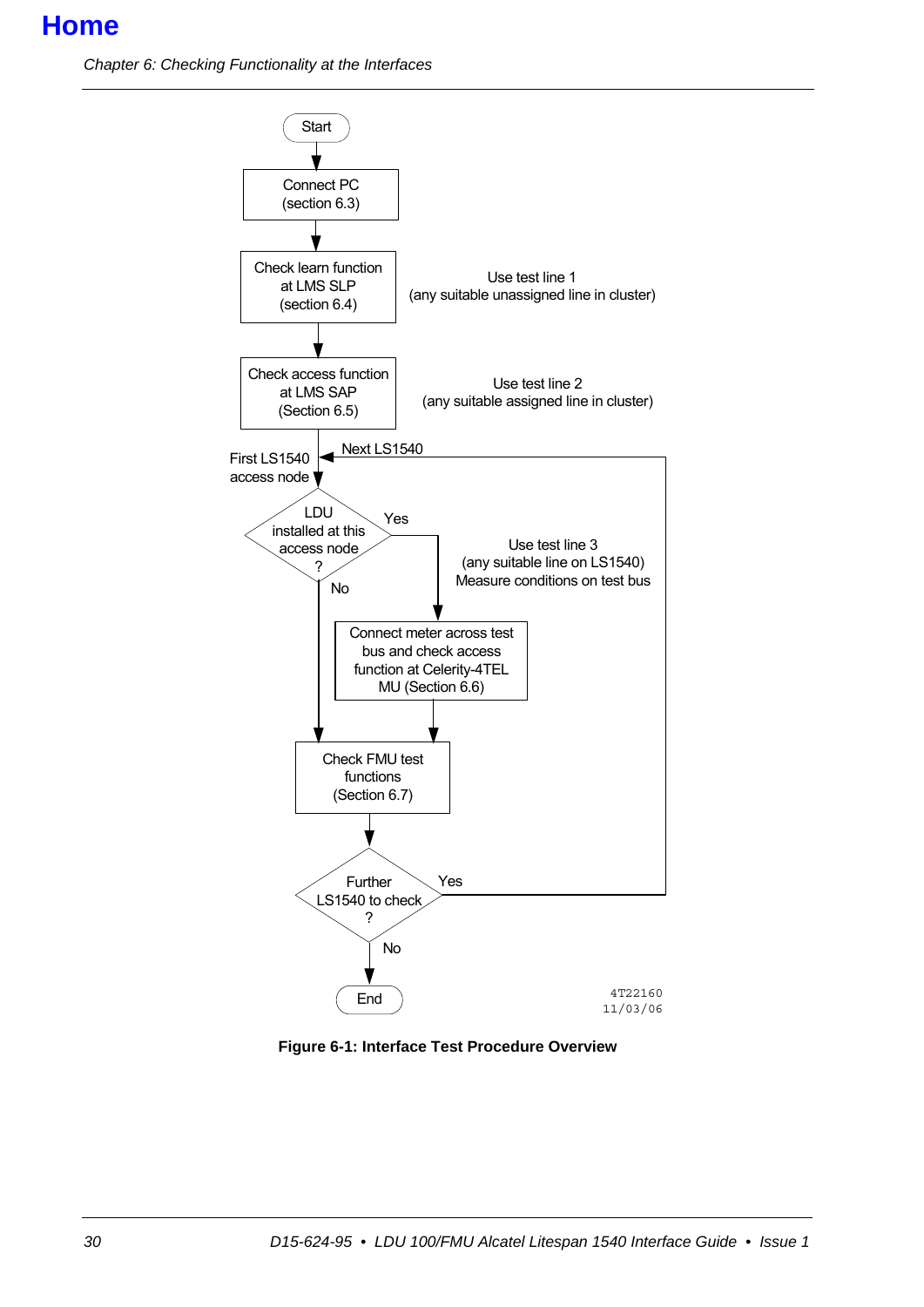Start

Connect PC (section 6.3)

Check learn function at LMS SLP (section 6.4) — Use test line 1 (any suitable unassigned line in cluster)

Check access function at LMS SAP (Section 6.5) — Use test line 2 (any suitable assigned line in cluster)

First LS1540 access node / Next LS1540

LDU installed at this access node?

- Yes → Use test line 3 (any suitable line on LS1540) Measure conditions on test bus → Connect meter across test bus and check access function at Celerity-4TEL MU (Section 6.6)
- No → Check FMU test functions (Section 6.7)

Check FMU test functions (Section 6.7)

Further LS1540 to check?

- Yes → Next LS1540
- No → End

4T22160
11/03/06

**Figure 6-1: Interface Test Procedure Overview**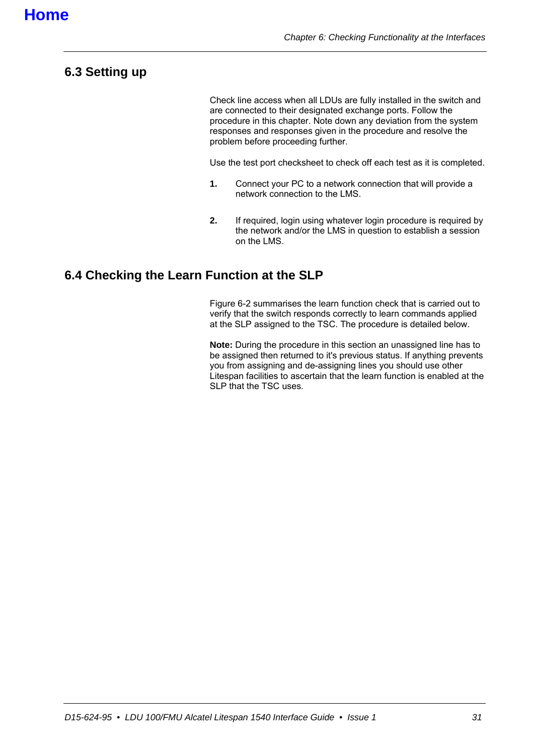## 6.3 Setting up

Check line access when all LDUs are fully installed in the switch and are connected to their designated exchange ports. Follow the procedure in this chapter. Note down any deviation from the system responses and responses given in the procedure and resolve the problem before proceeding further.

Use the test port checksheet to check off each test as it is completed.

1. Connect your PC to a network connection that will provide a network connection to the LMS.

2. If required, login using whatever login procedure is required by the network and/or the LMS in question to establish a session on the LMS.

## 6.4 Checking the Learn Function at the SLP

Figure 6-2 summarises the learn function check that is carried out to verify that the switch responds correctly to learn commands applied at the SLP assigned to the TSC. The procedure is detailed below.

**Note:** During the procedure in this section an unassigned line has to be assigned then returned to it's previous status. If anything prevents you from assigning and de-assigning lines you should use other Litespan facilities to ascertain that the learn function is enabled at the SLP that the TSC uses.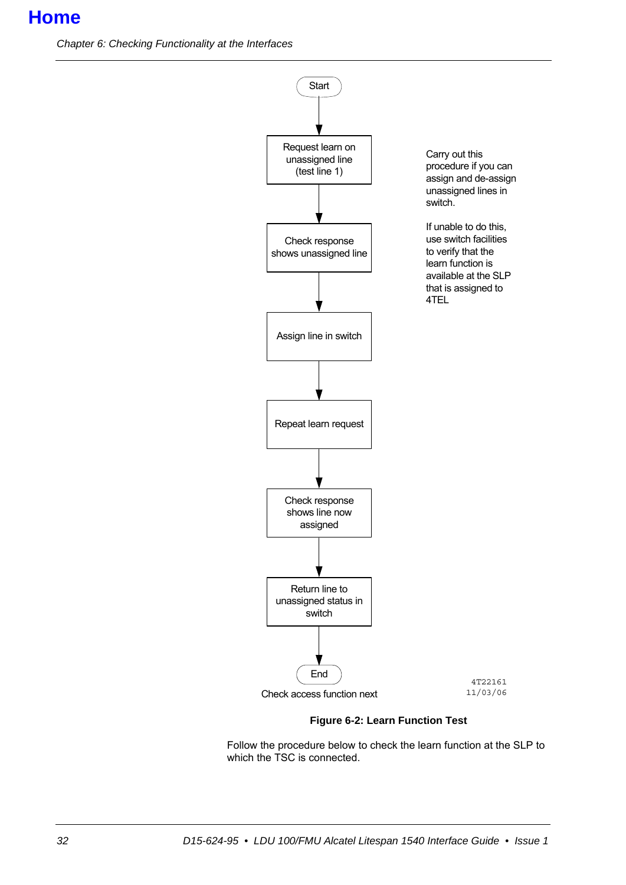Start

Request learn on unassigned line (test line 1)

Check response shows unassigned line

Assign line in switch

Repeat learn request

Check response shows line now assigned

Return line to unassigned status in switch

End

Check access function next

Carry out this procedure if you can assign and de-assign unassigned lines in switch.

If unable to do this, use switch facilities to verify that the learn function is available at the SLP that is assigned to 4TEL

4T22161
11/03/06

**Figure 6-2: Learn Function Test**

Follow the procedure below to check the learn function at the SLP to which the TSC is connected.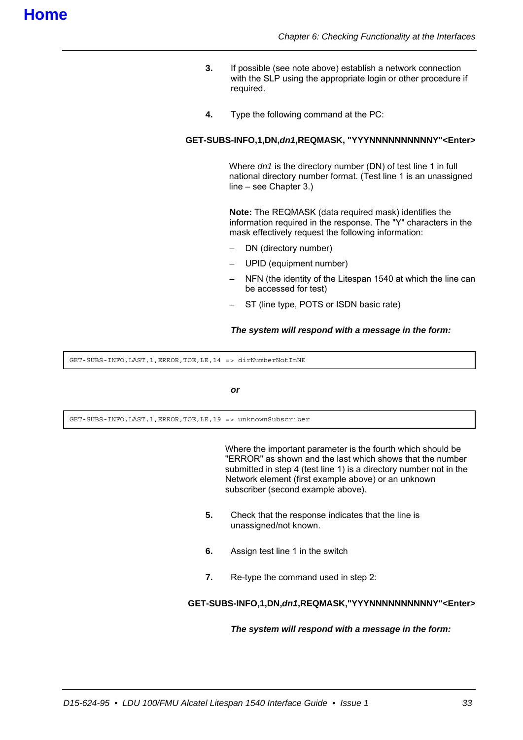**3.** If possible (see note above) establish a network connection with the SLP using the appropriate login or other procedure if required.

**4.** Type the following command at the PC:

**GET-SUBS-INFO,1,DN,*dn1*,REQMASK, "YYYNNNNNNNNNNY"<Enter>**

Where *dn1* is the directory number (DN) of test line 1 in full national directory number format. (Test line 1 is an unassigned line – see Chapter 3.)

**Note:** The REQMASK (data required mask) identifies the information required in the response. The "Y" characters in the mask effectively request the following information:

- DN (directory number)
- UPID (equipment number)
- NFN (the identity of the Litespan 1540 at which the line can be accessed for test)
- ST (line type, POTS or ISDN basic rate)

***The system will respond with a message in the form:***

```
GET-SUBS-INFO,LAST,1,ERROR,TOE,LE,14 => dirNumberNotInNE
```

***or***

```
GET-SUBS-INFO,LAST,1,ERROR,TOE,LE,19 => unknownSubscriber
```

Where the important parameter is the fourth which should be "ERROR" as shown and the last which shows that the number submitted in step 4 (test line 1) is a directory number not in the Network element (first example above) or an unknown subscriber (second example above).

**5.** Check that the response indicates that the line is unassigned/not known.

**6.** Assign test line 1 in the switch

**7.** Re-type the command used in step 2:

**GET-SUBS-INFO,1,DN,*dn1*,REQMASK,"YYYNNNNNNNNNNY"<Enter>**

***The system will respond with a message in the form:***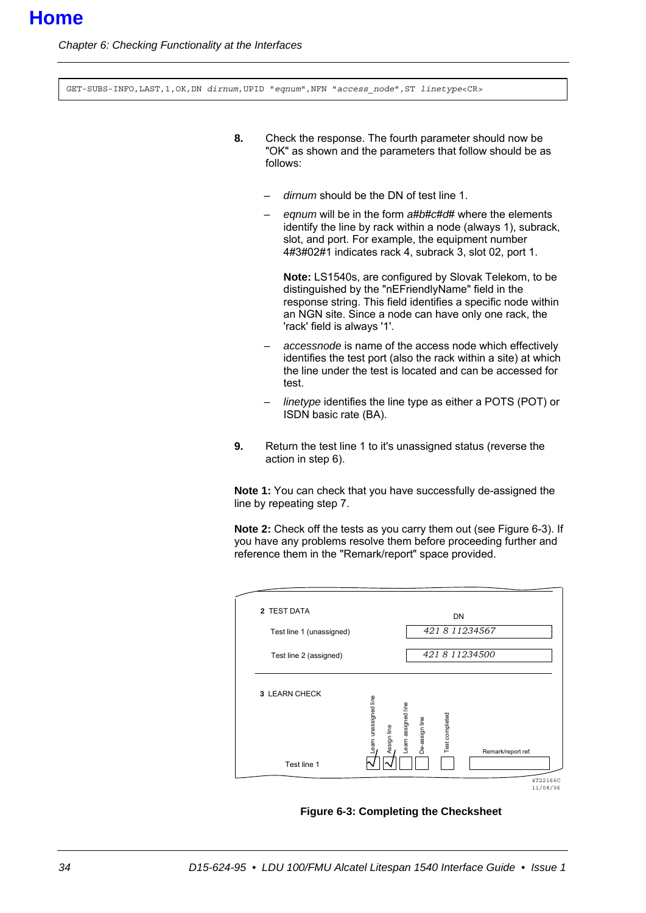```
GET-SUBS-INFO,LAST,1,OK,DN dirnum,UPID "eqnum",NFN "access_node",ST linetype<CR>
```

**8.** Check the response. The fourth parameter should now be "OK" as shown and the parameters that follow should be as follows:

– *dirnum* should be the DN of test line 1.

– *eqnum* will be in the form *a#b#c#d#* where the elements identify the line by rack within a node (always 1), subrack, slot, and port. For example, the equipment number 4#3#02#1 indicates rack 4, subrack 3, slot 02, port 1.

  **Note:** LS1540s, are configured by Slovak Telekom, to be distinguished by the "nEFriendlyName" field in the response string. This field identifies a specific node within an NGN site. Since a node can have only one rack, the 'rack' field is always '1'.

– *accessnode* is name of the access node which effectively identifies the test port (also the rack within a site) at which the line under the test is located and can be accessed for test.

– *linetype* identifies the line type as either a POTS (POT) or ISDN basic rate (BA).

**9.** Return the test line 1 to it's unassigned status (reverse the action in step 6).

**Note 1:** You can check that you have successfully de-assigned the line by repeating step 7.

**Note 2:** Check off the tests as you carry them out (see Figure 6-3). If you have any problems resolve them before proceeding further and reference them in the "Remark/report" space provided.

**2** TEST DATA

| | DN |
|---|---|
| Test line 1 (unassigned) | 421 8 11234567 |
| Test line 2 (assigned) | 421 8 11234500 |

**3** LEARN CHECK

| | Learn unassigned line | Assign line | Learn assigned line | De-assign line | Test completed | Remark/report ref. |
|---|---|---|---|---|---|---|
| Test line 1 | √ | √ | | | | |

4T22166C
11/08/06

**Figure 6-3: Completing the Checksheet**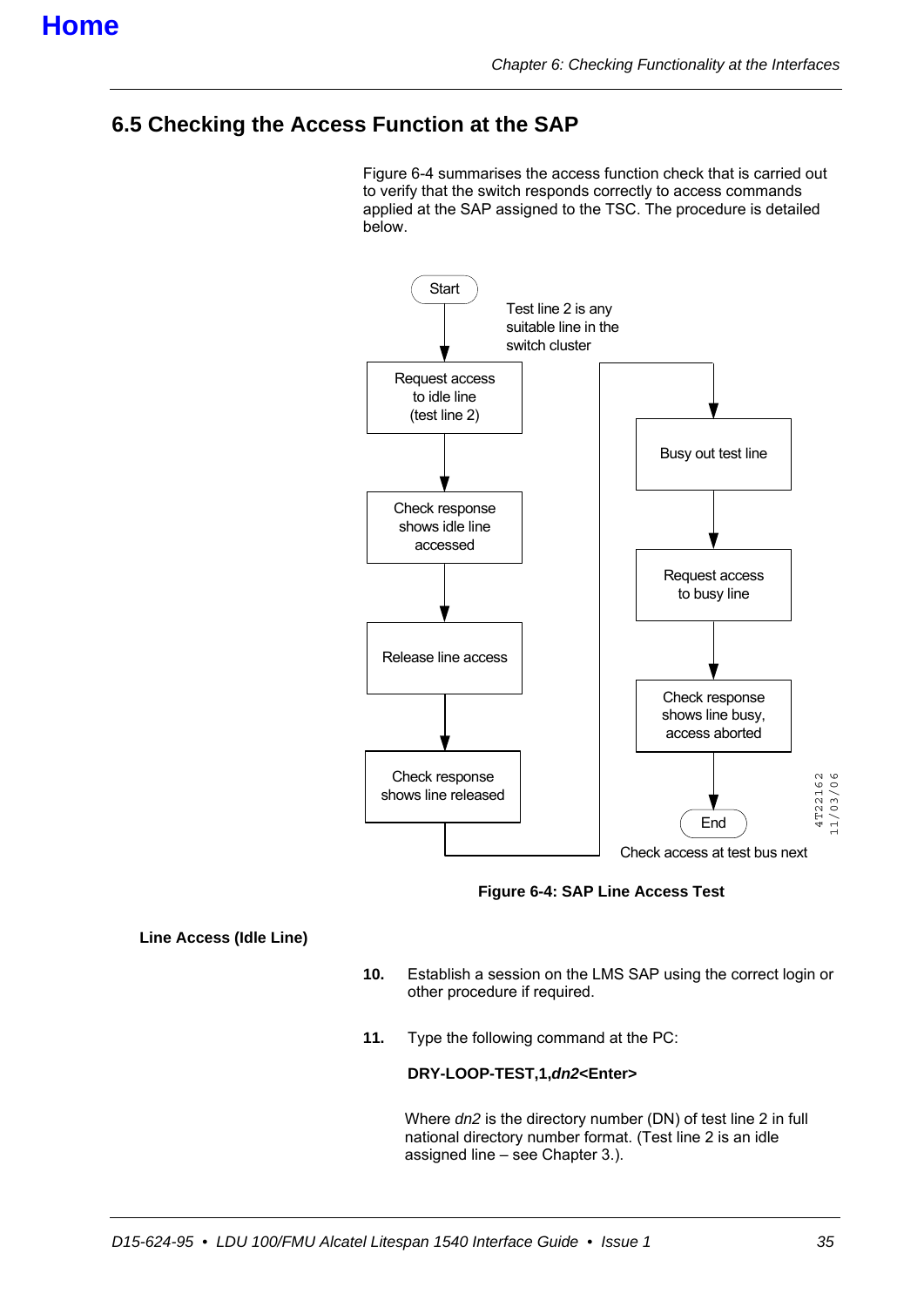[Home](#)

## 6.5 Checking the Access Function at the SAP

Figure 6-4 summarises the access function check that is carried out to verify that the switch responds correctly to access commands applied at the SAP assigned to the TSC. The procedure is detailed below.

Start

Test line 2 is any suitable line in the switch cluster

Request access to idle line (test line 2)

Check response shows idle line accessed

Release line access

Check response shows line released

Busy out test line

Request access to busy line

Check response shows line busy, access aborted

End

Check access at test bus next

4T22162 11/03/06

**Figure 6-4: SAP Line Access Test**

**Line Access (Idle Line)**

**10.** Establish a session on the LMS SAP using the correct login or other procedure if required.

**11.** Type the following command at the PC:

**DRY-LOOP-TEST,1,*dn2*<Enter>**

Where *dn2* is the directory number (DN) of test line 2 in full national directory number format. (Test line 2 is an idle assigned line – see Chapter 3.).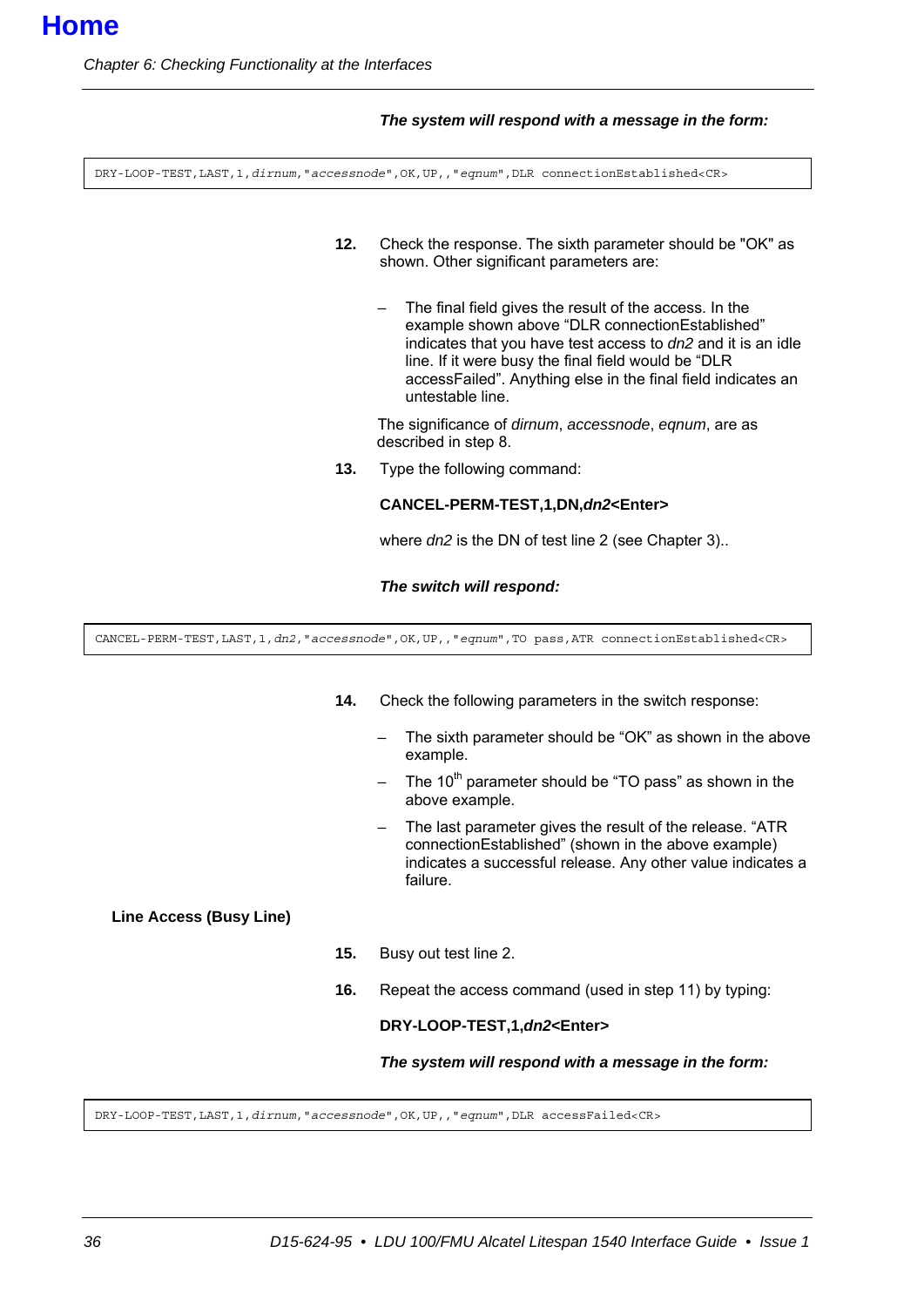***The system will respond with a message in the form:***

```
DRY-LOOP-TEST,LAST,1,dirnum,"accessnode",OK,UP,,"eqnum",DLR connectionEstablished<CR>
```

**12.** Check the response. The sixth parameter should be "OK" as shown. Other significant parameters are:

– The final field gives the result of the access. In the example shown above “DLR connectionEstablished” indicates that you have test access to *dn2* and it is an idle line. If it were busy the final field would be “DLR accessFailed”. Anything else in the final field indicates an untestable line.

The significance of *dirnum*, *accessnode*, *eqnum*, are as described in step 8.

**13.** Type the following command:

**CANCEL-PERM-TEST,1,DN,*dn2*<Enter>**

where *dn2* is the DN of test line 2 (see Chapter 3)..

***The switch will respond:***

```
CANCEL-PERM-TEST,LAST,1,dn2,"accessnode",OK,UP,,"eqnum",TO pass,ATR connectionEstablished<CR>
```

**14.** Check the following parameters in the switch response:

– The sixth parameter should be “OK” as shown in the above example.

– The 10th parameter should be “TO pass” as shown in the above example.

– The last parameter gives the result of the release. “ATR connectionEstablished” (shown in the above example) indicates a successful release. Any other value indicates a failure.

**Line Access (Busy Line)**

**15.** Busy out test line 2.

**16.** Repeat the access command (used in step 11) by typing:

**DRY-LOOP-TEST,1,*dn2*<Enter>**

***The system will respond with a message in the form:***

```
DRY-LOOP-TEST,LAST,1,dirnum,"accessnode",OK,UP,,"eqnum",DLR accessFailed<CR>
```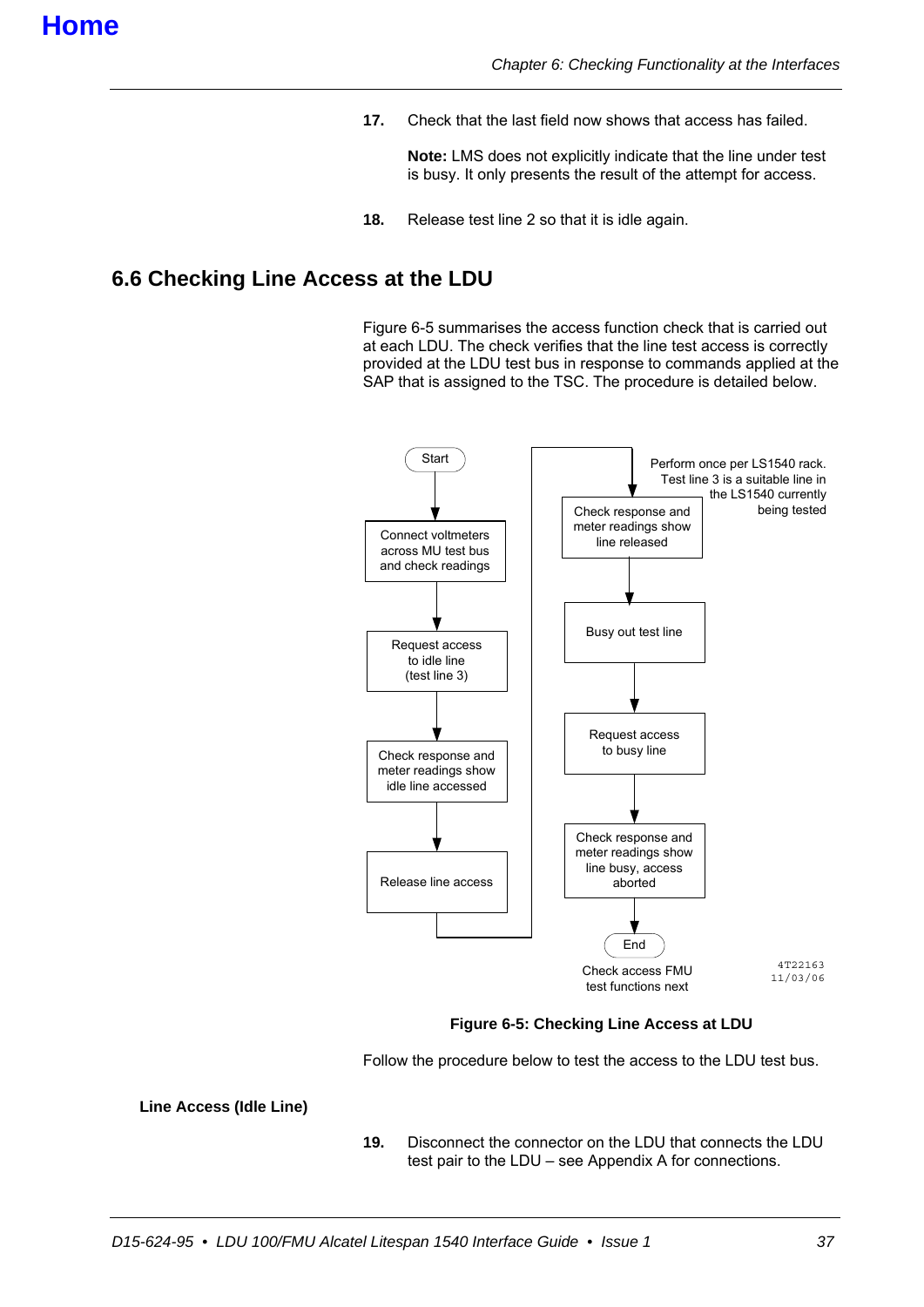**Home**

17. Check that the last field now shows that access has failed.

    **Note:** LMS does not explicitly indicate that the line under test is busy. It only presents the result of the attempt for access.

18. Release test line 2 so that it is idle again.

## 6.6 Checking Line Access at the LDU

Figure 6-5 summarises the access function check that is carried out at each LDU. The check verifies that the line test access is correctly provided at the LDU test bus in response to commands applied at the SAP that is assigned to the TSC. The procedure is detailed below.

Start → Connect voltmeters across MU test bus and check readings → Request access to idle line (test line 3) → Check response and meter readings show idle line accessed → Release line access → Check response and meter readings show line released → Busy out test line → Request access to busy line → Check response and meter readings show line busy, access aborted → End

Perform once per LS1540 rack. Test line 3 is a suitable line in the LS1540 currently being tested

Check access FMU test functions next

4T22163
11/03/06

**Figure 6-5: Checking Line Access at LDU**

Follow the procedure below to test the access to the LDU test bus.

**Line Access (Idle Line)**

19. Disconnect the connector on the LDU that connects the LDU test pair to the LDU – see Appendix A for connections.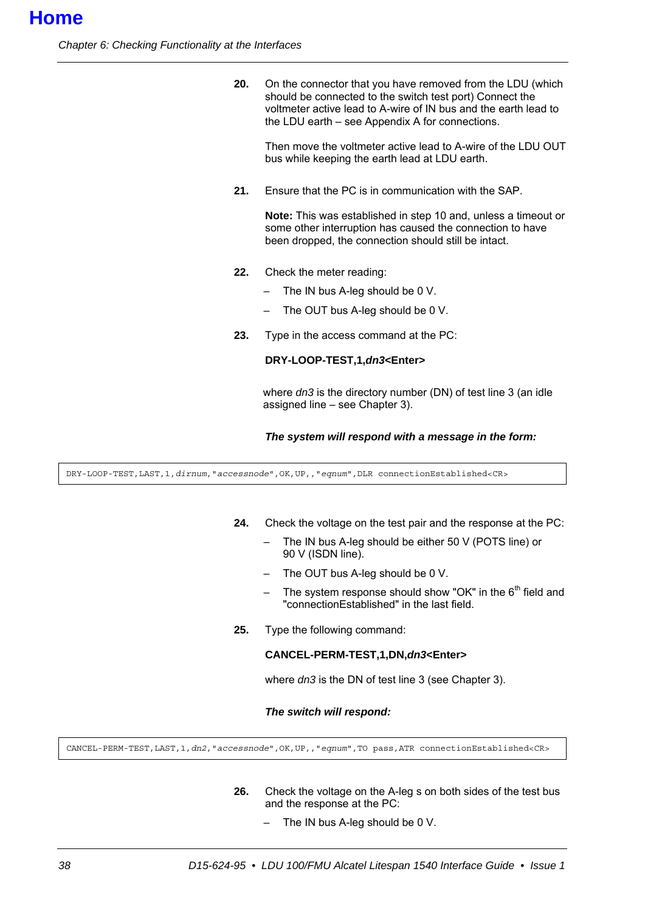20. On the connector that you have removed from the LDU (which should be connected to the switch test port) Connect the voltmeter active lead to A-wire of IN bus and the earth lead to the LDU earth – see Appendix A for connections.

    Then move the voltmeter active lead to A-wire of the LDU OUT bus while keeping the earth lead at LDU earth.

21. Ensure that the PC is in communication with the SAP.

    **Note:** This was established in step 10 and, unless a timeout or some other interruption has caused the connection to have been dropped, the connection should still be intact.

22. Check the meter reading:
    - The IN bus A-leg should be 0 V.
    - The OUT bus A-leg should be 0 V.

23. Type in the access command at the PC:

    **DRY-LOOP-TEST,1,*dn3*<Enter>**

    where *dn3* is the directory number (DN) of test line 3 (an idle assigned line – see Chapter 3).

    ***The system will respond with a message in the form:***

```
DRY-LOOP-TEST,LAST,1,dirnum,"accessnode",OK,UP,,"eqnum",DLR connectionEstablished<CR>
```

24. Check the voltage on the test pair and the response at the PC:
    - The IN bus A-leg should be either 50 V (POTS line) or 90 V (ISDN line).
    - The OUT bus A-leg should be 0 V.
    - The system response should show "OK" in the 6th field and "connectionEstablished" in the last field.

25. Type the following command:

    **CANCEL-PERM-TEST,1,DN,*dn3*<Enter>**

    where *dn3* is the DN of test line 3 (see Chapter 3).

    ***The switch will respond:***

```
CANCEL-PERM-TEST,LAST,1,dn2,"accessnode",OK,UP,,"eqnum",TO pass,ATR connectionEstablished<CR>
```

26. Check the voltage on the A-leg s on both sides of the test bus and the response at the PC:
    - The IN bus A-leg should be 0 V.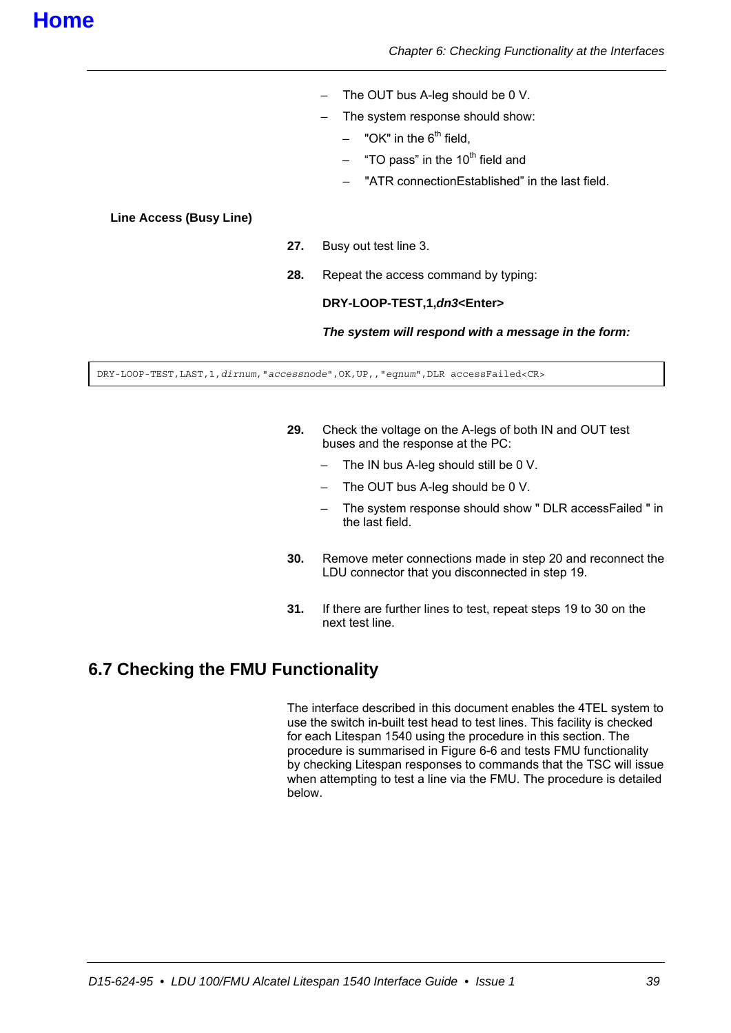- The OUT bus A-leg should be 0 V.
- The system response should show:
  - "OK" in the 6th field,
  - "TO pass" in the 10th field and
  - "ATR connectionEstablished" in the last field.

**Line Access (Busy Line)**

**27.** Busy out test line 3.

**28.** Repeat the access command by typing:

**DRY-LOOP-TEST,1,*dn3*<Enter>**

***The system will respond with a message in the form:***

```
DRY-LOOP-TEST,LAST,1,dirnum,"accessnode",OK,UP,,"eqnum",DLR accessFailed<CR>
```

**29.** Check the voltage on the A-legs of both IN and OUT test buses and the response at the PC:

- The IN bus A-leg should still be 0 V.
- The OUT bus A-leg should be 0 V.
- The system response should show " DLR accessFailed " in the last field.

**30.** Remove meter connections made in step 20 and reconnect the LDU connector that you disconnected in step 19.

**31.** If there are further lines to test, repeat steps 19 to 30 on the next test line.

## 6.7 Checking the FMU Functionality

The interface described in this document enables the 4TEL system to use the switch in-built test head to test lines. This facility is checked for each Litespan 1540 using the procedure in this section. The procedure is summarised in Figure 6-6 and tests FMU functionality by checking Litespan responses to commands that the TSC will issue when attempting to test a line via the FMU. The procedure is detailed below.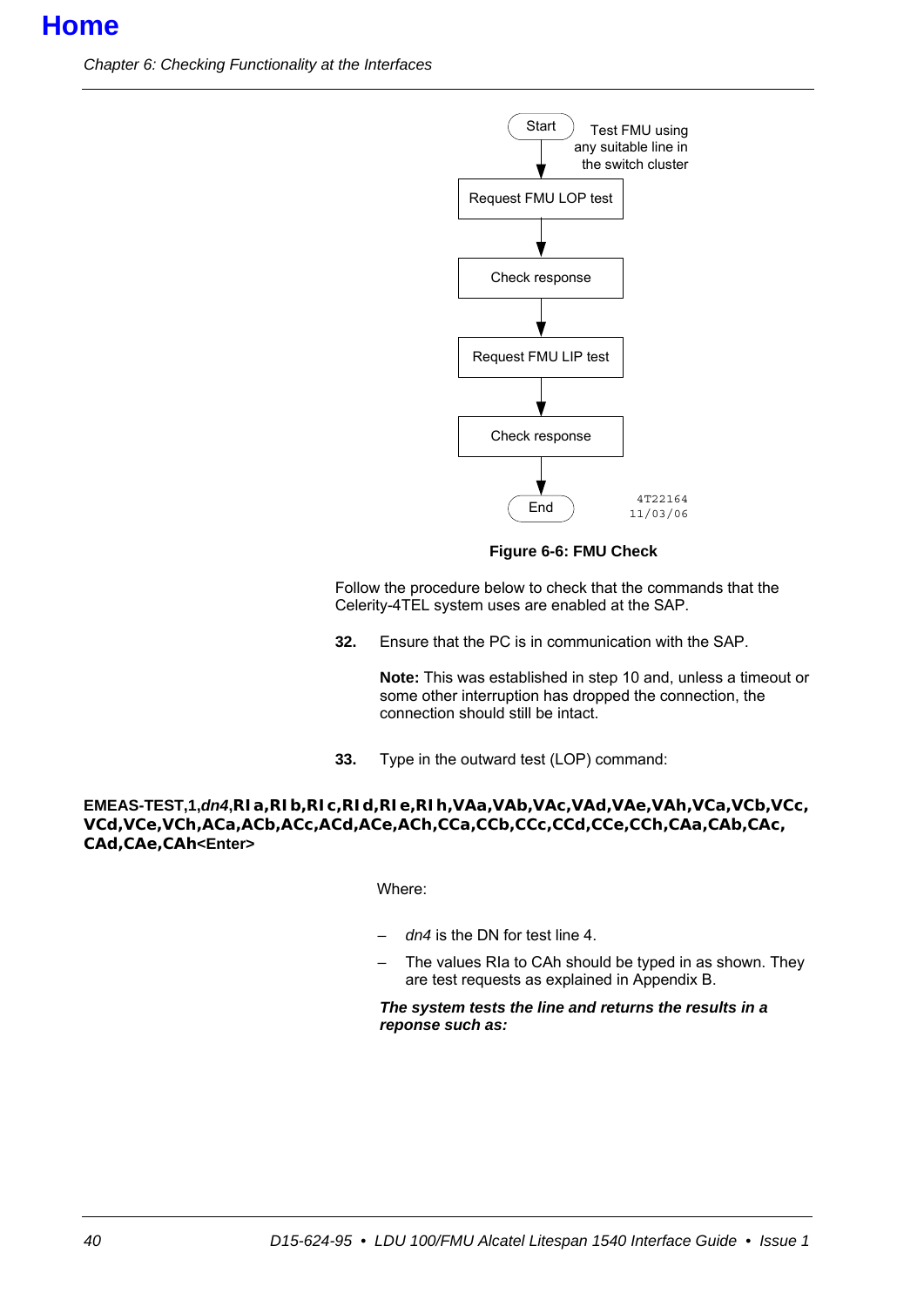# Home

Start

Test FMU using any suitable line in the switch cluster

Request FMU LOP test

Check response

Request FMU LIP test

Check response

End

4T22164
11/03/06

**Figure 6-6: FMU Check**

Follow the procedure below to check that the commands that the Celerity-4TEL system uses are enabled at the SAP.

**32.** Ensure that the PC is in communication with the SAP.

**Note:** This was established in step 10 and, unless a timeout or some other interruption has dropped the connection, the connection should still be intact.

**33.** Type in the outward test (LOP) command:

**EMEAS-TEST,1,*dn4*,RIa,RIb,RIc,RId,RIe,RIh,VAa,VAb,VAc,VAd,VAe,VAh,VCa,VCb,VCc,VCd,VCe,VCh,ACa,ACb,ACc,ACd,ACe,ACh,CCa,CCb,CCc,CCd,CCe,CCh,CAa,CAb,CAc,CAd,CAe,CAh<Enter>**

Where:

– *dn4* is the DN for test line 4.

– The values RIa to CAh should be typed in as shown. They are test requests as explained in Appendix B.

***The system tests the line and returns the results in a reponse such as:***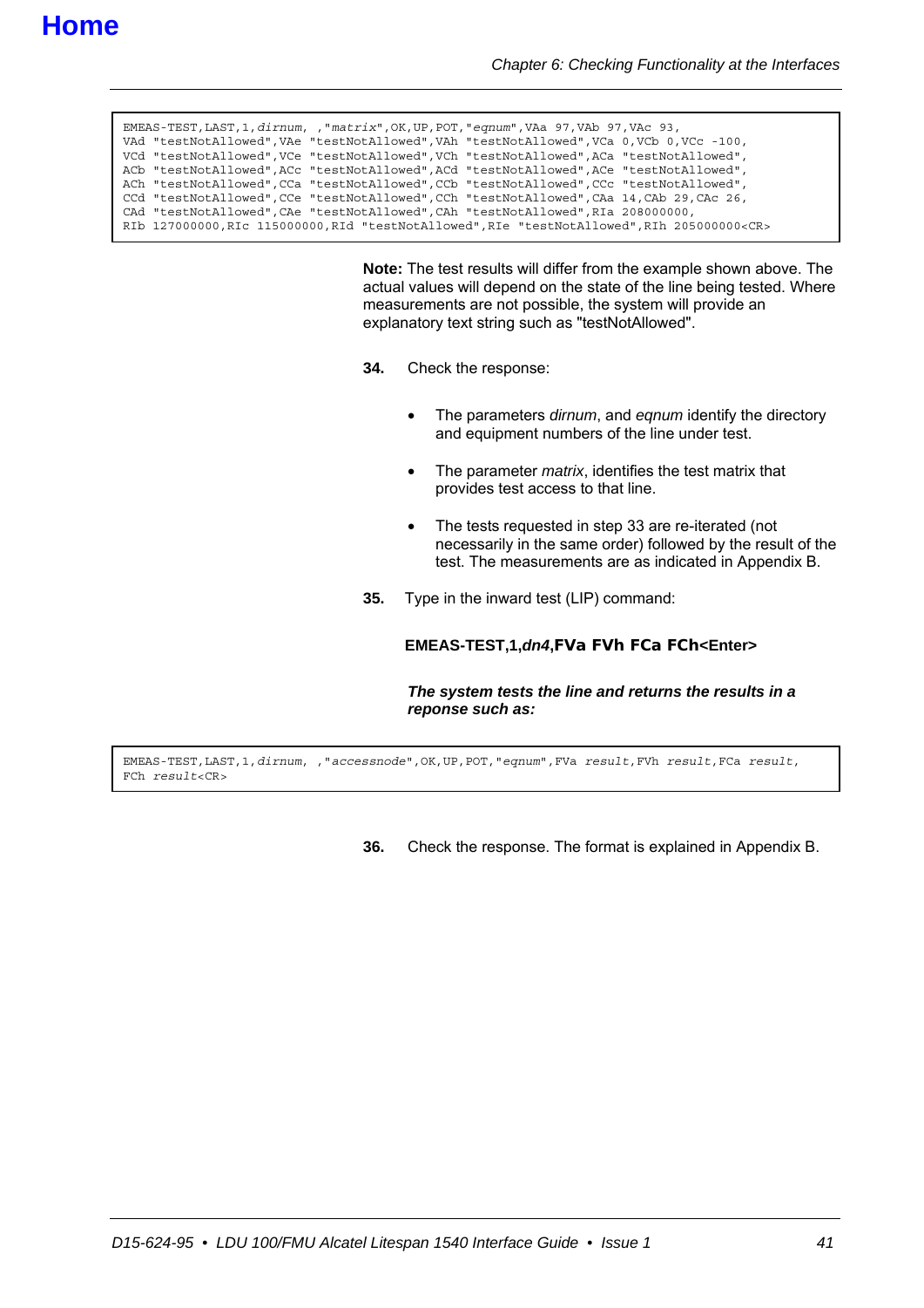```
EMEAS-TEST,LAST,1,dirnum, ,"matrix",OK,UP,POT,"eqnum",VAa 97,VAb 97,VAc 93,
VAd "testNotAllowed",VAe "testNotAllowed",VAh "testNotAllowed",VCa 0,VCb 0,VCc -100,
VCd "testNotAllowed",VCe "testNotAllowed",VCh "testNotAllowed",ACa "testNotAllowed",
ACb "testNotAllowed",ACc "testNotAllowed",ACd "testNotAllowed",ACe "testNotAllowed",
ACh "testNotAllowed",CCa "testNotAllowed",CCb "testNotAllowed",CCc "testNotAllowed",
CCd "testNotAllowed",CCe "testNotAllowed",CCh "testNotAllowed",CAa 14,CAb 29,CAc 26,
CAd "testNotAllowed",CAe "testNotAllowed",CAh "testNotAllowed",RIa 208000000,
RIb 127000000,RIc 115000000,RId "testNotAllowed",RIe "testNotAllowed",RIh 205000000<CR>
```

**Note:** The test results will differ from the example shown above. The actual values will depend on the state of the line being tested. Where measurements are not possible, the system will provide an explanatory text string such as "testNotAllowed".

**34.** Check the response:

- The parameters *dirnum*, and *eqnum* identify the directory and equipment numbers of the line under test.
- The parameter *matrix*, identifies the test matrix that provides test access to that line.
- The tests requested in step 33 are re-iterated (not necessarily in the same order) followed by the result of the test. The measurements are as indicated in Appendix B.

**35.** Type in the inward test (LIP) command:

**EMEAS-TEST,1,*dn4*,FVa FVh FCa FCh<Enter>**

***The system tests the line and returns the results in a reponse such as:***

```
EMEAS-TEST,LAST,1,dirnum, ,"accessnode",OK,UP,POT,"eqnum",FVa result,FVh result,FCa result,
FCh result<CR>
```

**36.** Check the response. The format is explained in Appendix B.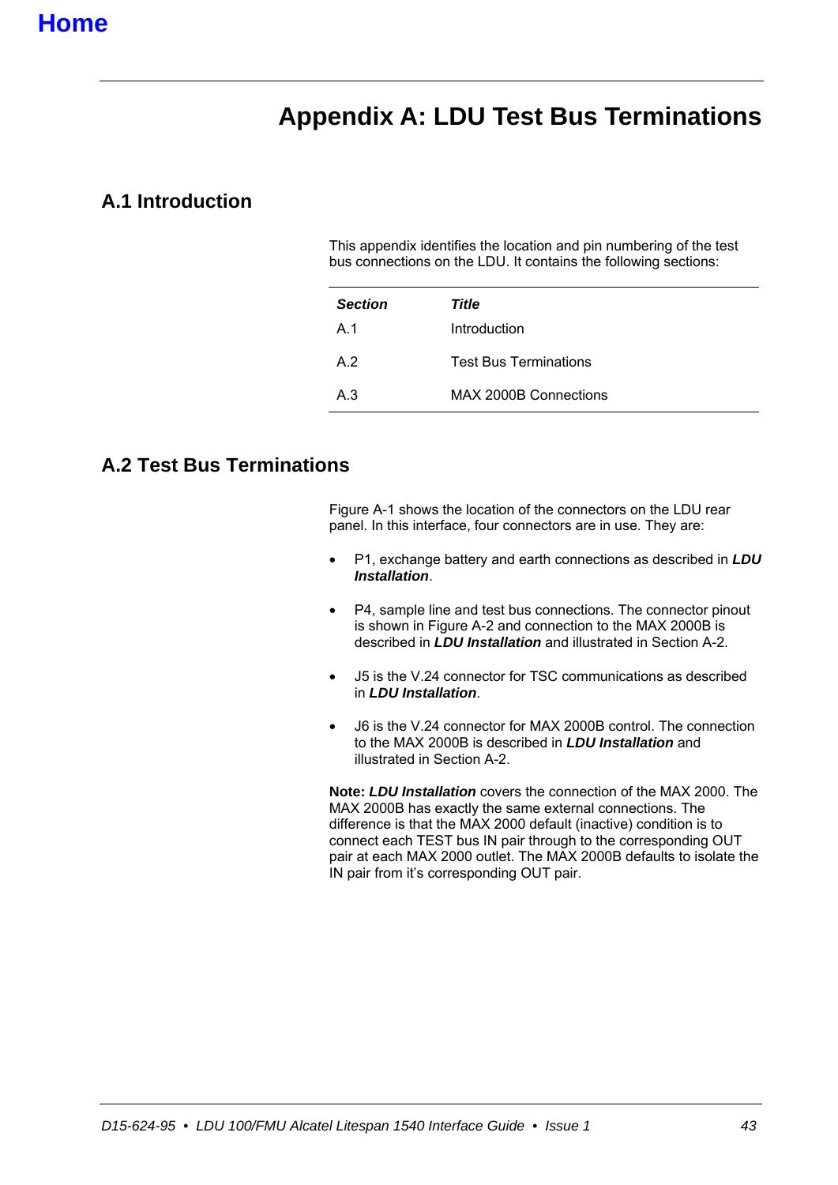Home

# Appendix A: LDU Test Bus Terminations

## A.1 Introduction

This appendix identifies the location and pin numbering of the test bus connections on the LDU. It contains the following sections:

| ***Section*** | ***Title*** |
|---|---|
| A.1 | Introduction |
| A.2 | Test Bus Terminations |
| A.3 | MAX 2000B Connections |

## A.2 Test Bus Terminations

Figure A-1 shows the location of the connectors on the LDU rear panel. In this interface, four connectors are in use. They are:

- P1, exchange battery and earth connections as described in ***LDU Installation***.
- P4, sample line and test bus connections. The connector pinout is shown in Figure A-2 and connection to the MAX 2000B is described in ***LDU Installation*** and illustrated in Section A-2.
- J5 is the V.24 connector for TSC communications as described in ***LDU Installation***.
- J6 is the V.24 connector for MAX 2000B control. The connection to the MAX 2000B is described in ***LDU Installation*** and illustrated in Section A-2.

**Note:** ***LDU Installation*** covers the connection of the MAX 2000. The MAX 2000B has exactly the same external connections. The difference is that the MAX 2000 default (inactive) condition is to connect each TEST bus IN pair through to the corresponding OUT pair at each MAX 2000 outlet. The MAX 2000B defaults to isolate the IN pair from it's corresponding OUT pair.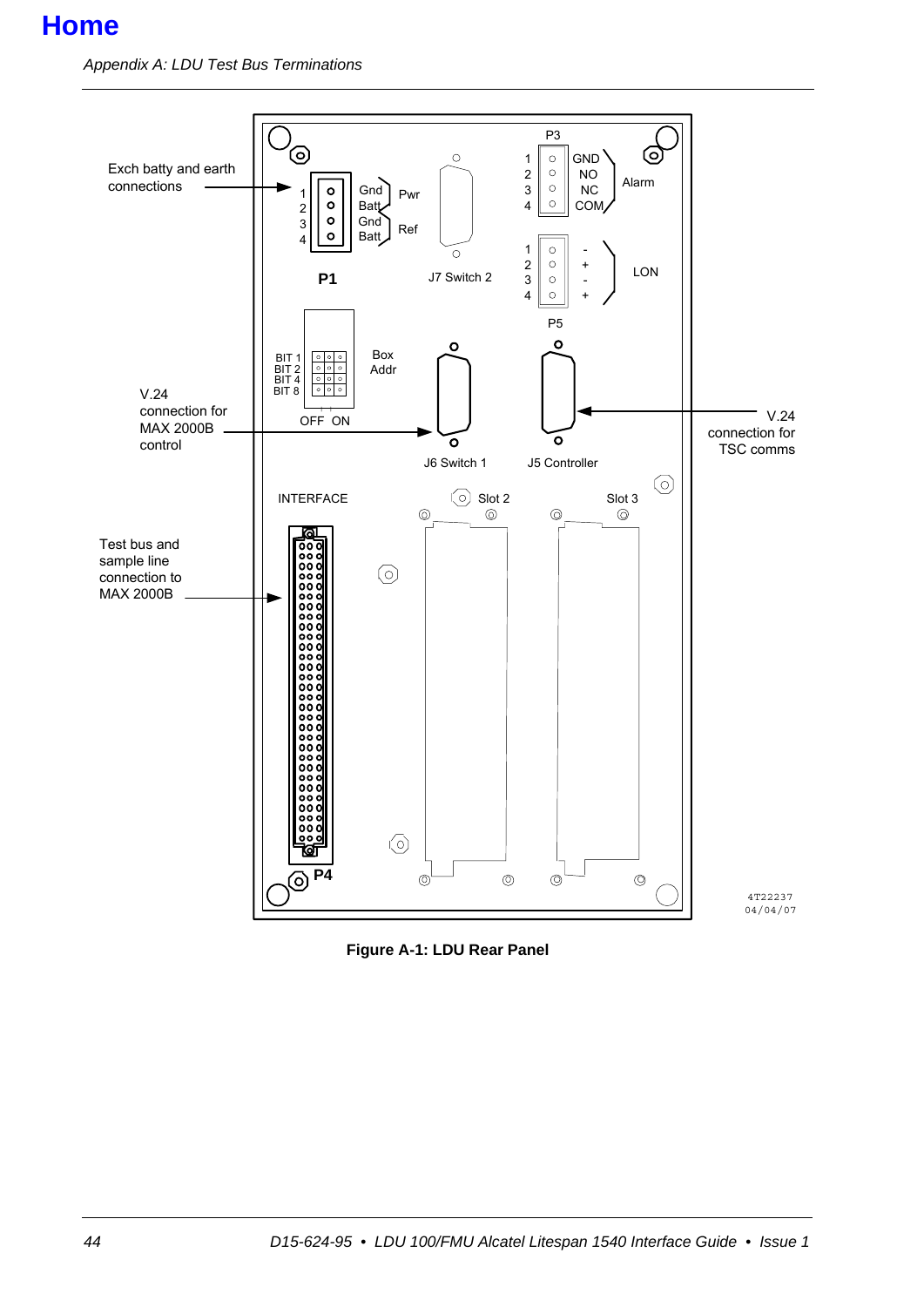Home

Exch batty and earth connections

1 Gnd Pwr
2 Batt
3 Gnd Ref
4 Batt

P1

J7 Switch 2

P3
1 GND
2 NO Alarm
3 NC
4 COM

1 -
2 + LON
3 -
4 +

P5

BIT 1
BIT 2
BIT 4
BIT 8

Box Addr

OFF ON

V.24 connection for MAX 2000B control

J6 Switch 1

J5 Controller

V.24 connection for TSC comms

INTERFACE

Slot 2

Slot 3

Test bus and sample line connection to MAX 2000B

P4

4T22237
04/04/07

**Figure A-1: LDU Rear Panel**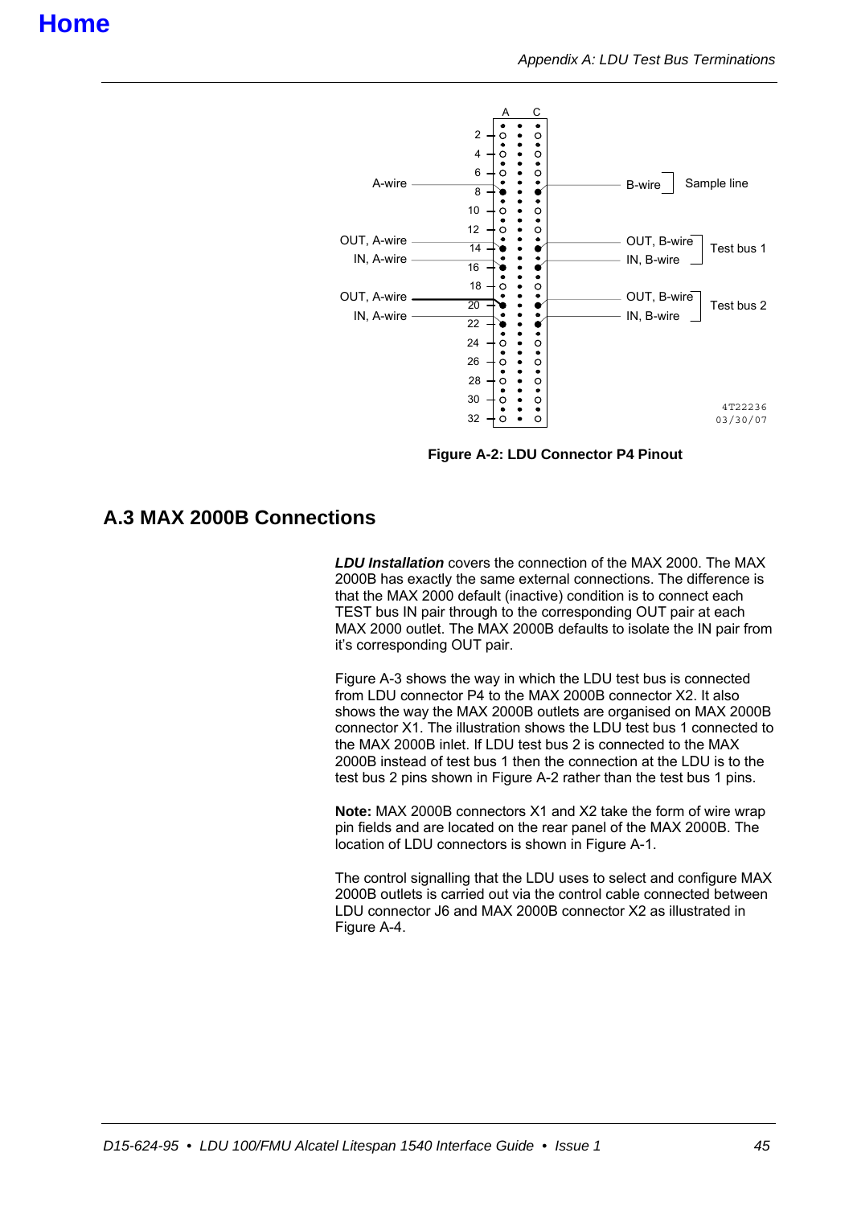Home

Figure A-2: LDU Connector P4 Pinout

## A.3 MAX 2000B Connections

***LDU Installation*** covers the connection of the MAX 2000. The MAX 2000B has exactly the same external connections. The difference is that the MAX 2000 default (inactive) condition is to connect each TEST bus IN pair through to the corresponding OUT pair at each MAX 2000 outlet. The MAX 2000B defaults to isolate the IN pair from it's corresponding OUT pair.

Figure A-3 shows the way in which the LDU test bus is connected from LDU connector P4 to the MAX 2000B connector X2. It also shows the way the MAX 2000B outlets are organised on MAX 2000B connector X1. The illustration shows the LDU test bus 1 connected to the MAX 2000B inlet. If LDU test bus 2 is connected to the MAX 2000B instead of test bus 1 then the connection at the LDU is to the test bus 2 pins shown in Figure A-2 rather than the test bus 1 pins.

**Note:** MAX 2000B connectors X1 and X2 take the form of wire wrap pin fields and are located on the rear panel of the MAX 2000B. The location of LDU connectors is shown in Figure A-1.

The control signalling that the LDU uses to select and configure MAX 2000B outlets is carried out via the control cable connected between LDU connector J6 and MAX 2000B connector X2 as illustrated in Figure A-4.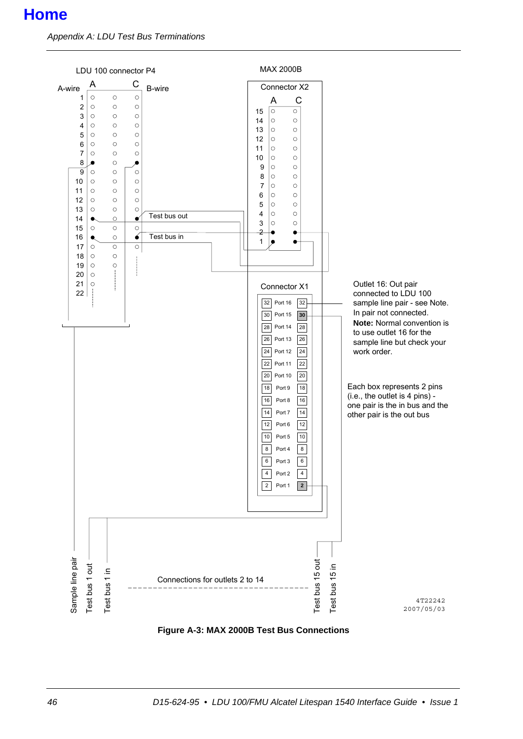Home

LDU 100 connector P4

A-wire A C B-wire

MAX 2000B

Connector X2

Test bus out

Test bus in

Connector X1

Outlet 16: Out pair connected to LDU 100 sample line pair - see Note. In pair not connected.

**Note:** Normal convention is to use outlet 16 for the sample line but check your work order.

Each box represents 2 pins (i.e., the outlet is 4 pins) - one pair is the in bus and the other pair is the out bus

Sample line pair

Test bus 1 out

Test bus 1 in

Connections for outlets 2 to 14

Test bus 15 out

Test bus 15 in

4T22242
2007/05/03

**Figure A-3: MAX 2000B Test Bus Connections**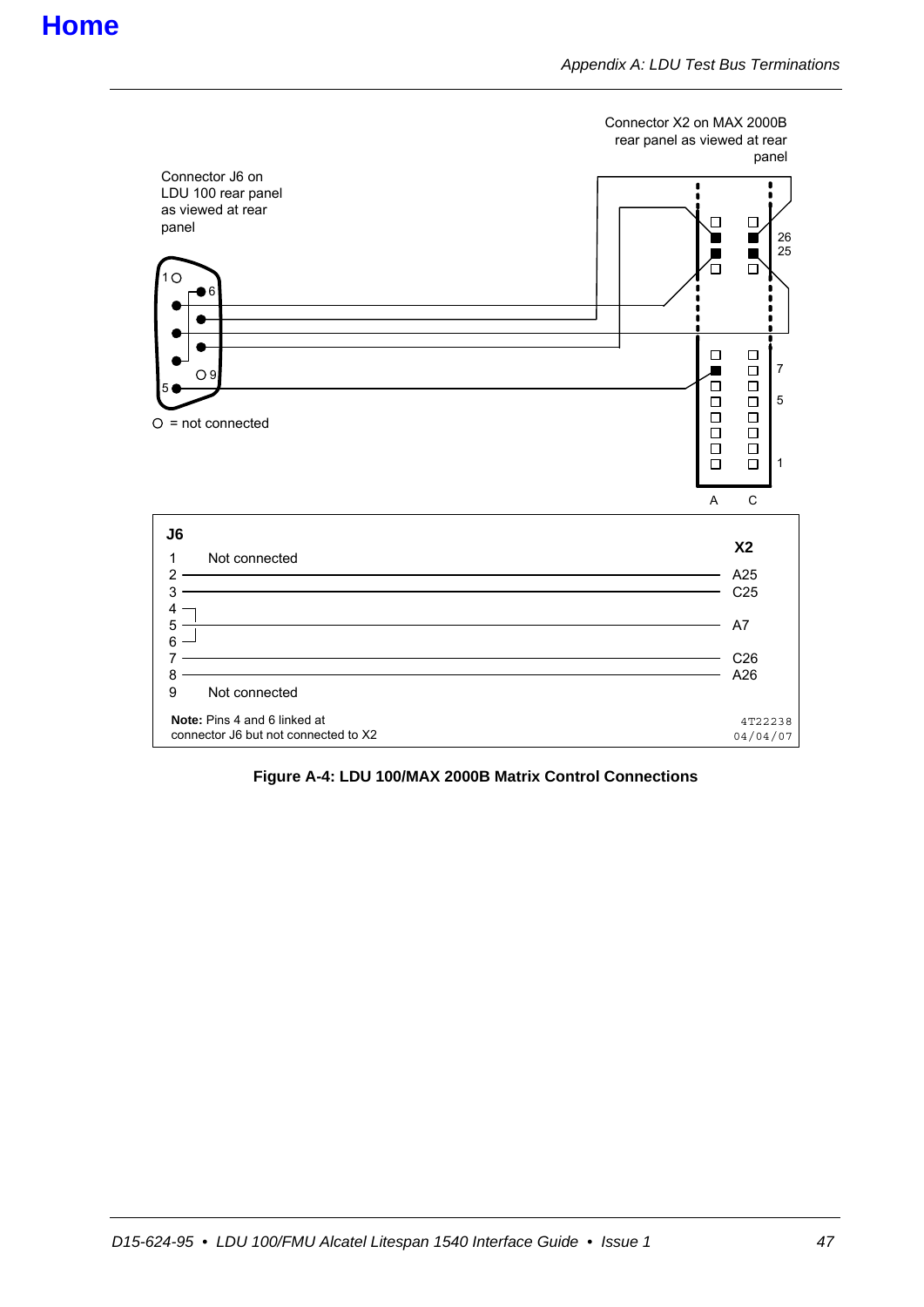Connector X2 on MAX 2000B rear panel as viewed at rear panel

Connector J6 on LDU 100 rear panel as viewed at rear panel

○ = not connected

| J6 | | X2 |
|---|---|---|
| 1 | Not connected | |
| 2 | | A25 |
| 3 | | C25 |
| 4 | | |
| 5 | | A7 |
| 6 | | |
| 7 | | C26 |
| 8 | | A26 |
| 9 | Not connected | |

**Note:** Pins 4 and 6 linked at connector J6 but not connected to X2

4T22238
04/04/07

**Figure A-4: LDU 100/MAX 2000B Matrix Control Connections**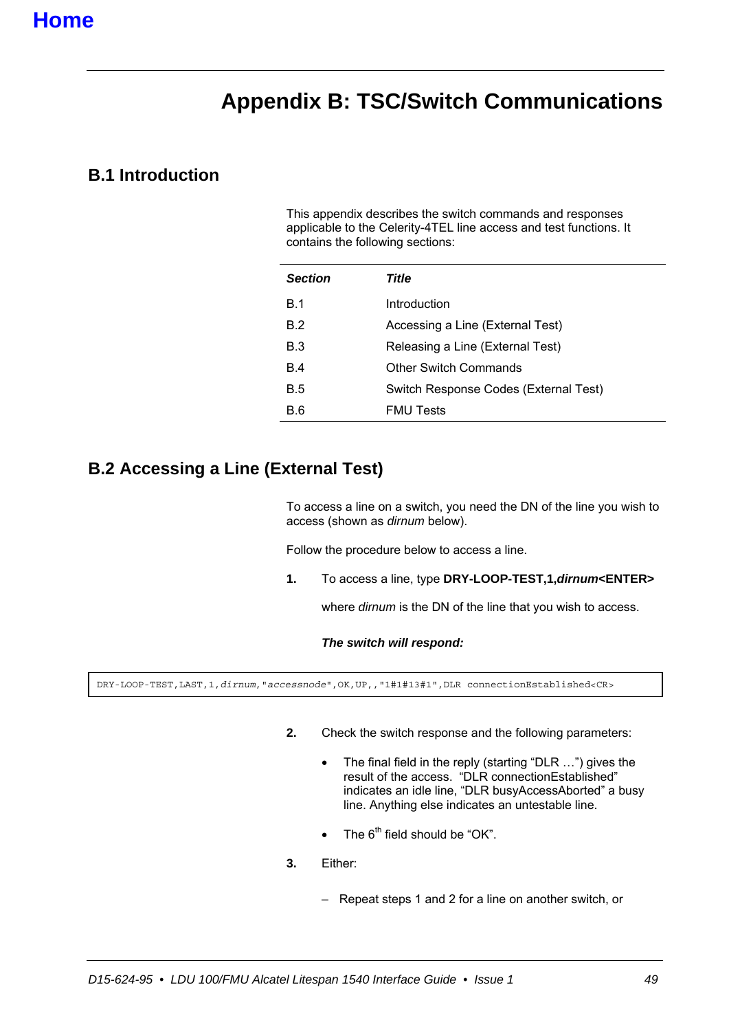Home

# Appendix B: TSC/Switch Communications

## B.1 Introduction

This appendix describes the switch commands and responses applicable to the Celerity-4TEL line access and test functions. It contains the following sections:

| ***Section*** | ***Title*** |
|---|---|
| B.1 | Introduction |
| B.2 | Accessing a Line (External Test) |
| B.3 | Releasing a Line (External Test) |
| B.4 | Other Switch Commands |
| B.5 | Switch Response Codes (External Test) |
| B.6 | FMU Tests |

## B.2 Accessing a Line (External Test)

To access a line on a switch, you need the DN of the line you wish to access (shown as *dirnum* below).

Follow the procedure below to access a line.

**1.** To access a line, type **DRY-LOOP-TEST,1,*dirnum*<ENTER>**

where *dirnum* is the DN of the line that you wish to access.

***The switch will respond:***

```
DRY-LOOP-TEST,LAST,1,dirnum,"accessnode",OK,UP,,"1#1#13#1",DLR connectionEstablished<CR>
```

**2.** Check the switch response and the following parameters:

- The final field in the reply (starting "DLR …") gives the result of the access. "DLR connectionEstablished" indicates an idle line, "DLR busyAccessAborted" a busy line. Anything else indicates an untestable line.
- The 6th field should be "OK".

**3.** Either:

– Repeat steps 1 and 2 for a line on another switch, or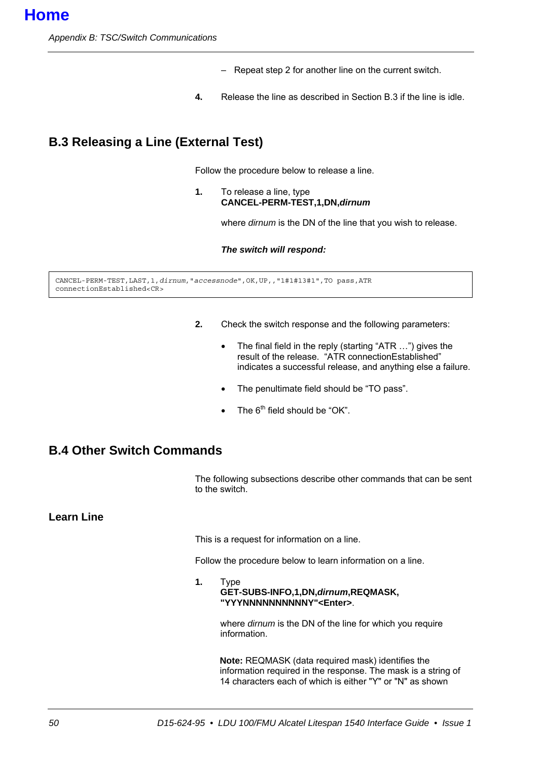Home

– Repeat step 2 for another line on the current switch.

**4.** Release the line as described in Section B.3 if the line is idle.

## B.3 Releasing a Line (External Test)

Follow the procedure below to release a line.

**1.** To release a line, type
**CANCEL-PERM-TEST,1,DN,*dirnum***

where *dirnum* is the DN of the line that you wish to release.

***The switch will respond:***

```
CANCEL-PERM-TEST,LAST,1,dirnum,"accessnode",OK,UP,,"1#1#13#1",TO pass,ATR
connectionEstablished<CR>
```

**2.** Check the switch response and the following parameters:

- The final field in the reply (starting "ATR …") gives the result of the release. "ATR connectionEstablished" indicates a successful release, and anything else a failure.
- The penultimate field should be "TO pass".
- The 6th field should be "OK".

## B.4 Other Switch Commands

The following subsections describe other commands that can be sent to the switch.

### Learn Line

This is a request for information on a line.

Follow the procedure below to learn information on a line.

**1.** Type
**GET-SUBS-INFO,1,DN,*dirnum*,REQMASK, "YYYNNNNNNNNNNY"<Enter>**.

where *dirnum* is the DN of the line for which you require information.

**Note:** REQMASK (data required mask) identifies the information required in the response. The mask is a string of 14 characters each of which is either "Y" or "N" as shown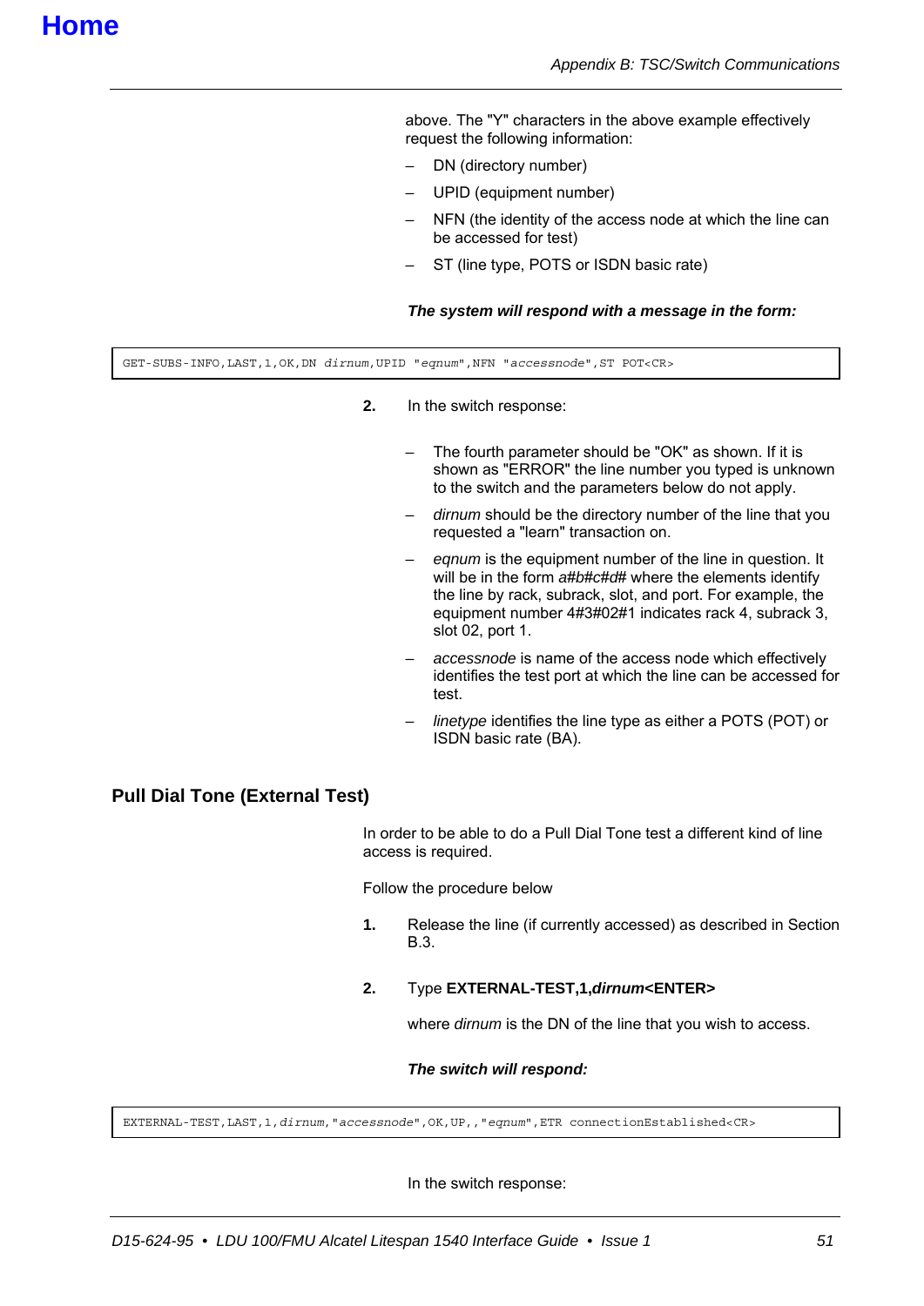above. The "Y" characters in the above example effectively request the following information:

- DN (directory number)
- UPID (equipment number)
- NFN (the identity of the access node at which the line can be accessed for test)
- ST (line type, POTS or ISDN basic rate)

***The system will respond with a message in the form:***

```
GET-SUBS-INFO,LAST,1,OK,DN dirnum,UPID "eqnum",NFN "accessnode",ST POT<CR>
```

**2.** In the switch response:

- The fourth parameter should be "OK" as shown. If it is shown as "ERROR" the line number you typed is unknown to the switch and the parameters below do not apply.
- *dirnum* should be the directory number of the line that you requested a "learn" transaction on.
- *eqnum* is the equipment number of the line in question. It will be in the form *a#b#c#d#* where the elements identify the line by rack, subrack, slot, and port. For example, the equipment number 4#3#02#1 indicates rack 4, subrack 3, slot 02, port 1.
- *accessnode* is name of the access node which effectively identifies the test port at which the line can be accessed for test.
- *linetype* identifies the line type as either a POTS (POT) or ISDN basic rate (BA).

## Pull Dial Tone (External Test)

In order to be able to do a Pull Dial Tone test a different kind of line access is required.

Follow the procedure below

**1.** Release the line (if currently accessed) as described in Section B.3.

**2.** Type **EXTERNAL-TEST,1,*dirnum*<ENTER>**

where *dirnum* is the DN of the line that you wish to access.

***The switch will respond:***

```
EXTERNAL-TEST,LAST,1,dirnum,"accessnode",OK,UP,,"eqnum",ETR connectionEstablished<CR>
```

In the switch response: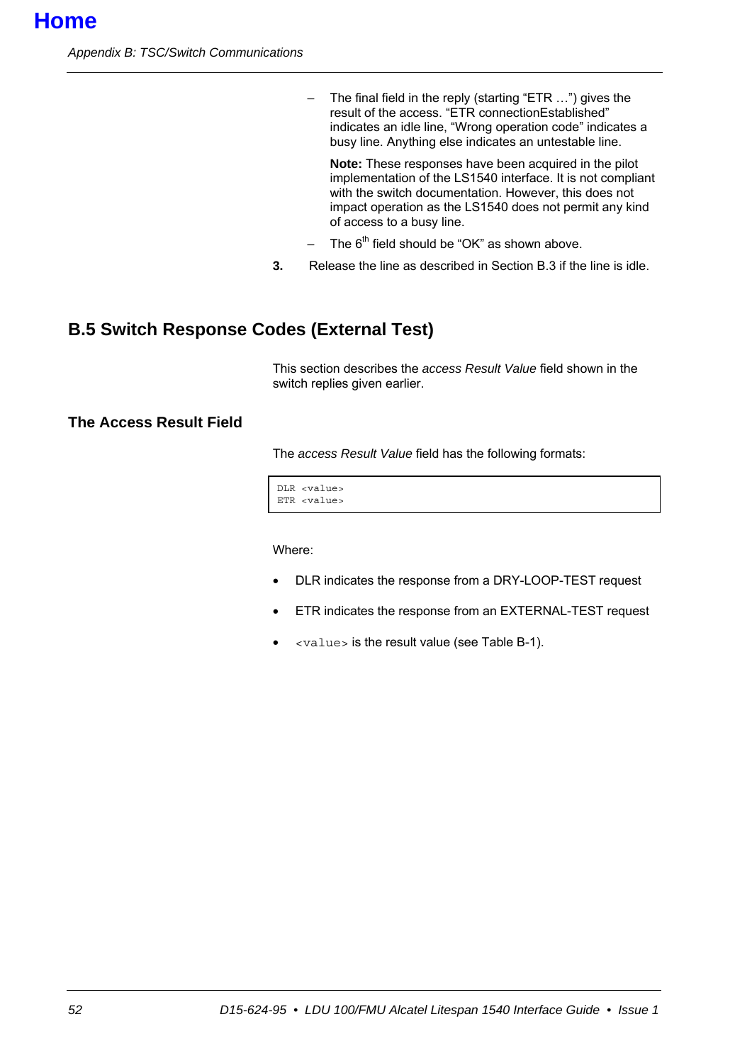- The final field in the reply (starting “ETR …”) gives the result of the access. “ETR connectionEstablished” indicates an idle line, “Wrong operation code” indicates a busy line. Anything else indicates an untestable line.

  **Note:** These responses have been acquired in the pilot implementation of the LS1540 interface. It is not compliant with the switch documentation. However, this does not impact operation as the LS1540 does not permit any kind of access to a busy line.

- The 6th field should be “OK” as shown above.

**3.** Release the line as described in Section B.3 if the line is idle.

## B.5 Switch Response Codes (External Test)

This section describes the *access Result Value* field shown in the switch replies given earlier.

### The Access Result Field

The *access Result Value* field has the following formats:

```
DLR <value>
ETR <value>
```

Where:

- DLR indicates the response from a DRY-LOOP-TEST request
- ETR indicates the response from an EXTERNAL-TEST request
- `<value>` is the result value (see Table B-1).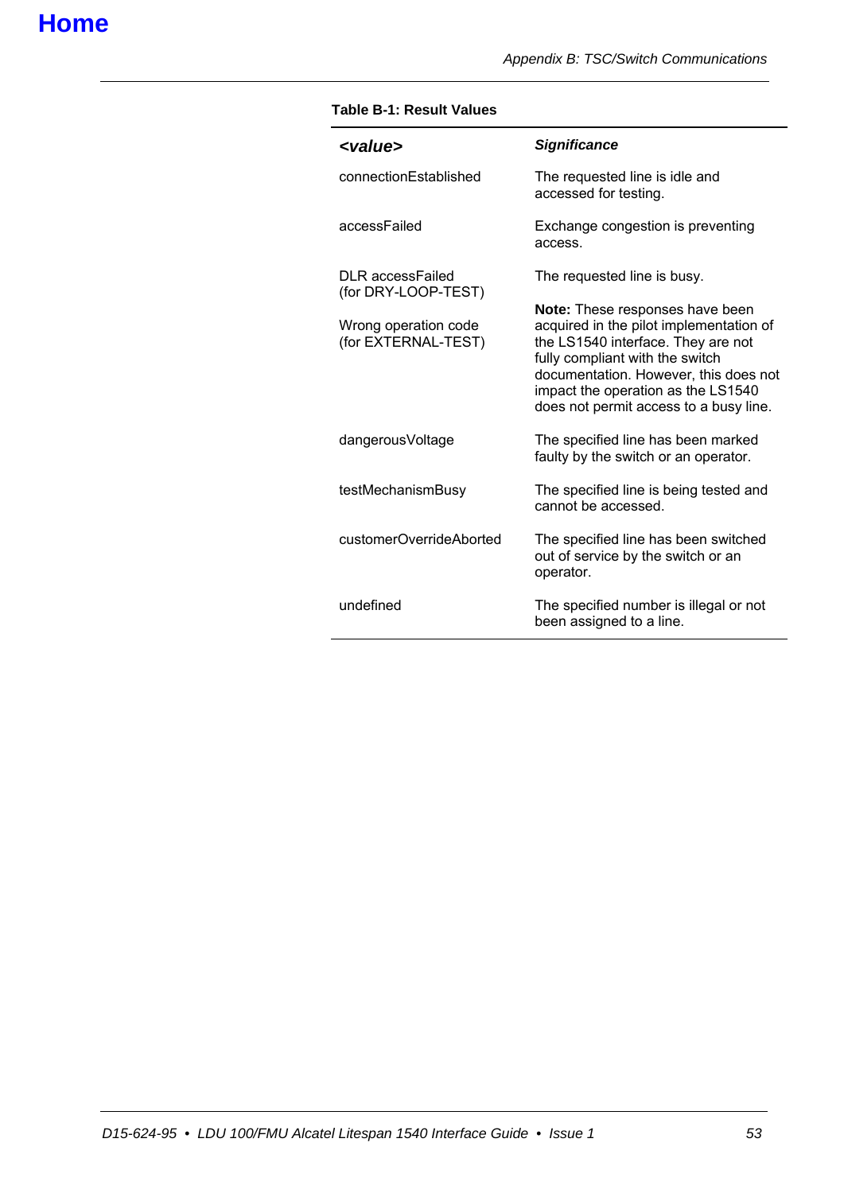**Table B-1: Result Values**

| *<value>* | *Significance* |
|---|---|
| connectionEstablished | The requested line is idle and accessed for testing. |
| accessFailed | Exchange congestion is preventing access. |
| DLR accessFailed (for DRY-LOOP-TEST)<br><br>Wrong operation code (for EXTERNAL-TEST) | The requested line is busy.<br><br>**Note:** These responses have been acquired in the pilot implementation of the LS1540 interface. They are not fully compliant with the switch documentation. However, this does not impact the operation as the LS1540 does not permit access to a busy line. |
| dangerousVoltage | The specified line has been marked faulty by the switch or an operator. |
| testMechanismBusy | The specified line is being tested and cannot be accessed. |
| customerOverrideAborted | The specified line has been switched out of service by the switch or an operator. |
| undefined | The specified number is illegal or not been assigned to a line. |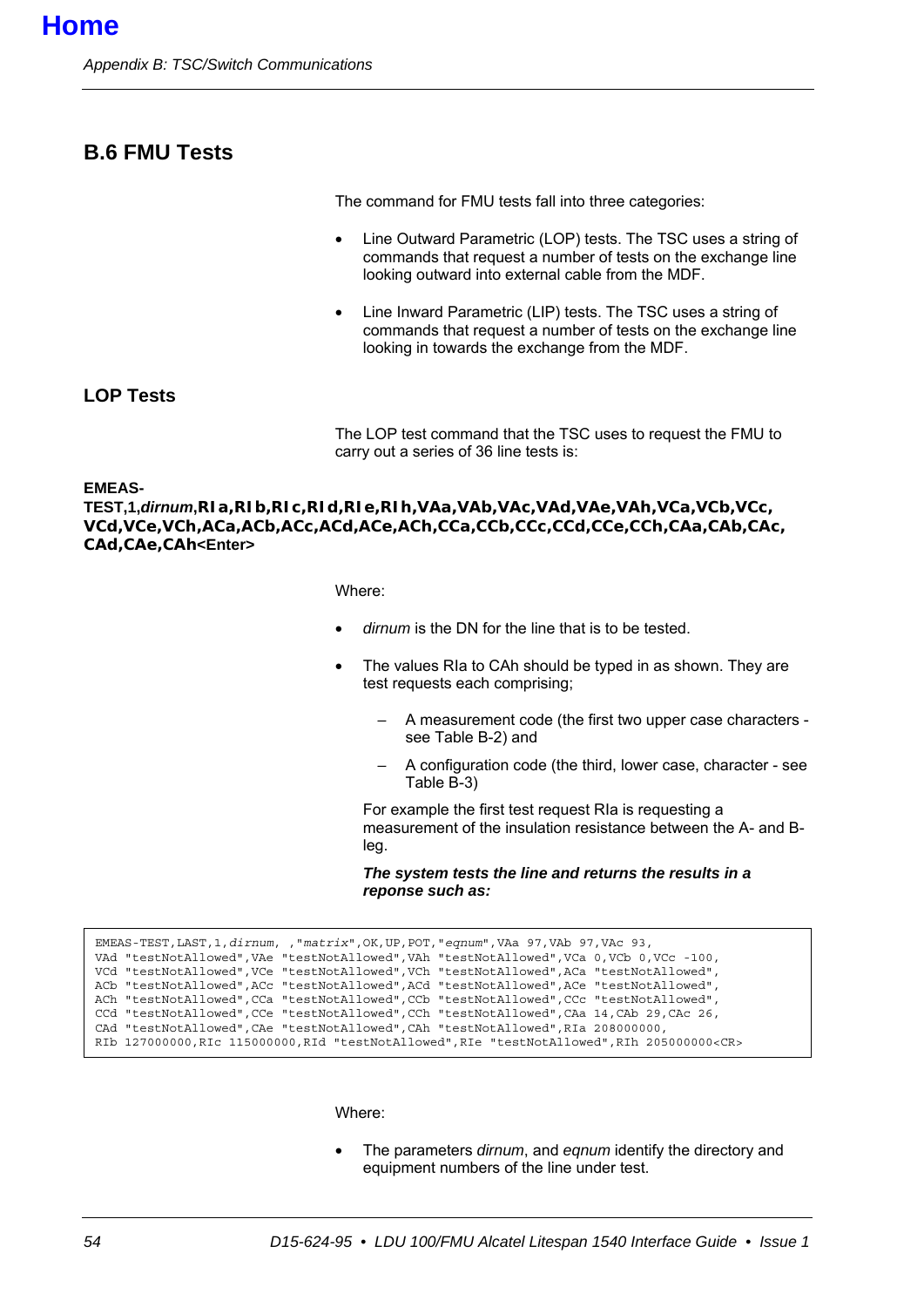Home

## B.6 FMU Tests

The command for FMU tests fall into three categories:

- Line Outward Parametric (LOP) tests. The TSC uses a string of commands that request a number of tests on the exchange line looking outward into external cable from the MDF.
- Line Inward Parametric (LIP) tests. The TSC uses a string of commands that request a number of tests on the exchange line looking in towards the exchange from the MDF.

### LOP Tests

The LOP test command that the TSC uses to request the FMU to carry out a series of 36 line tests is:

**EMEAS-TEST,1,*dirnum*,RIa,RIb,RIc,RId,RIe,RIh,VAa,VAb,VAc,VAd,VAe,VAh,VCa,VCb,VCc,VCd,VCe,VCh,ACa,ACb,ACc,ACd,ACe,ACh,CCa,CCb,CCc,CCd,CCe,CCh,CAa,CAb,CAc,CAd,CAe,CAh<Enter>**

Where:

- *dirnum* is the DN for the line that is to be tested.
- The values RIa to CAh should be typed in as shown. They are test requests each comprising;
  - A measurement code (the first two upper case characters - see Table B-2) and
  - A configuration code (the third, lower case, character - see Table B-3)

  For example the first test request RIa is requesting a measurement of the insulation resistance between the A- and B-leg.

  ***The system tests the line and returns the results in a reponse such as:***

```
EMEAS-TEST,LAST,1,dirnum, ,"matrix",OK,UP,POT,"eqnum",VAa 97,VAb 97,VAc 93,
VAd "testNotAllowed",VAe "testNotAllowed",VAh "testNotAllowed",VCa 0,VCb 0,VCc -100,
VCd "testNotAllowed",VCe "testNotAllowed",VCh "testNotAllowed",ACa "testNotAllowed",
ACb "testNotAllowed",ACc "testNotAllowed",ACd "testNotAllowed",ACe "testNotAllowed",
ACh "testNotAllowed",CCa "testNotAllowed",CCb "testNotAllowed",CCc "testNotAllowed",
CCd "testNotAllowed",CCe "testNotAllowed",CCh "testNotAllowed",CAa 14,CAb 29,CAc 26,
CAd "testNotAllowed",CAe "testNotAllowed",CAh "testNotAllowed",RIa 208000000,
RIb 127000000,RIc 115000000,RId "testNotAllowed",RIe "testNotAllowed",RIh 205000000<CR>
```

Where:

- The parameters *dirnum*, and *eqnum* identify the directory and equipment numbers of the line under test.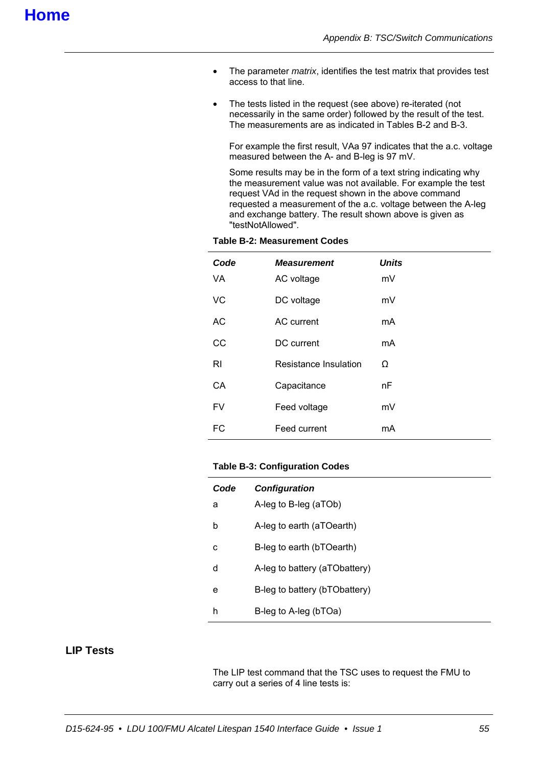- The parameter *matrix*, identifies the test matrix that provides test access to that line.

- The tests listed in the request (see above) re-iterated (not necessarily in the same order) followed by the result of the test. The measurements are as indicated in Tables B-2 and B-3.

  For example the first result, VAa 97 indicates that the a.c. voltage measured between the A- and B-leg is 97 mV.

  Some results may be in the form of a text string indicating why the measurement value was not available. For example the test request VAd in the request shown in the above command requested a measurement of the a.c. voltage between the A-leg and exchange battery. The result shown above is given as "testNotAllowed".

**Table B-2: Measurement Codes**

| ***Code*** | ***Measurement*** | ***Units*** |
|---|---|---|
| VA | AC voltage | mV |
| VC | DC voltage | mV |
| AC | AC current | mA |
| CC | DC current | mA |
| RI | Resistance Insulation | Ω |
| CA | Capacitance | nF |
| FV | Feed voltage | mV |
| FC | Feed current | mA |

**Table B-3: Configuration Codes**

| ***Code*** | ***Configuration*** |
|---|---|
| a | A-leg to B-leg (aTOb) |
| b | A-leg to earth (aTOearth) |
| c | B-leg to earth (bTOearth) |
| d | A-leg to battery (aTObattery) |
| e | B-leg to battery (bTObattery) |
| h | B-leg to A-leg (bTOa) |

## LIP Tests

The LIP test command that the TSC uses to request the FMU to carry out a series of 4 line tests is: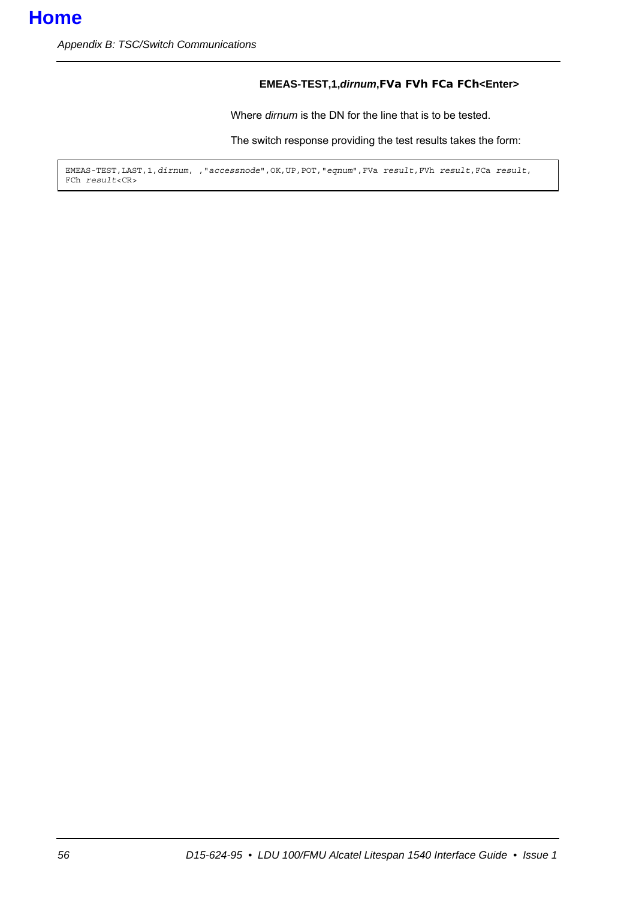**EMEAS-TEST,1,*dirnum*,FVa FVh FCa FCh<Enter>**

Where *dirnum* is the DN for the line that is to be tested.

The switch response providing the test results takes the form:

```
EMEAS-TEST,LAST,1,dirnum, ,"accessnode",OK,UP,POT,"eqnum",FVa result,FVh result,FCa result,
FCh result<CR>
```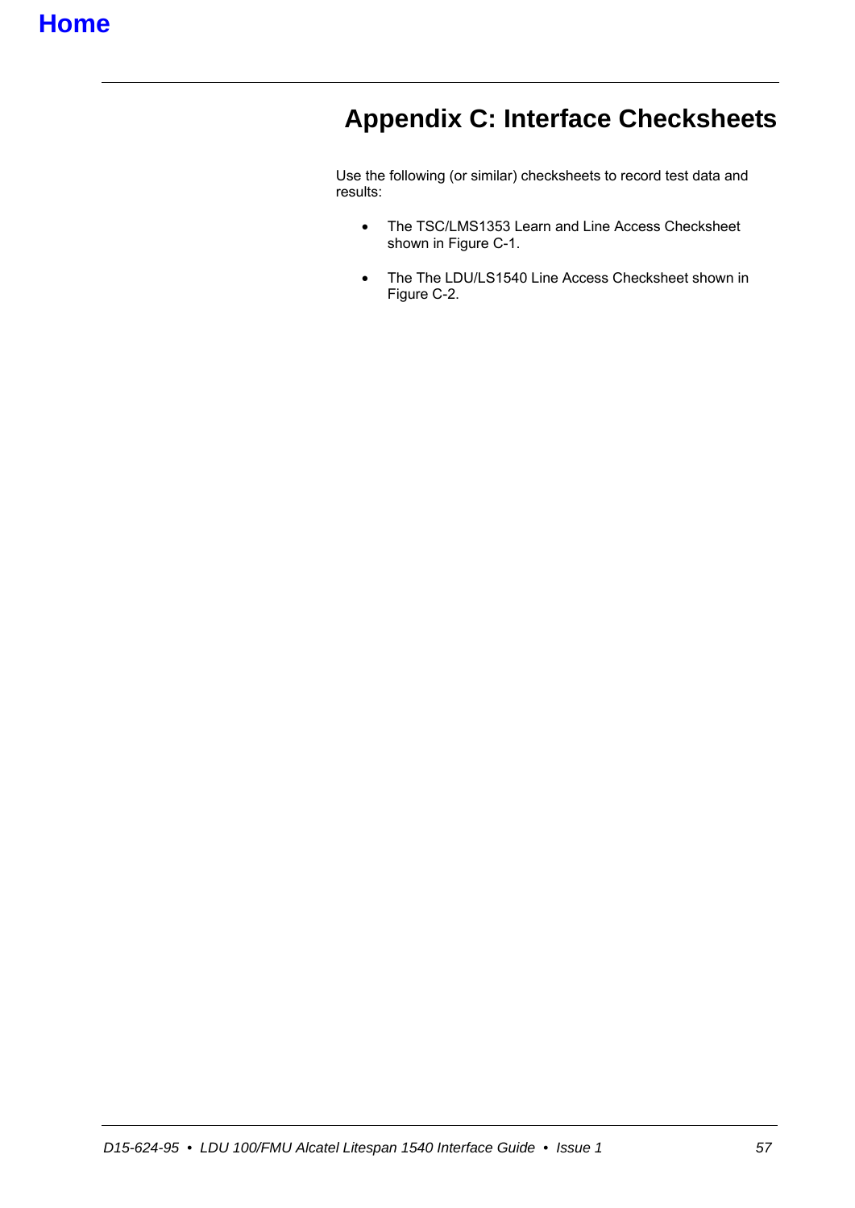Home

# Appendix C: Interface Checksheets

Use the following (or similar) checksheets to record test data and results:

- The TSC/LMS1353 Learn and Line Access Checksheet shown in Figure C-1.
- The The LDU/LS1540 Line Access Checksheet shown in Figure C-2.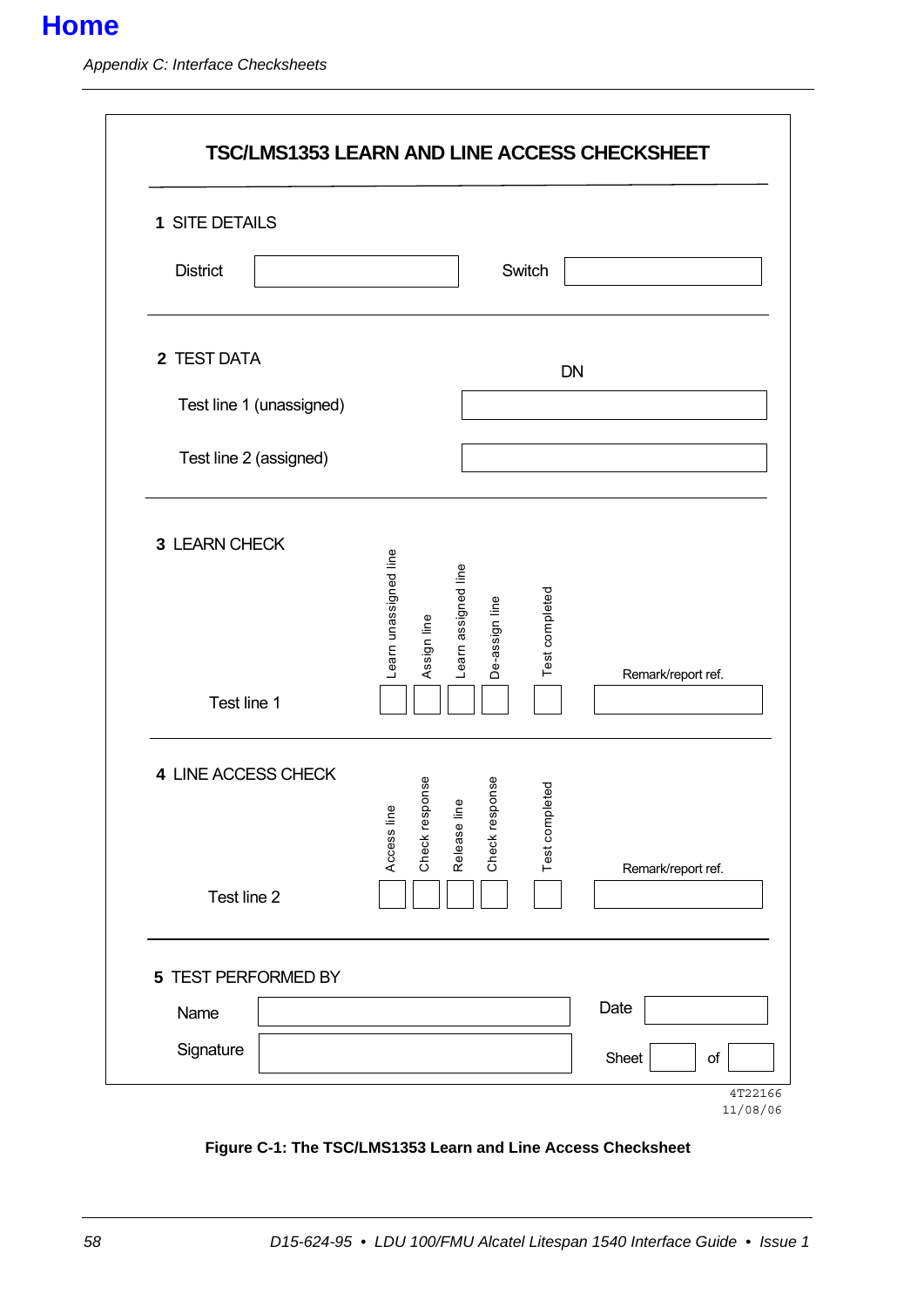**Home**

# TSC/LMS1353 LEARN AND LINE ACCESS CHECKSHEET

**1** SITE DETAILS

| District | | Switch | |
|---|---|---|---|

**2** TEST DATA

| | DN |
|---|---|
| Test line 1 (unassigned) | |
| Test line 2 (assigned) | |

**3** LEARN CHECK

| | Learn unassigned line | Assign line | Learn assigned line | De-assign line | Test completed | Remark/report ref. |
|---|---|---|---|---|---|---|
| Test line 1 | | | | | | |

**4** LINE ACCESS CHECK

| | Access line | Check response | Release line | Check response | Test completed | Remark/report ref. |
|---|---|---|---|---|---|---|
| Test line 2 | | | | | | |

**5** TEST PERFORMED BY

| Name | | Date | |
|---|---|---|---|
| Signature | | Sheet | of |

4T22166
11/08/06

**Figure C-1: The TSC/LMS1353 Learn and Line Access Checksheet**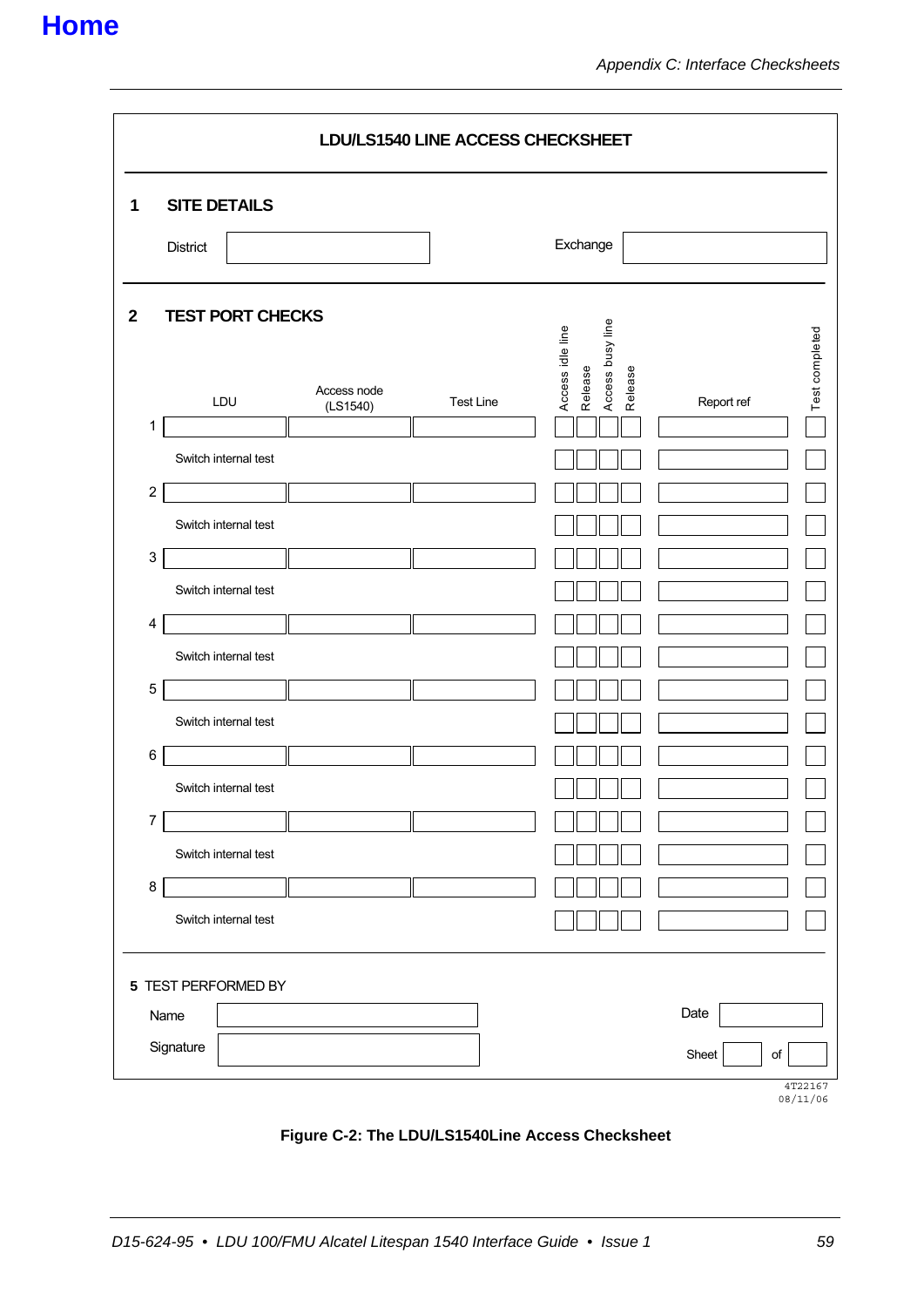**Home**

# LDU/LS1540 LINE ACCESS CHECKSHEET

## 1 SITE DETAILS

| District | | Exchange | |
|---|---|---|---|

## 2 TEST PORT CHECKS

| | LDU | Access node (LS1540) | Test Line | Access idle line | Release | Access busy line | Release | Report ref | Test completed |
|---|---|---|---|---|---|---|---|---|---|
| 1 | | | | | | | | | |
| | Switch internal test | | | | | | | | |
| 2 | | | | | | | | | |
| | Switch internal test | | | | | | | | |
| 3 | | | | | | | | | |
| | Switch internal test | | | | | | | | |
| 4 | | | | | | | | | |
| | Switch internal test | | | | | | | | |
| 5 | | | | | | | | | |
| | Switch internal test | | | | | | | | |
| 6 | | | | | | | | | |
| | Switch internal test | | | | | | | | |
| 7 | | | | | | | | | |
| | Switch internal test | | | | | | | | |
| 8 | | | | | | | | | |
| | Switch internal test | | | | | | | | |

## 5 TEST PERFORMED BY

| Name | | Date | |
|---|---|---|---|
| Signature | | Sheet | of |

4T22167
08/11/06

**Figure C-2: The LDU/LS1540Line Access Checksheet**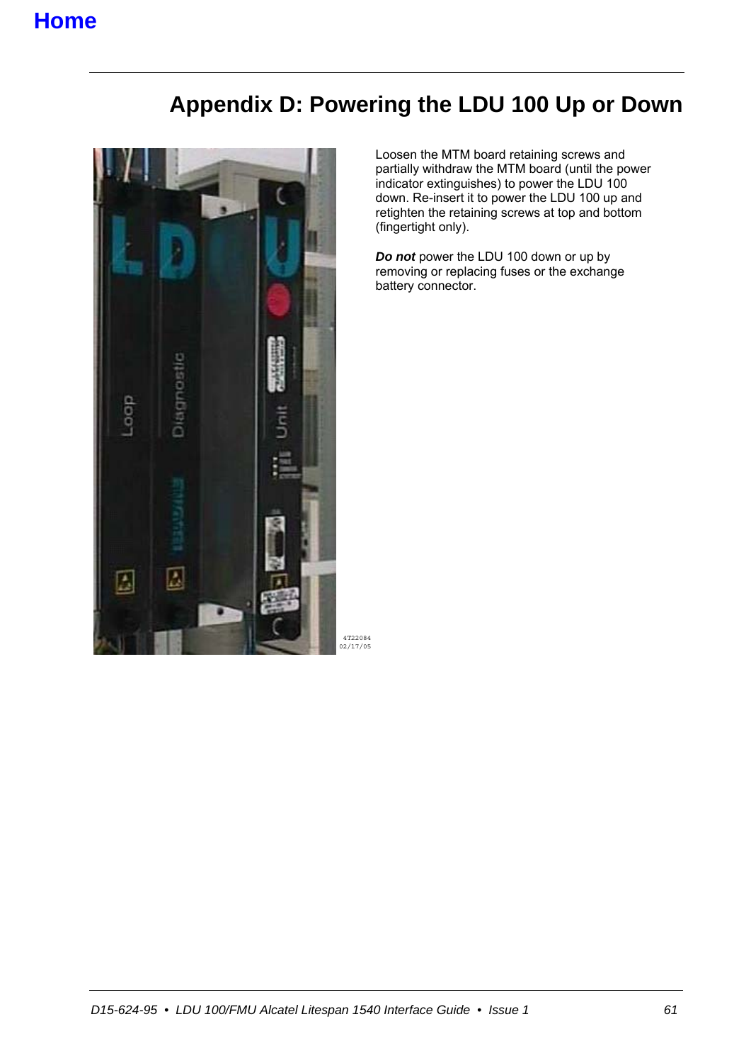[Home](#)

# Appendix D: Powering the LDU 100 Up or Down

4T22084
02/17/05

Loosen the MTM board retaining screws and partially withdraw the MTM board (until the power indicator extinguishes) to power the LDU 100 down. Re-insert it to power the LDU 100 up and retighten the retaining screws at top and bottom (fingertight only).

***Do not*** power the LDU 100 down or up by removing or replacing fuses or the exchange battery connector.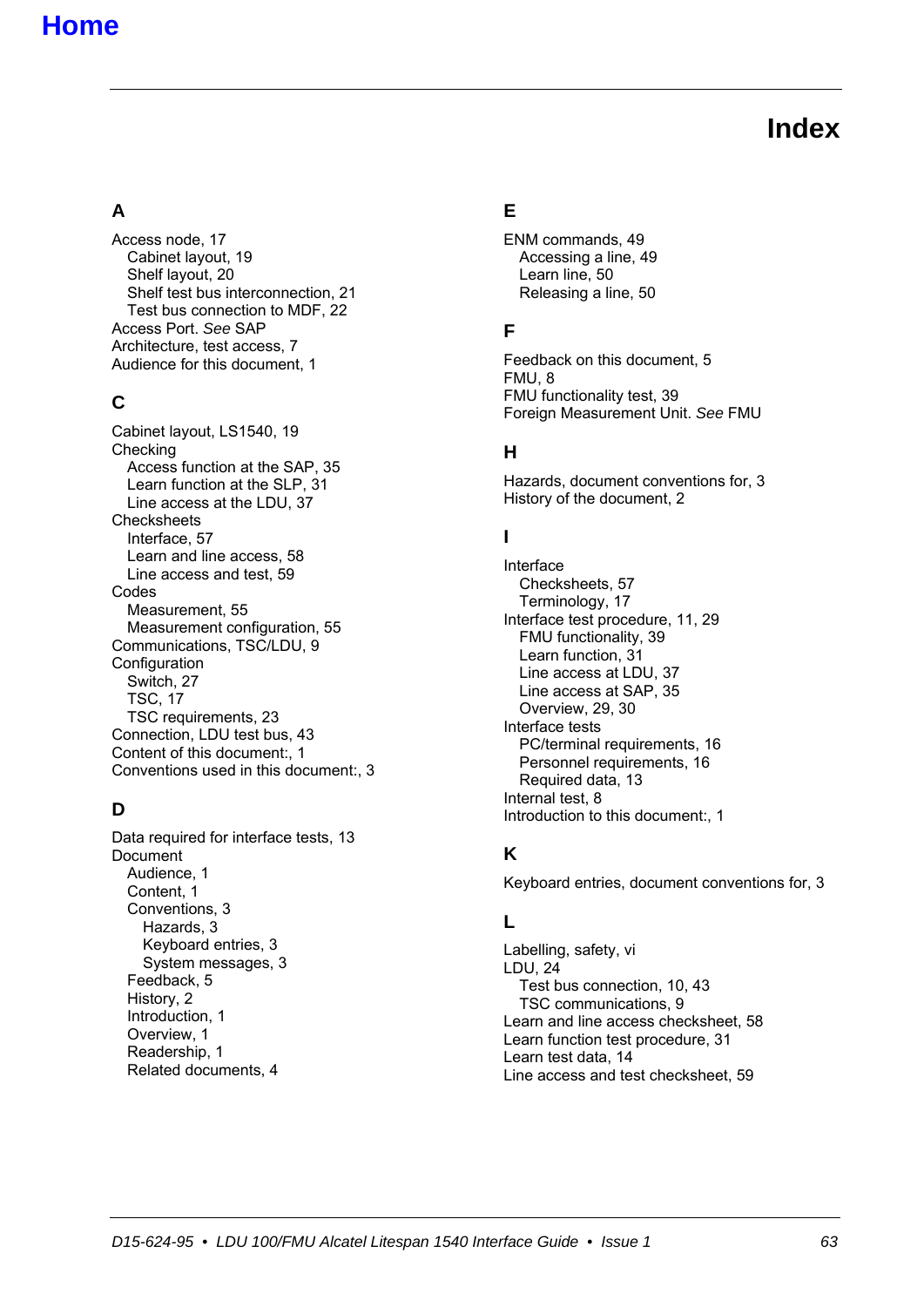Home

# Index

## A

Access node, 17
  Cabinet layout, 19
  Shelf layout, 20
  Shelf test bus interconnection, 21
  Test bus connection to MDF, 22
Access Port. *See* SAP
Architecture, test access, 7
Audience for this document, 1

## C

Cabinet layout, LS1540, 19
Checking
  Access function at the SAP, 35
  Learn function at the SLP, 31
  Line access at the LDU, 37
Checksheets
  Interface, 57
  Learn and line access, 58
  Line access and test, 59
Codes
  Measurement, 55
  Measurement configuration, 55
Communications, TSC/LDU, 9
Configuration
  Switch, 27
  TSC, 17
  TSC requirements, 23
Connection, LDU test bus, 43
Content of this document:, 1
Conventions used in this document:, 3

## D

Data required for interface tests, 13
Document
  Audience, 1
  Content, 1
  Conventions, 3
    Hazards, 3
    Keyboard entries, 3
    System messages, 3
  Feedback, 5
  History, 2
  Introduction, 1
  Overview, 1
  Readership, 1
  Related documents, 4

## E

ENM commands, 49
  Accessing a line, 49
  Learn line, 50
  Releasing a line, 50

## F

Feedback on this document, 5
FMU, 8
FMU functionality test, 39
Foreign Measurement Unit. *See* FMU

## H

Hazards, document conventions for, 3
History of the document, 2

## I

Interface
  Checksheets, 57
  Terminology, 17
Interface test procedure, 11, 29
  FMU functionality, 39
  Learn function, 31
  Line access at LDU, 37
  Line access at SAP, 35
  Overview, 29, 30
Interface tests
  PC/terminal requirements, 16
  Personnel requirements, 16
  Required data, 13
Internal test, 8
Introduction to this document:, 1

## K

Keyboard entries, document conventions for, 3

## L

Labelling, safety, vi
LDU, 24
  Test bus connection, 10, 43
  TSC communications, 9
Learn and line access checksheet, 58
Learn function test procedure, 31
Learn test data, 14
Line access and test checksheet, 59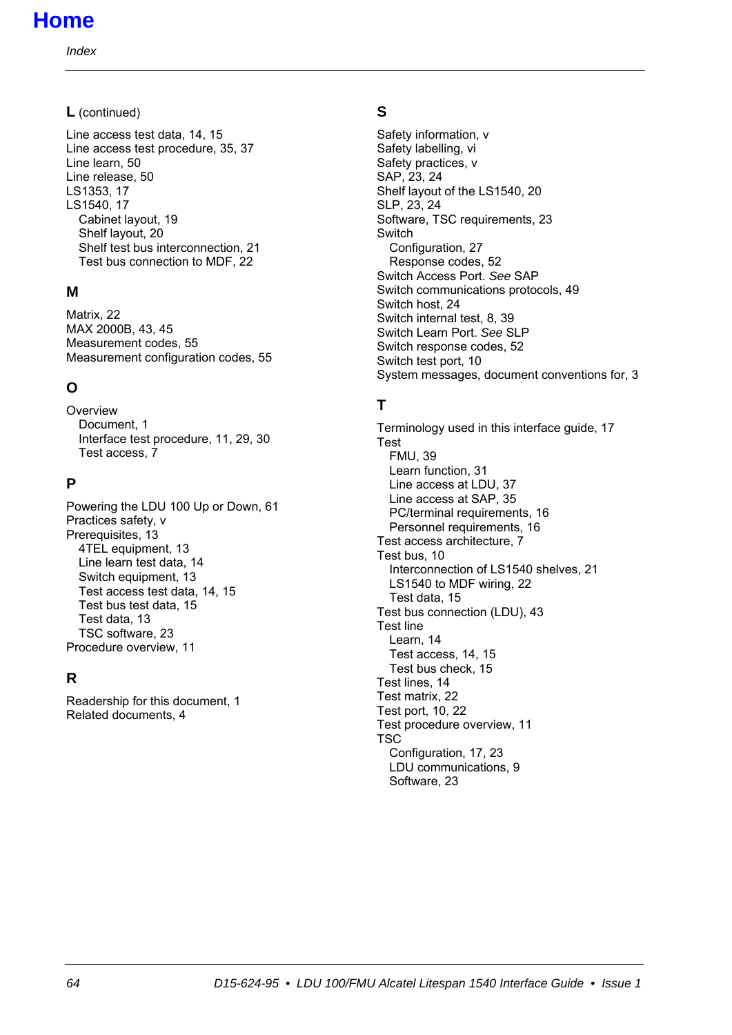# Home

## L (continued)

Line access test data, 14, 15
Line access test procedure, 35, 37
Line learn, 50
Line release, 50
LS1353, 17
LS1540, 17
- Cabinet layout, 19
- Shelf layout, 20
- Shelf test bus interconnection, 21
- Test bus connection to MDF, 22

## M

Matrix, 22
MAX 2000B, 43, 45
Measurement codes, 55
Measurement configuration codes, 55

## O

Overview
- Document, 1
- Interface test procedure, 11, 29, 30
- Test access, 7

## P

Powering the LDU 100 Up or Down, 61
Practices safety, v
Prerequisites, 13
- 4TEL equipment, 13
- Line learn test data, 14
- Switch equipment, 13
- Test access test data, 14, 15
- Test bus test data, 15
- Test data, 13
- TSC software, 23

Procedure overview, 11

## R

Readership for this document, 1
Related documents, 4

## S

Safety information, v
Safety labelling, vi
Safety practices, v
SAP, 23, 24
Shelf layout of the LS1540, 20
SLP, 23, 24
Software, TSC requirements, 23
Switch
- Configuration, 27
- Response codes, 52

Switch Access Port. *See* SAP
Switch communications protocols, 49
Switch host, 24
Switch internal test, 8, 39
Switch Learn Port. *See* SLP
Switch response codes, 52
Switch test port, 10
System messages, document conventions for, 3

## T

Terminology used in this interface guide, 17
Test
- FMU, 39
- Learn function, 31
- Line access at LDU, 37
- Line access at SAP, 35
- PC/terminal requirements, 16
- Personnel requirements, 16

Test access architecture, 7
Test bus, 10
- Interconnection of LS1540 shelves, 21
- LS1540 to MDF wiring, 22
- Test data, 15

Test bus connection (LDU), 43
Test line
- Learn, 14
- Test access, 14, 15
- Test bus check, 15

Test lines, 14
Test matrix, 22
Test port, 10, 22
Test procedure overview, 11
TSC
- Configuration, 17, 23
- LDU communications, 9
- Software, 23